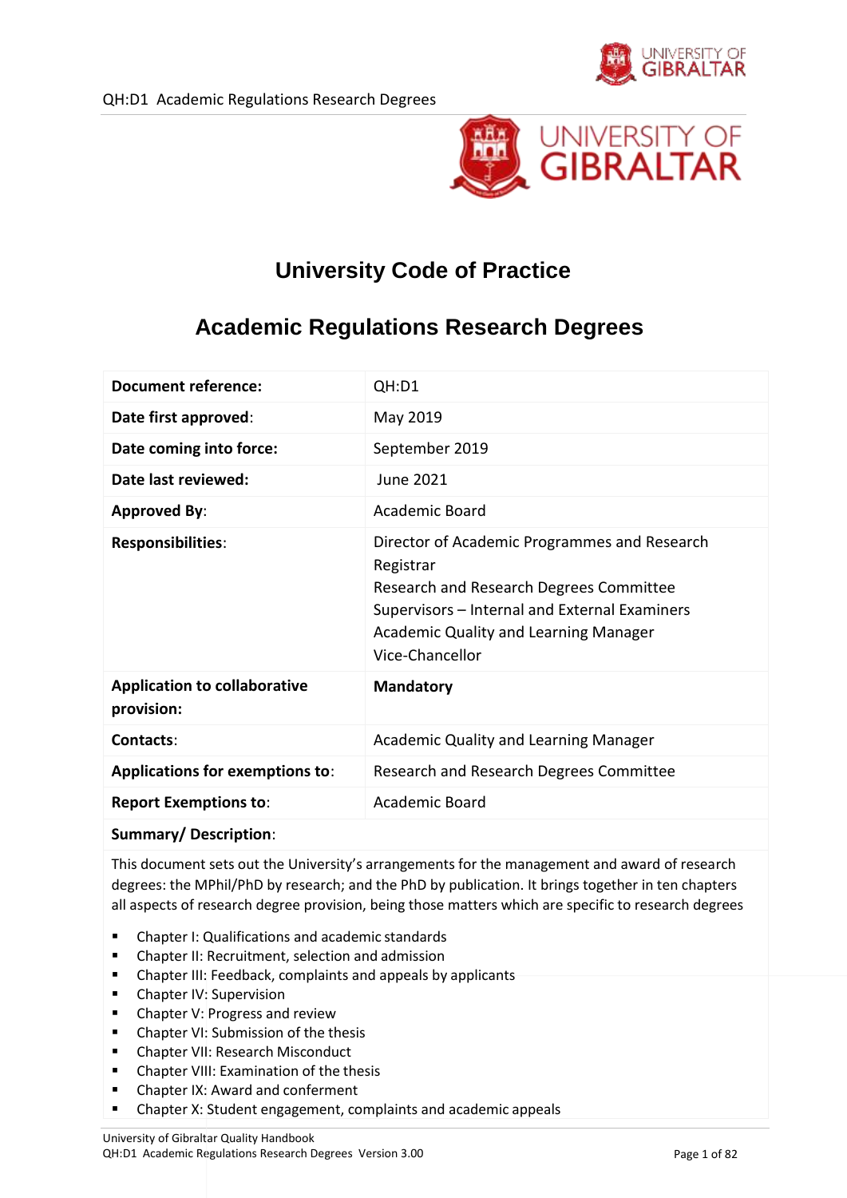# University Code of Practice

## Academic Regulations Research Degrees

| Document reference: | QH:D1 |
|---|---|
| Date first approved: | May 2019 |
| Date coming into force: | September 2019 |
| Date last reviewed: | June 2021 |
| Approved By: | Academic Board |
| Responsibilities: | Director of Academic Programmes and Research<br>Registrar<br>Research and Research Degrees Committee<br>Supervisors – Internal and External Examiners<br>Academic Quality and Learning Manager<br>Vice-Chancellor |
| Application to collaborative provision: | **Mandatory** |
| Contacts: | Academic Quality and Learning Manager |
| Applications for exemptions to: | Research and Research Degrees Committee |
| Report Exemptions to: | Academic Board |

**Summary/ Description**:

This document sets out the University's arrangements for the management and award of research degrees: the MPhil/PhD by research; and the PhD by publication. It brings together in ten chapters all aspects of research degree provision, being those matters which are specific to research degrees

- Chapter I: Qualifications and academic standards
- Chapter II: Recruitment, selection and admission
- Chapter III: Feedback, complaints and appeals by applicants
- Chapter IV: Supervision
- Chapter V: Progress and review
- Chapter VI: Submission of the thesis
- Chapter VII: Research Misconduct
- Chapter VIII: Examination of the thesis
- Chapter IX: Award and conferment
- Chapter X: Student engagement, complaints and academic appeals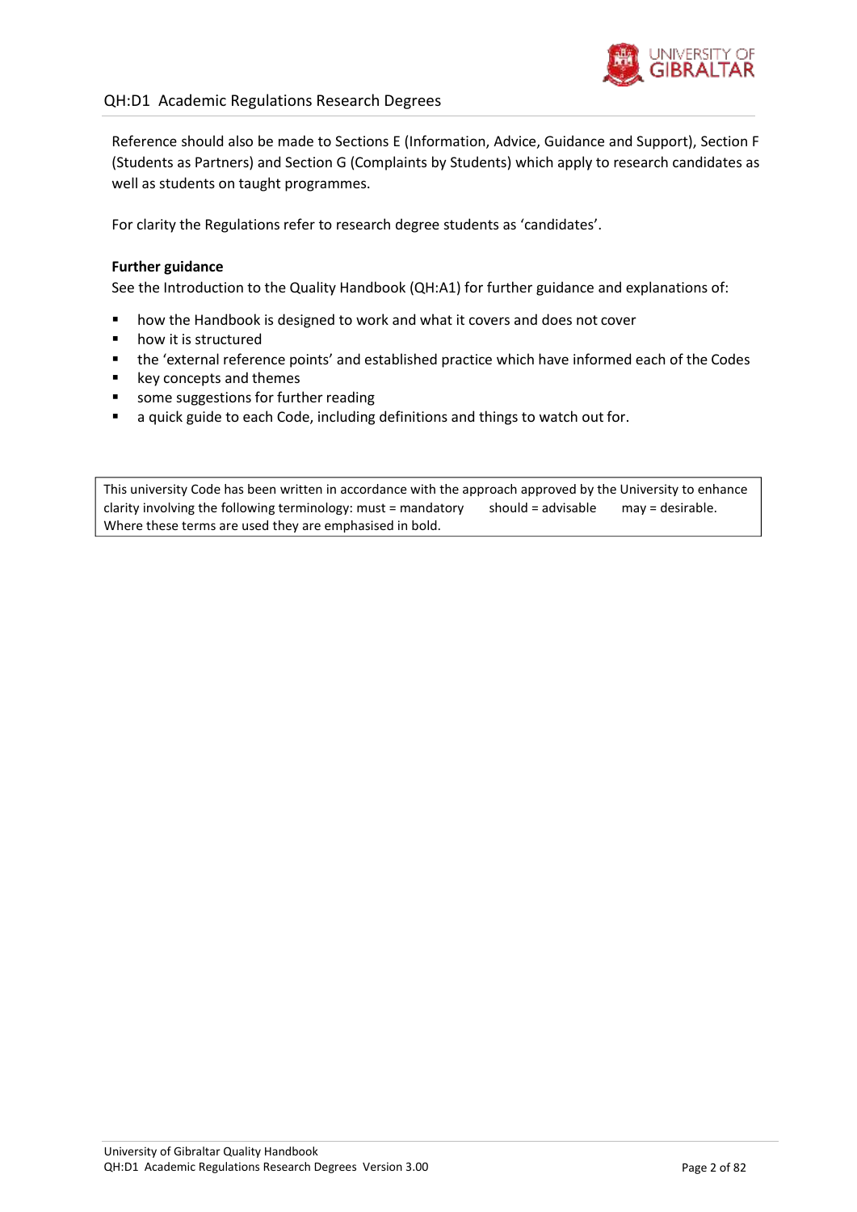Reference should also be made to Sections E (Information, Advice, Guidance and Support), Section F (Students as Partners) and Section G (Complaints by Students) which apply to research candidates as well as students on taught programmes.

For clarity the Regulations refer to research degree students as 'candidates'.

**Further guidance**

See the Introduction to the Quality Handbook (QH:A1) for further guidance and explanations of:

- how the Handbook is designed to work and what it covers and does not cover
- how it is structured
- the 'external reference points' and established practice which have informed each of the Codes
- key concepts and themes
- some suggestions for further reading
- a quick guide to each Code, including definitions and things to watch out for.

| This university Code has been written in accordance with the approach approved by the University to enhance clarity involving the following terminology: must = mandatory should = advisable may = desirable. Where these terms are used they are emphasised in bold. |
|---|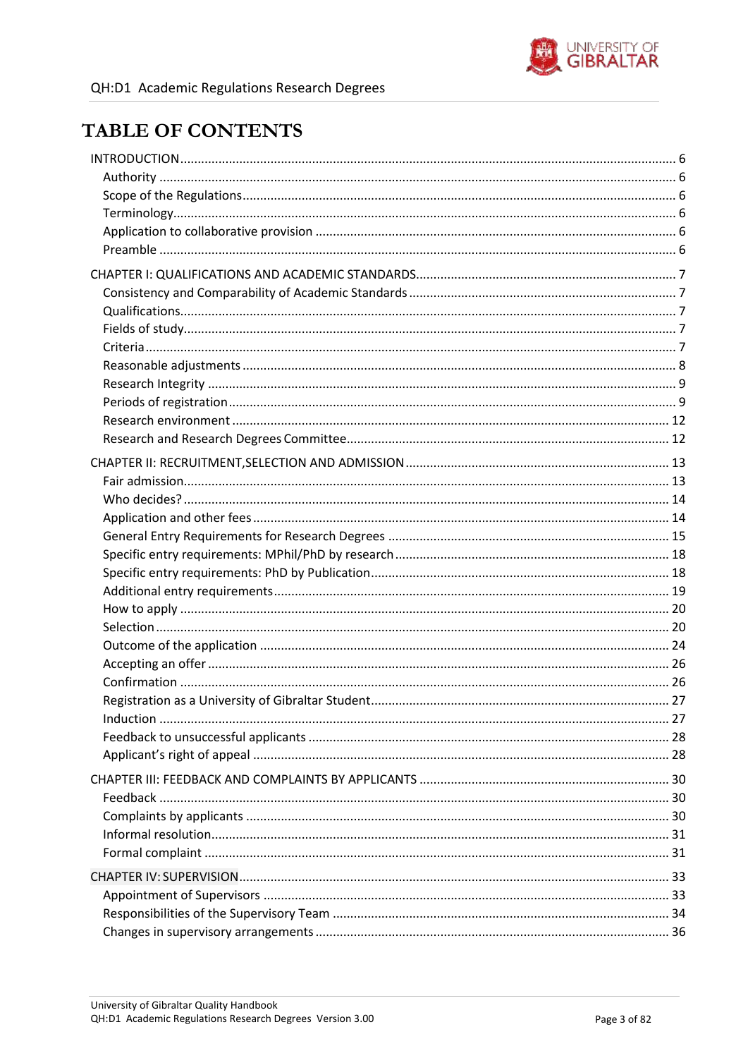# TABLE OF CONTENTS

INTRODUCTION ... 6
- Authority ... 6
- Scope of the Regulations ... 6
- Terminology ... 6
- Application to collaborative provision ... 6
- Preamble ... 6

CHAPTER I: QUALIFICATIONS AND ACADEMIC STANDARDS ... 7
- Consistency and Comparability of Academic Standards ... 7
- Qualifications ... 7
- Fields of study ... 7
- Criteria ... 7
- Reasonable adjustments ... 8
- Research Integrity ... 9
- Periods of registration ... 9
- Research environment ... 12
- Research and Research Degrees Committee ... 12

CHAPTER II: RECRUITMENT,SELECTION AND ADMISSION ... 13
- Fair admission ... 13
- Who decides? ... 14
- Application and other fees ... 14
- General Entry Requirements for Research Degrees ... 15
- Specific entry requirements: MPhil/PhD by research ... 18
- Specific entry requirements: PhD by Publication ... 18
- Additional entry requirements ... 19
- How to apply ... 20
- Selection ... 20
- Outcome of the application ... 24
- Accepting an offer ... 26
- Confirmation ... 26
- Registration as a University of Gibraltar Student ... 27
- Induction ... 27
- Feedback to unsuccessful applicants ... 28
- Applicant's right of appeal ... 28

CHAPTER III: FEEDBACK AND COMPLAINTS BY APPLICANTS ... 30
- Feedback ... 30
- Complaints by applicants ... 30
- Informal resolution ... 31
- Formal complaint ... 31

CHAPTER IV: SUPERVISION ... 33
- Appointment of Supervisors ... 33
- Responsibilities of the Supervisory Team ... 34
- Changes in supervisory arrangements ... 36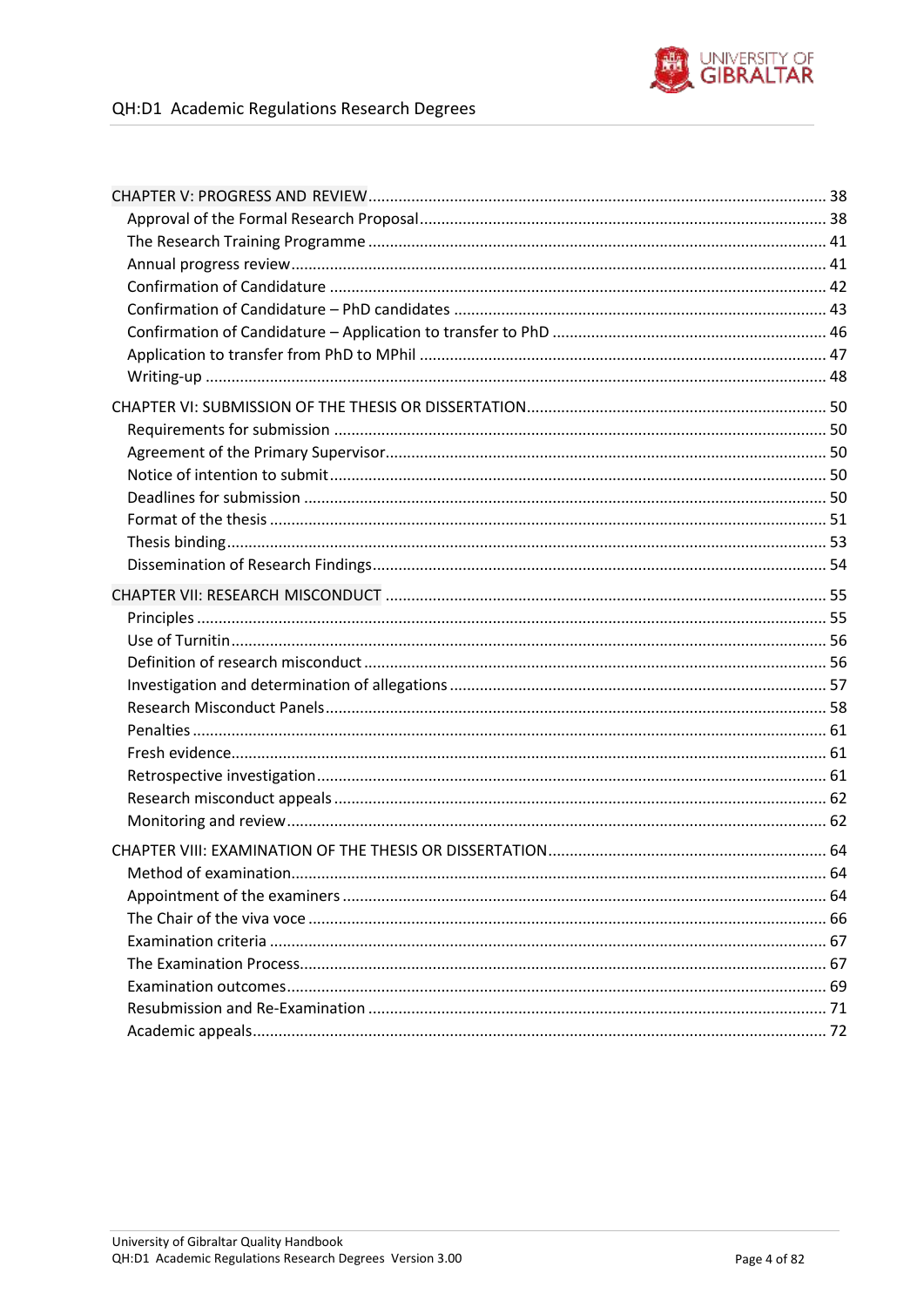CHAPTER V: PROGRESS AND REVIEW ........................................................................................... 38

- Approval of the Formal Research Proposal ............................................................................. 38
- The Research Training Programme ......................................................................................... 41
- Annual progress review ........................................................................................................... 41
- Confirmation of Candidature .................................................................................................. 42
- Confirmation of Candidature – PhD candidates ..................................................................... 43
- Confirmation of Candidature – Application to transfer to PhD ............................................... 46
- Application to transfer from PhD to MPhil ............................................................................. 47
- Writing-up ............................................................................................................................... 48

CHAPTER VI: SUBMISSION OF THE THESIS OR DISSERTATION .................................................... 50

- Requirements for submission ................................................................................................. 50
- Agreement of the Primary Supervisor..................................................................................... 50
- Notice of intention to submit.................................................................................................. 50
- Deadlines for submission ........................................................................................................ 50
- Format of the thesis ................................................................................................................ 51
- Thesis binding.......................................................................................................................... 53
- Dissemination of Research Findings........................................................................................ 54

CHAPTER VII: RESEARCH MISCONDUCT ..................................................................................... 55

- Principles ................................................................................................................................. 55
- Use of Turnitin......................................................................................................................... 56
- Definition of research misconduct .......................................................................................... 56
- Investigation and determination of allegations ...................................................................... 57
- Research Misconduct Panels................................................................................................... 58
- Penalties ................................................................................................................................. 61
- Fresh evidence......................................................................................................................... 61
- Retrospective investigation..................................................................................................... 61
- Research misconduct appeals ................................................................................................. 62
- Monitoring and review............................................................................................................ 62

CHAPTER VIII: EXAMINATION OF THE THESIS OR DISSERTATION ................................................ 64

- Method of examination........................................................................................................... 64
- Appointment of the examiners ............................................................................................... 64
- The Chair of the viva voce ....................................................................................................... 66
- Examination criteria ............................................................................................................... 67
- The Examination Process......................................................................................................... 67
- Examination outcomes ........................................................................................................... 69
- Resubmission and Re-Examination ......................................................................................... 71
- Academic appeals.................................................................................................................... 72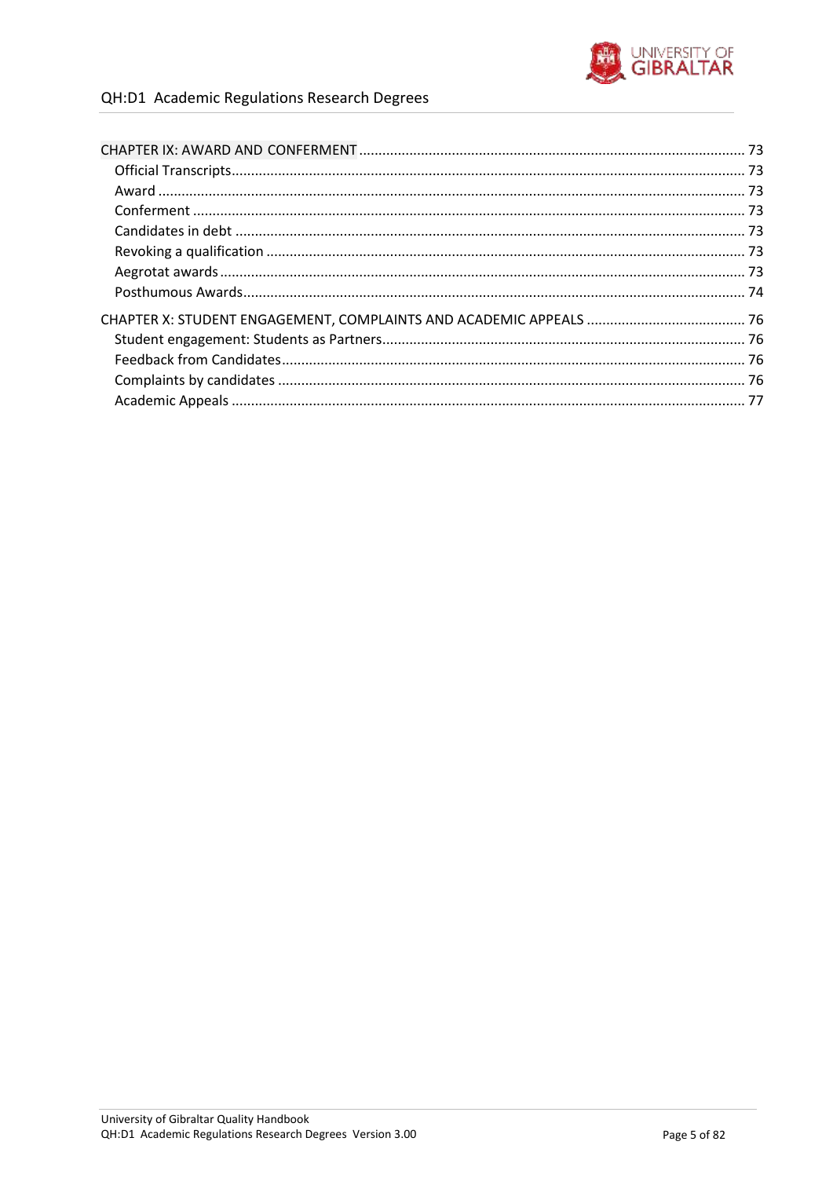CHAPTER IX: AWARD AND CONFERMENT ........................................................................................................ 73

- Official Transcripts ........................................................................................................................................ 73
- Award ............................................................................................................................................................. 73
- Conferment .................................................................................................................................................... 73
- Candidates in debt ......................................................................................................................................... 73
- Revoking a qualification ................................................................................................................................ 73
- Aegrotat awards ............................................................................................................................................. 73
- Posthumous Awards ....................................................................................................................................... 74

CHAPTER X: STUDENT ENGAGEMENT, COMPLAINTS AND ACADEMIC APPEALS ......................................... 76

- Student engagement: Students as Partners ................................................................................................... 76
- Feedback from Candidates ............................................................................................................................. 76
- Complaints by candidates .............................................................................................................................. 76
- Academic Appeals .......................................................................................................................................... 77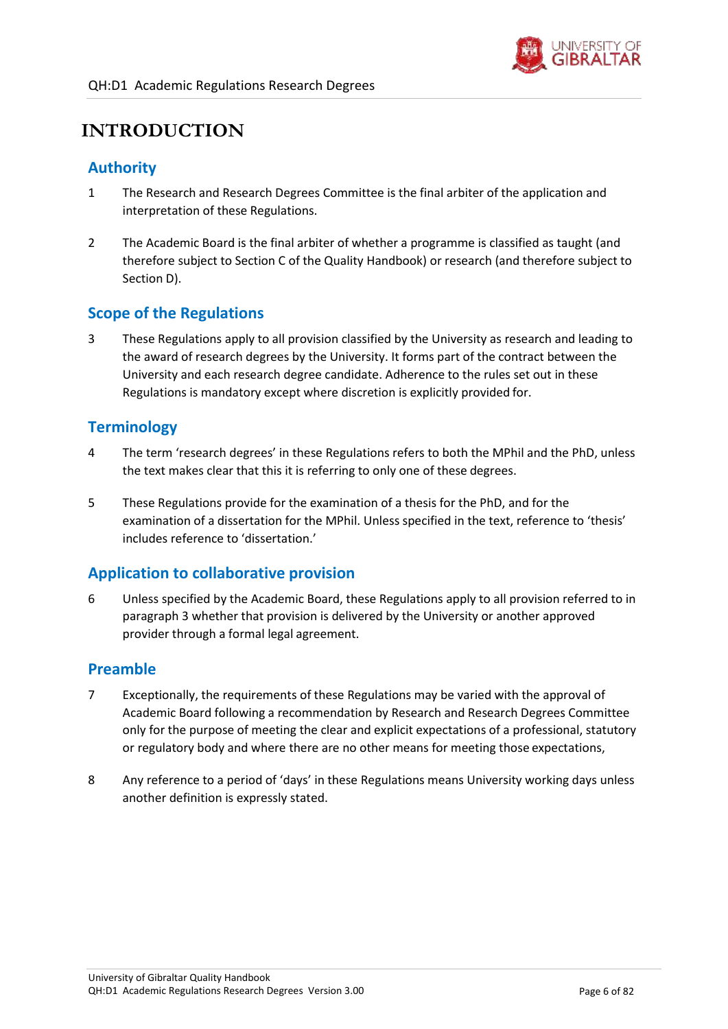# INTRODUCTION

## Authority

1 The Research and Research Degrees Committee is the final arbiter of the application and interpretation of these Regulations.

2 The Academic Board is the final arbiter of whether a programme is classified as taught (and therefore subject to Section C of the Quality Handbook) or research (and therefore subject to Section D).

## Scope of the Regulations

3 These Regulations apply to all provision classified by the University as research and leading to the award of research degrees by the University. It forms part of the contract between the University and each research degree candidate. Adherence to the rules set out in these Regulations is mandatory except where discretion is explicitly provided for.

## Terminology

4 The term 'research degrees' in these Regulations refers to both the MPhil and the PhD, unless the text makes clear that this it is referring to only one of these degrees.

5 These Regulations provide for the examination of a thesis for the PhD, and for the examination of a dissertation for the MPhil. Unless specified in the text, reference to 'thesis' includes reference to 'dissertation.'

## Application to collaborative provision

6 Unless specified by the Academic Board, these Regulations apply to all provision referred to in paragraph 3 whether that provision is delivered by the University or another approved provider through a formal legal agreement.

## Preamble

7 Exceptionally, the requirements of these Regulations may be varied with the approval of Academic Board following a recommendation by Research and Research Degrees Committee only for the purpose of meeting the clear and explicit expectations of a professional, statutory or regulatory body and where there are no other means for meeting those expectations,

8 Any reference to a period of 'days' in these Regulations means University working days unless another definition is expressly stated.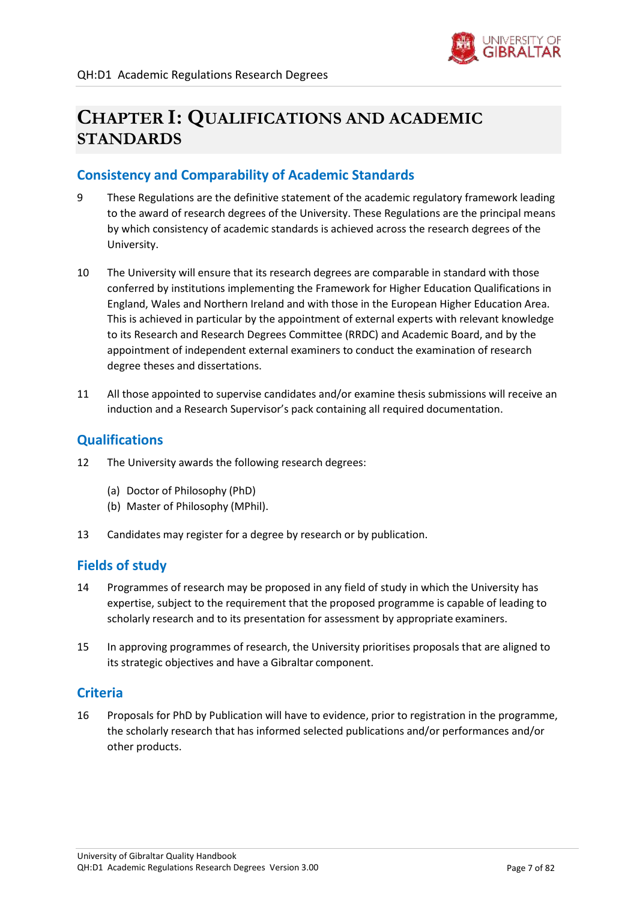# CHAPTER I: QUALIFICATIONS AND ACADEMIC STANDARDS

## Consistency and Comparability of Academic Standards

9 These Regulations are the definitive statement of the academic regulatory framework leading to the award of research degrees of the University. These Regulations are the principal means by which consistency of academic standards is achieved across the research degrees of the University.

10 The University will ensure that its research degrees are comparable in standard with those conferred by institutions implementing the Framework for Higher Education Qualifications in England, Wales and Northern Ireland and with those in the European Higher Education Area. This is achieved in particular by the appointment of external experts with relevant knowledge to its Research and Research Degrees Committee (RRDC) and Academic Board, and by the appointment of independent external examiners to conduct the examination of research degree theses and dissertations.

11 All those appointed to supervise candidates and/or examine thesis submissions will receive an induction and a Research Supervisor's pack containing all required documentation.

## Qualifications

12 The University awards the following research degrees:

(a) Doctor of Philosophy (PhD)
(b) Master of Philosophy (MPhil).

13 Candidates may register for a degree by research or by publication.

## Fields of study

14 Programmes of research may be proposed in any field of study in which the University has expertise, subject to the requirement that the proposed programme is capable of leading to scholarly research and to its presentation for assessment by appropriate examiners.

15 In approving programmes of research, the University prioritises proposals that are aligned to its strategic objectives and have a Gibraltar component.

## Criteria

16 Proposals for PhD by Publication will have to evidence, prior to registration in the programme, the scholarly research that has informed selected publications and/or performances and/or other products.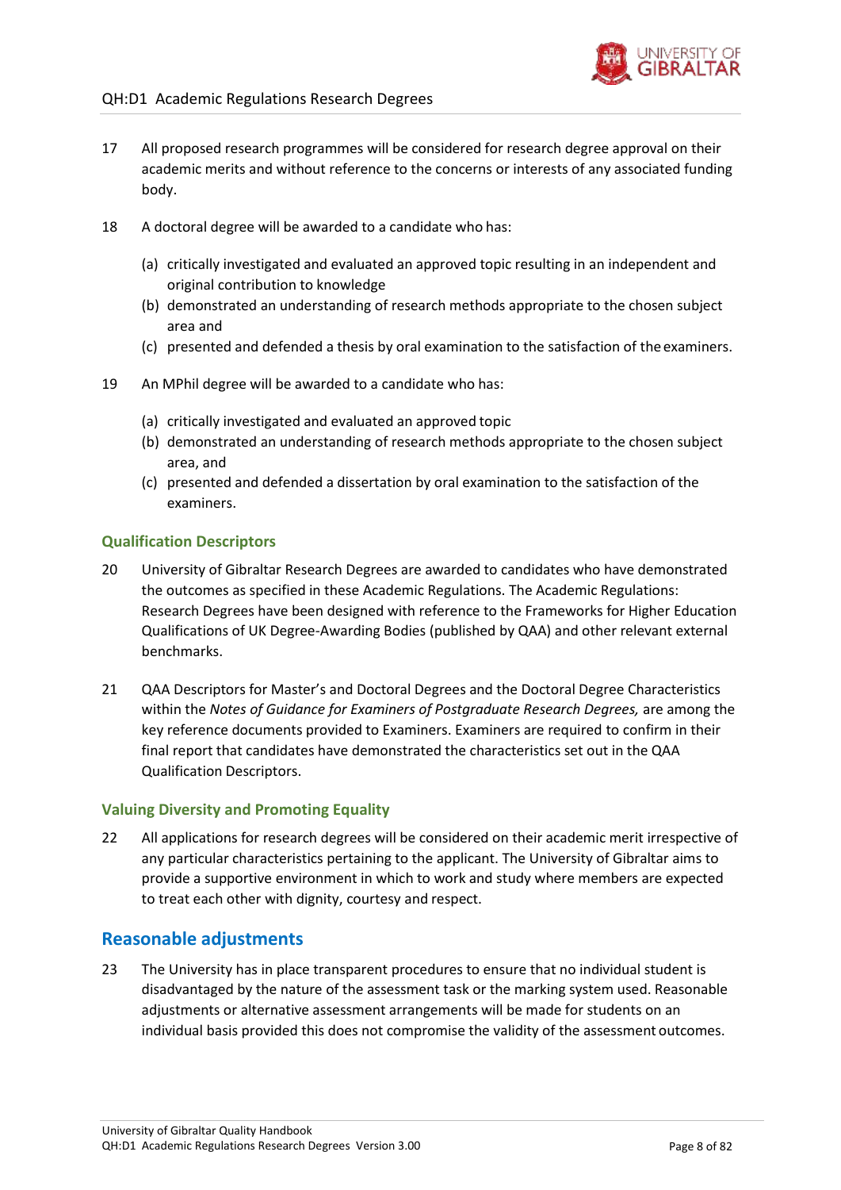17 All proposed research programmes will be considered for research degree approval on their academic merits and without reference to the concerns or interests of any associated funding body.

18 A doctoral degree will be awarded to a candidate who has:

(a) critically investigated and evaluated an approved topic resulting in an independent and original contribution to knowledge
(b) demonstrated an understanding of research methods appropriate to the chosen subject area and
(c) presented and defended a thesis by oral examination to the satisfaction of the examiners.

19 An MPhil degree will be awarded to a candidate who has:

(a) critically investigated and evaluated an approved topic
(b) demonstrated an understanding of research methods appropriate to the chosen subject area, and
(c) presented and defended a dissertation by oral examination to the satisfaction of the examiners.

### Qualification Descriptors

20 University of Gibraltar Research Degrees are awarded to candidates who have demonstrated the outcomes as specified in these Academic Regulations. The Academic Regulations: Research Degrees have been designed with reference to the Frameworks for Higher Education Qualifications of UK Degree-Awarding Bodies (published by QAA) and other relevant external benchmarks.

21 QAA Descriptors for Master's and Doctoral Degrees and the Doctoral Degree Characteristics within the *Notes of Guidance for Examiners of Postgraduate Research Degrees,* are among the key reference documents provided to Examiners. Examiners are required to confirm in their final report that candidates have demonstrated the characteristics set out in the QAA Qualification Descriptors.

### Valuing Diversity and Promoting Equality

22 All applications for research degrees will be considered on their academic merit irrespective of any particular characteristics pertaining to the applicant. The University of Gibraltar aims to provide a supportive environment in which to work and study where members are expected to treat each other with dignity, courtesy and respect.

## Reasonable adjustments

23 The University has in place transparent procedures to ensure that no individual student is disadvantaged by the nature of the assessment task or the marking system used. Reasonable adjustments or alternative assessment arrangements will be made for students on an individual basis provided this does not compromise the validity of the assessment outcomes.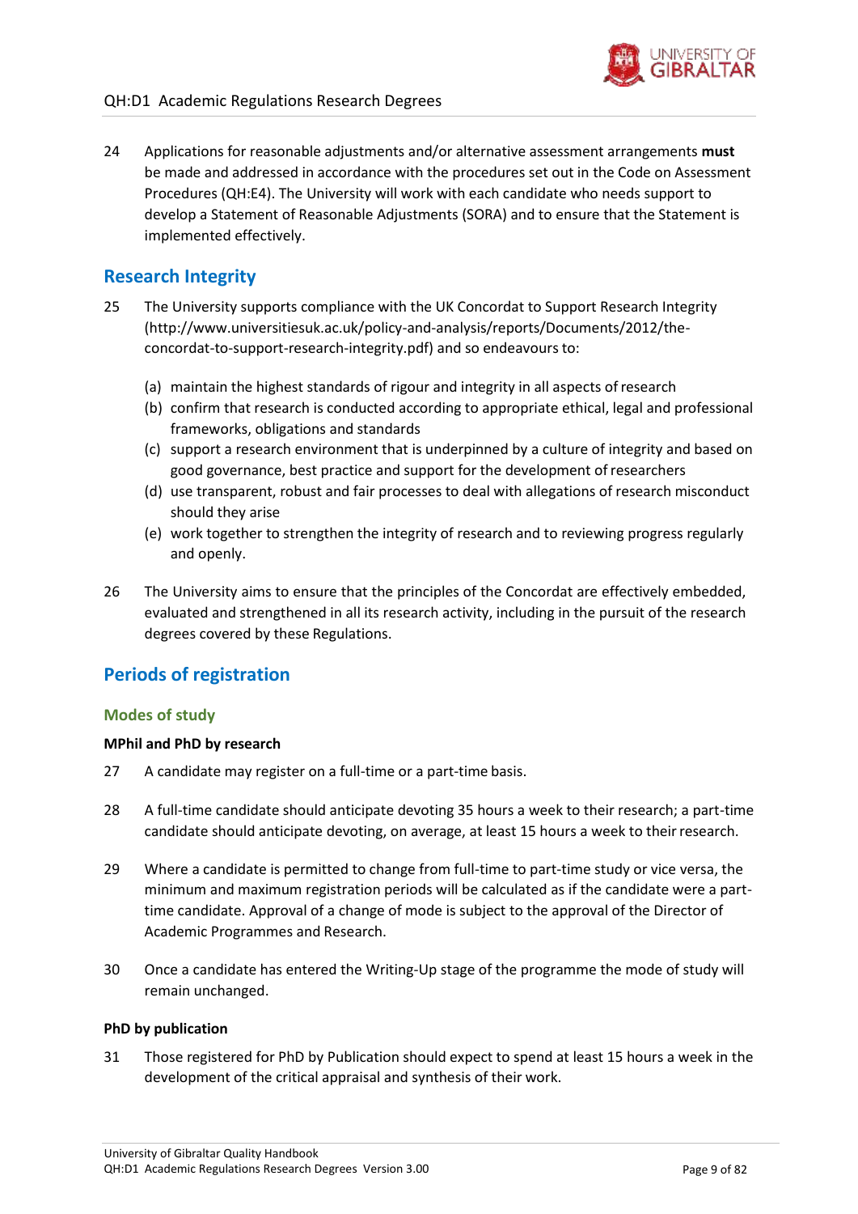24 Applications for reasonable adjustments and/or alternative assessment arrangements **must** be made and addressed in accordance with the procedures set out in the Code on Assessment Procedures (QH:E4). The University will work with each candidate who needs support to develop a Statement of Reasonable Adjustments (SORA) and to ensure that the Statement is implemented effectively.

## Research Integrity

25 The University supports compliance with the UK Concordat to Support Research Integrity (http://www.universitiesuk.ac.uk/policy-and-analysis/reports/Documents/2012/the-concordat-to-support-research-integrity.pdf) and so endeavours to:

(a) maintain the highest standards of rigour and integrity in all aspects of research
(b) confirm that research is conducted according to appropriate ethical, legal and professional frameworks, obligations and standards
(c) support a research environment that is underpinned by a culture of integrity and based on good governance, best practice and support for the development of researchers
(d) use transparent, robust and fair processes to deal with allegations of research misconduct should they arise
(e) work together to strengthen the integrity of research and to reviewing progress regularly and openly.

26 The University aims to ensure that the principles of the Concordat are effectively embedded, evaluated and strengthened in all its research activity, including in the pursuit of the research degrees covered by these Regulations.

## Periods of registration

### Modes of study

**MPhil and PhD by research**

27 A candidate may register on a full-time or a part-time basis.

28 A full-time candidate should anticipate devoting 35 hours a week to their research; a part-time candidate should anticipate devoting, on average, at least 15 hours a week to their research.

29 Where a candidate is permitted to change from full-time to part-time study or vice versa, the minimum and maximum registration periods will be calculated as if the candidate were a part-time candidate. Approval of a change of mode is subject to the approval of the Director of Academic Programmes and Research.

30 Once a candidate has entered the Writing-Up stage of the programme the mode of study will remain unchanged.

**PhD by publication**

31 Those registered for PhD by Publication should expect to spend at least 15 hours a week in the development of the critical appraisal and synthesis of their work.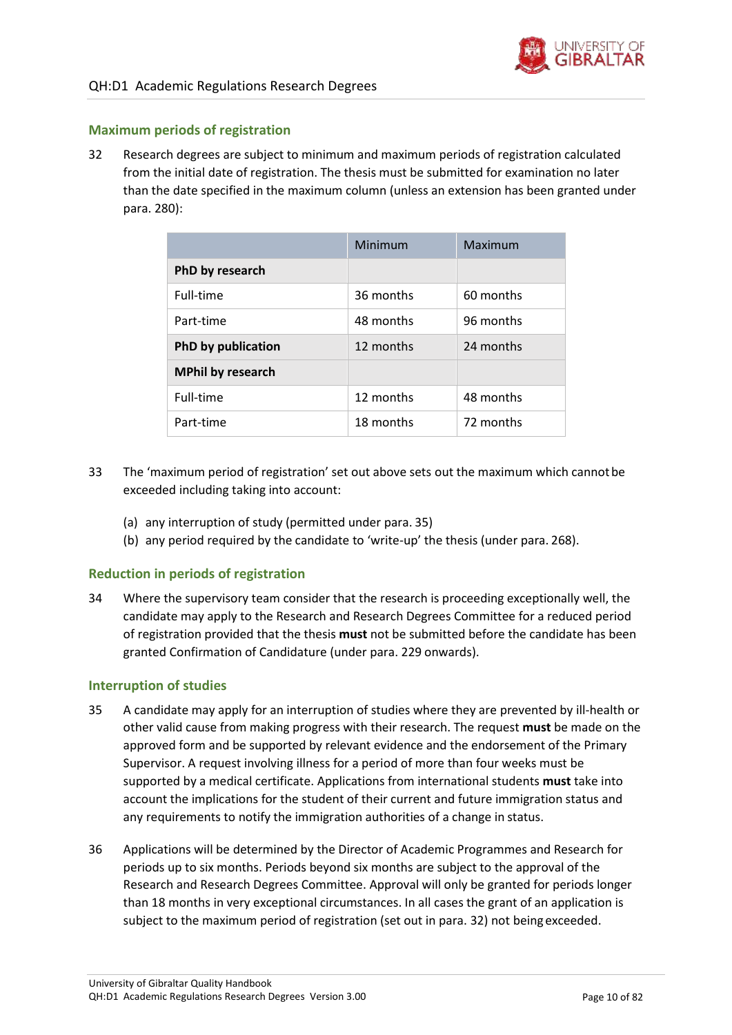## Maximum periods of registration

32 Research degrees are subject to minimum and maximum periods of registration calculated from the initial date of registration. The thesis must be submitted for examination no later than the date specified in the maximum column (unless an extension has been granted under para. 280):

| | Minimum | Maximum |
|---|---|---|
| **PhD by research** | | |
| Full-time | 36 months | 60 months |
| Part-time | 48 months | 96 months |
| **PhD by publication** | 12 months | 24 months |
| **MPhil by research** | | |
| Full-time | 12 months | 48 months |
| Part-time | 18 months | 72 months |

33 The 'maximum period of registration' set out above sets out the maximum which cannot be exceeded including taking into account:

(a) any interruption of study (permitted under para. 35)
(b) any period required by the candidate to 'write-up' the thesis (under para. 268).

## Reduction in periods of registration

34 Where the supervisory team consider that the research is proceeding exceptionally well, the candidate may apply to the Research and Research Degrees Committee for a reduced period of registration provided that the thesis **must** not be submitted before the candidate has been granted Confirmation of Candidature (under para. 229 onwards).

## Interruption of studies

35 A candidate may apply for an interruption of studies where they are prevented by ill-health or other valid cause from making progress with their research. The request **must** be made on the approved form and be supported by relevant evidence and the endorsement of the Primary Supervisor. A request involving illness for a period of more than four weeks must be supported by a medical certificate. Applications from international students **must** take into account the implications for the student of their current and future immigration status and any requirements to notify the immigration authorities of a change in status.

36 Applications will be determined by the Director of Academic Programmes and Research for periods up to six months. Periods beyond six months are subject to the approval of the Research and Research Degrees Committee. Approval will only be granted for periods longer than 18 months in very exceptional circumstances. In all cases the grant of an application is subject to the maximum period of registration (set out in para. 32) not being exceeded.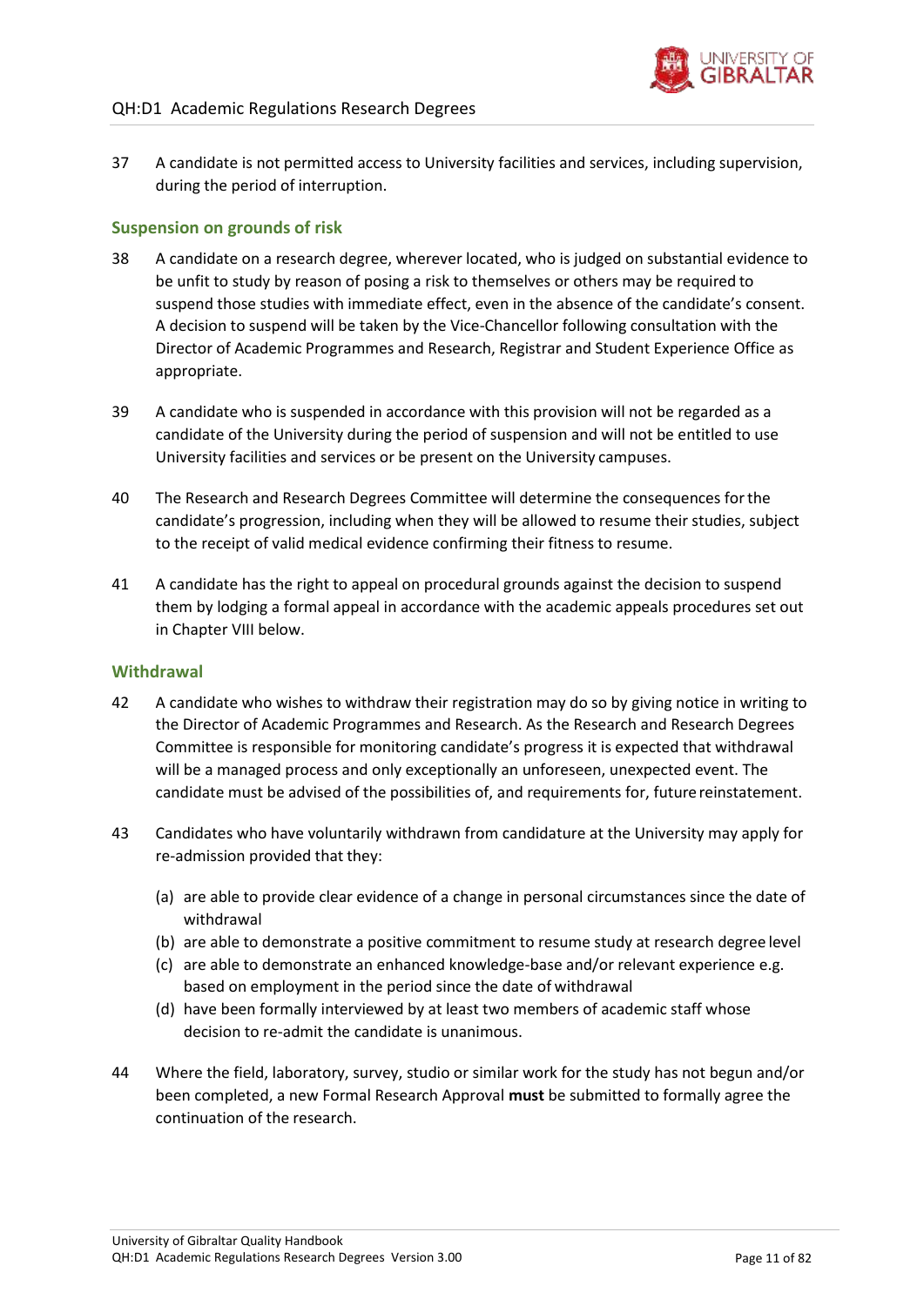37 A candidate is not permitted access to University facilities and services, including supervision, during the period of interruption.

### Suspension on grounds of risk

38 A candidate on a research degree, wherever located, who is judged on substantial evidence to be unfit to study by reason of posing a risk to themselves or others may be required to suspend those studies with immediate effect, even in the absence of the candidate's consent. A decision to suspend will be taken by the Vice-Chancellor following consultation with the Director of Academic Programmes and Research, Registrar and Student Experience Office as appropriate.

39 A candidate who is suspended in accordance with this provision will not be regarded as a candidate of the University during the period of suspension and will not be entitled to use University facilities and services or be present on the University campuses.

40 The Research and Research Degrees Committee will determine the consequences for the candidate's progression, including when they will be allowed to resume their studies, subject to the receipt of valid medical evidence confirming their fitness to resume.

41 A candidate has the right to appeal on procedural grounds against the decision to suspend them by lodging a formal appeal in accordance with the academic appeals procedures set out in Chapter VIII below.

### Withdrawal

42 A candidate who wishes to withdraw their registration may do so by giving notice in writing to the Director of Academic Programmes and Research. As the Research and Research Degrees Committee is responsible for monitoring candidate's progress it is expected that withdrawal will be a managed process and only exceptionally an unforeseen, unexpected event. The candidate must be advised of the possibilities of, and requirements for, future reinstatement.

43 Candidates who have voluntarily withdrawn from candidature at the University may apply for re-admission provided that they:

- (a) are able to provide clear evidence of a change in personal circumstances since the date of withdrawal
- (b) are able to demonstrate a positive commitment to resume study at research degree level
- (c) are able to demonstrate an enhanced knowledge-base and/or relevant experience e.g. based on employment in the period since the date of withdrawal
- (d) have been formally interviewed by at least two members of academic staff whose decision to re-admit the candidate is unanimous.

44 Where the field, laboratory, survey, studio or similar work for the study has not begun and/or been completed, a new Formal Research Approval **must** be submitted to formally agree the continuation of the research.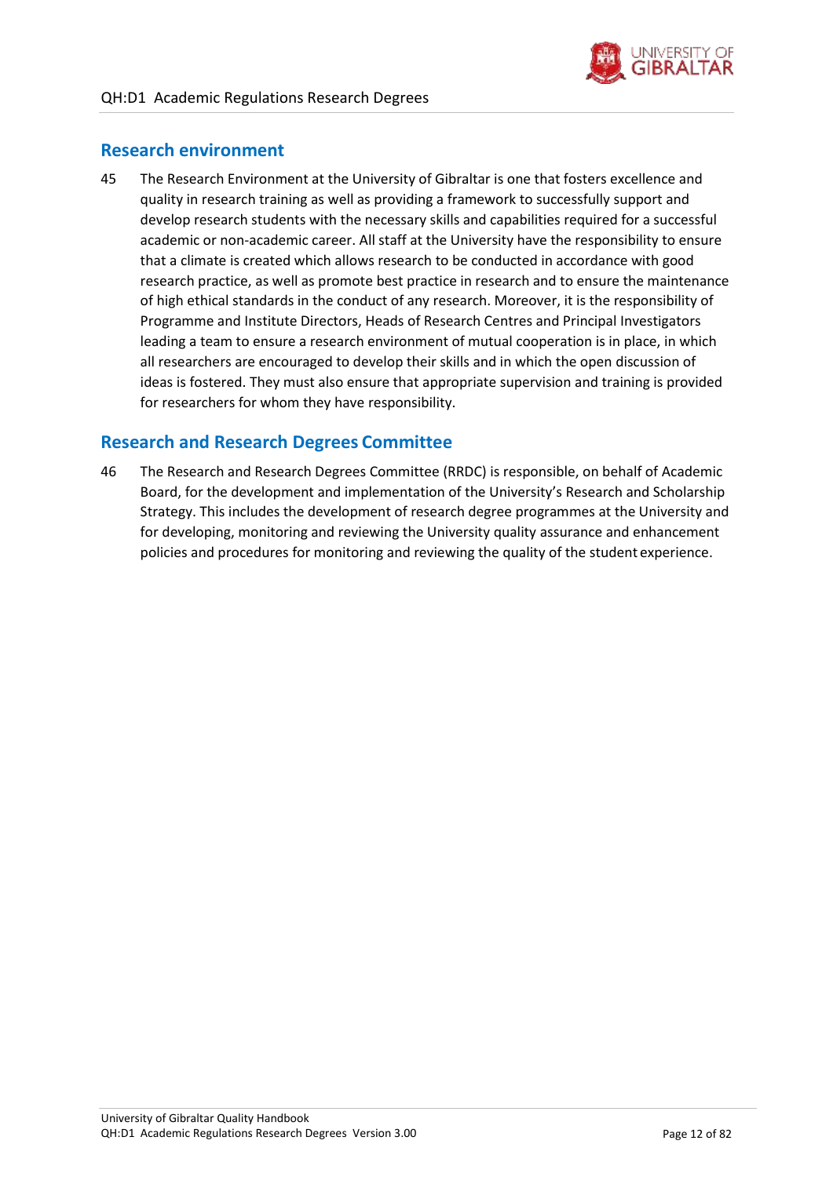## Research environment

45 The Research Environment at the University of Gibraltar is one that fosters excellence and quality in research training as well as providing a framework to successfully support and develop research students with the necessary skills and capabilities required for a successful academic or non-academic career. All staff at the University have the responsibility to ensure that a climate is created which allows research to be conducted in accordance with good research practice, as well as promote best practice in research and to ensure the maintenance of high ethical standards in the conduct of any research. Moreover, it is the responsibility of Programme and Institute Directors, Heads of Research Centres and Principal Investigators leading a team to ensure a research environment of mutual cooperation is in place, in which all researchers are encouraged to develop their skills and in which the open discussion of ideas is fostered. They must also ensure that appropriate supervision and training is provided for researchers for whom they have responsibility.

## Research and Research Degrees Committee

46 The Research and Research Degrees Committee (RRDC) is responsible, on behalf of Academic Board, for the development and implementation of the University's Research and Scholarship Strategy. This includes the development of research degree programmes at the University and for developing, monitoring and reviewing the University quality assurance and enhancement policies and procedures for monitoring and reviewing the quality of the student experience.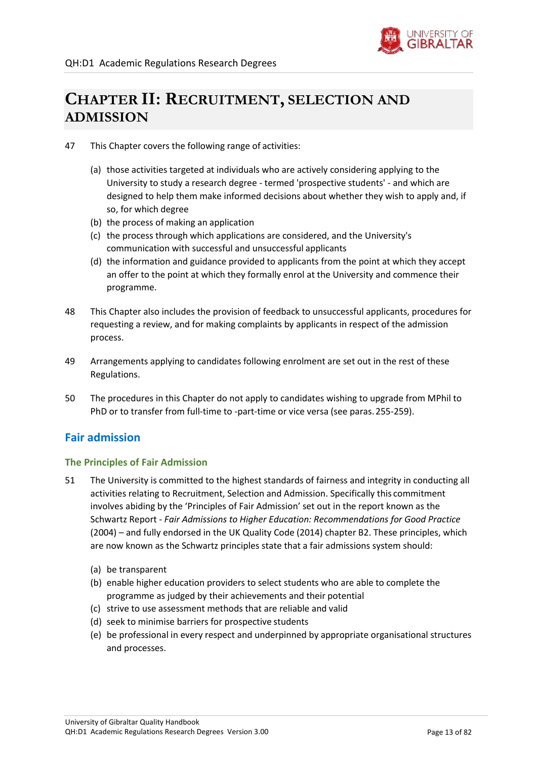# Chapter II: Recruitment, selection and admission

47 This Chapter covers the following range of activities:

(a) those activities targeted at individuals who are actively considering applying to the University to study a research degree - termed 'prospective students' - and which are designed to help them make informed decisions about whether they wish to apply and, if so, for which degree
(b) the process of making an application
(c) the process through which applications are considered, and the University's communication with successful and unsuccessful applicants
(d) the information and guidance provided to applicants from the point at which they accept an offer to the point at which they formally enrol at the University and commence their programme.

48 This Chapter also includes the provision of feedback to unsuccessful applicants, procedures for requesting a review, and for making complaints by applicants in respect of the admission process.

49 Arrangements applying to candidates following enrolment are set out in the rest of these Regulations.

50 The procedures in this Chapter do not apply to candidates wishing to upgrade from MPhil to PhD or to transfer from full-time to -part-time or vice versa (see paras. 255-259).

## Fair admission

### The Principles of Fair Admission

51 The University is committed to the highest standards of fairness and integrity in conducting all activities relating to Recruitment, Selection and Admission. Specifically this commitment involves abiding by the 'Principles of Fair Admission' set out in the report known as the Schwartz Report - *Fair Admissions to Higher Education: Recommendations for Good Practice* (2004) – and fully endorsed in the UK Quality Code (2014) chapter B2. These principles, which are now known as the Schwartz principles state that a fair admissions system should:

(a) be transparent
(b) enable higher education providers to select students who are able to complete the programme as judged by their achievements and their potential
(c) strive to use assessment methods that are reliable and valid
(d) seek to minimise barriers for prospective students
(e) be professional in every respect and underpinned by appropriate organisational structures and processes.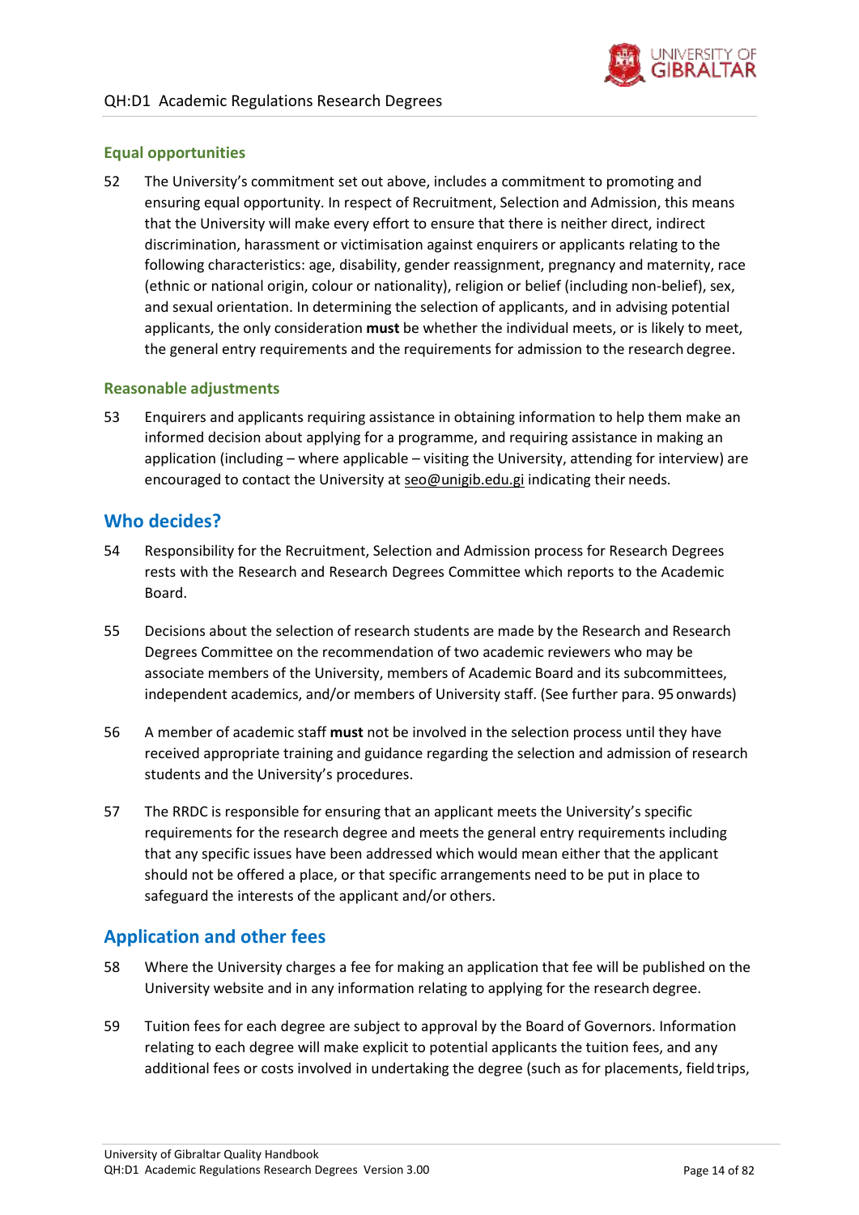### Equal opportunities

52 The University's commitment set out above, includes a commitment to promoting and ensuring equal opportunity. In respect of Recruitment, Selection and Admission, this means that the University will make every effort to ensure that there is neither direct, indirect discrimination, harassment or victimisation against enquirers or applicants relating to the following characteristics: age, disability, gender reassignment, pregnancy and maternity, race (ethnic or national origin, colour or nationality), religion or belief (including non-belief), sex, and sexual orientation. In determining the selection of applicants, and in advising potential applicants, the only consideration **must** be whether the individual meets, or is likely to meet, the general entry requirements and the requirements for admission to the research degree.

### Reasonable adjustments

53 Enquirers and applicants requiring assistance in obtaining information to help them make an informed decision about applying for a programme, and requiring assistance in making an application (including – where applicable – visiting the University, attending for interview) are encouraged to contact the University at seo@unigib.edu.gi indicating their needs.

## Who decides?

54 Responsibility for the Recruitment, Selection and Admission process for Research Degrees rests with the Research and Research Degrees Committee which reports to the Academic Board.

55 Decisions about the selection of research students are made by the Research and Research Degrees Committee on the recommendation of two academic reviewers who may be associate members of the University, members of Academic Board and its subcommittees, independent academics, and/or members of University staff. (See further para. 95 onwards)

56 A member of academic staff **must** not be involved in the selection process until they have received appropriate training and guidance regarding the selection and admission of research students and the University's procedures.

57 The RRDC is responsible for ensuring that an applicant meets the University's specific requirements for the research degree and meets the general entry requirements including that any specific issues have been addressed which would mean either that the applicant should not be offered a place, or that specific arrangements need to be put in place to safeguard the interests of the applicant and/or others.

## Application and other fees

58 Where the University charges a fee for making an application that fee will be published on the University website and in any information relating to applying for the research degree.

59 Tuition fees for each degree are subject to approval by the Board of Governors. Information relating to each degree will make explicit to potential applicants the tuition fees, and any additional fees or costs involved in undertaking the degree (such as for placements, field trips,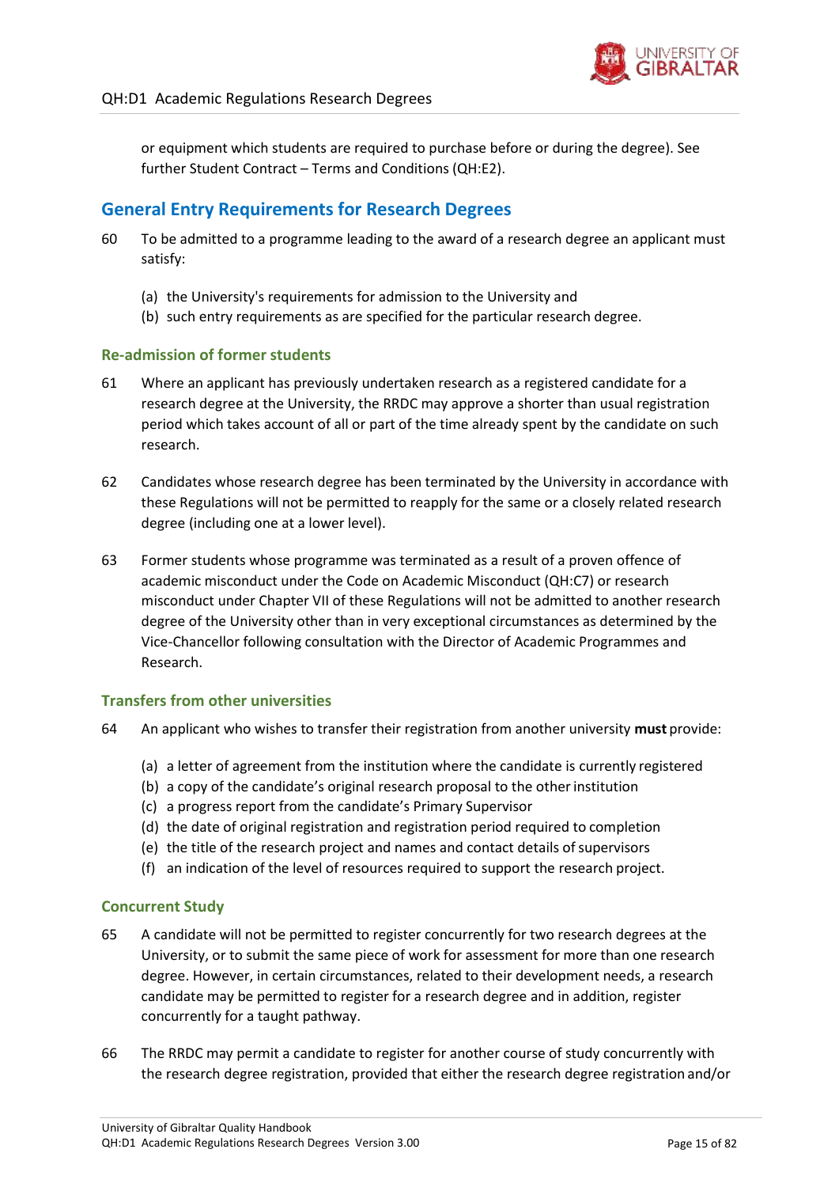or equipment which students are required to purchase before or during the degree). See further Student Contract – Terms and Conditions (QH:E2).

## General Entry Requirements for Research Degrees

60 To be admitted to a programme leading to the award of a research degree an applicant must satisfy:

(a) the University's requirements for admission to the University and
(b) such entry requirements as are specified for the particular research degree.

### Re-admission of former students

61 Where an applicant has previously undertaken research as a registered candidate for a research degree at the University, the RRDC may approve a shorter than usual registration period which takes account of all or part of the time already spent by the candidate on such research.

62 Candidates whose research degree has been terminated by the University in accordance with these Regulations will not be permitted to reapply for the same or a closely related research degree (including one at a lower level).

63 Former students whose programme was terminated as a result of a proven offence of academic misconduct under the Code on Academic Misconduct (QH:C7) or research misconduct under Chapter VII of these Regulations will not be admitted to another research degree of the University other than in very exceptional circumstances as determined by the Vice-Chancellor following consultation with the Director of Academic Programmes and Research.

### Transfers from other universities

64 An applicant who wishes to transfer their registration from another university **must** provide:

(a) a letter of agreement from the institution where the candidate is currently registered
(b) a copy of the candidate's original research proposal to the other institution
(c) a progress report from the candidate's Primary Supervisor
(d) the date of original registration and registration period required to completion
(e) the title of the research project and names and contact details of supervisors
(f) an indication of the level of resources required to support the research project.

### Concurrent Study

65 A candidate will not be permitted to register concurrently for two research degrees at the University, or to submit the same piece of work for assessment for more than one research degree. However, in certain circumstances, related to their development needs, a research candidate may be permitted to register for a research degree and in addition, register concurrently for a taught pathway.

66 The RRDC may permit a candidate to register for another course of study concurrently with the research degree registration, provided that either the research degree registration and/or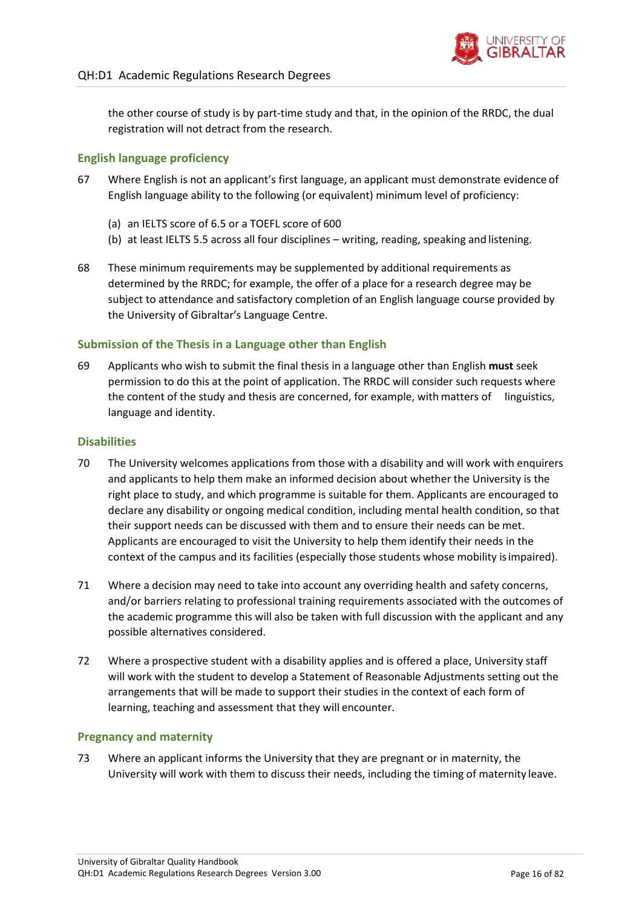the other course of study is by part-time study and that, in the opinion of the RRDC, the dual registration will not detract from the research.

## English language proficiency

67 Where English is not an applicant's first language, an applicant must demonstrate evidence of English language ability to the following (or equivalent) minimum level of proficiency:

(a) an IELTS score of 6.5 or a TOEFL score of 600
(b) at least IELTS 5.5 across all four disciplines – writing, reading, speaking and listening.

68 These minimum requirements may be supplemented by additional requirements as determined by the RRDC; for example, the offer of a place for a research degree may be subject to attendance and satisfactory completion of an English language course provided by the University of Gibraltar's Language Centre.

## Submission of the Thesis in a Language other than English

69 Applicants who wish to submit the final thesis in a language other than English **must** seek permission to do this at the point of application. The RRDC will consider such requests where the content of the study and thesis are concerned, for example, with matters of linguistics, language and identity.

## Disabilities

70 The University welcomes applications from those with a disability and will work with enquirers and applicants to help them make an informed decision about whether the University is the right place to study, and which programme is suitable for them. Applicants are encouraged to declare any disability or ongoing medical condition, including mental health condition, so that their support needs can be discussed with them and to ensure their needs can be met. Applicants are encouraged to visit the University to help them identify their needs in the context of the campus and its facilities (especially those students whose mobility is impaired).

71 Where a decision may need to take into account any overriding health and safety concerns, and/or barriers relating to professional training requirements associated with the outcomes of the academic programme this will also be taken with full discussion with the applicant and any possible alternatives considered.

72 Where a prospective student with a disability applies and is offered a place, University staff will work with the student to develop a Statement of Reasonable Adjustments setting out the arrangements that will be made to support their studies in the context of each form of learning, teaching and assessment that they will encounter.

## Pregnancy and maternity

73 Where an applicant informs the University that they are pregnant or in maternity, the University will work with them to discuss their needs, including the timing of maternity leave.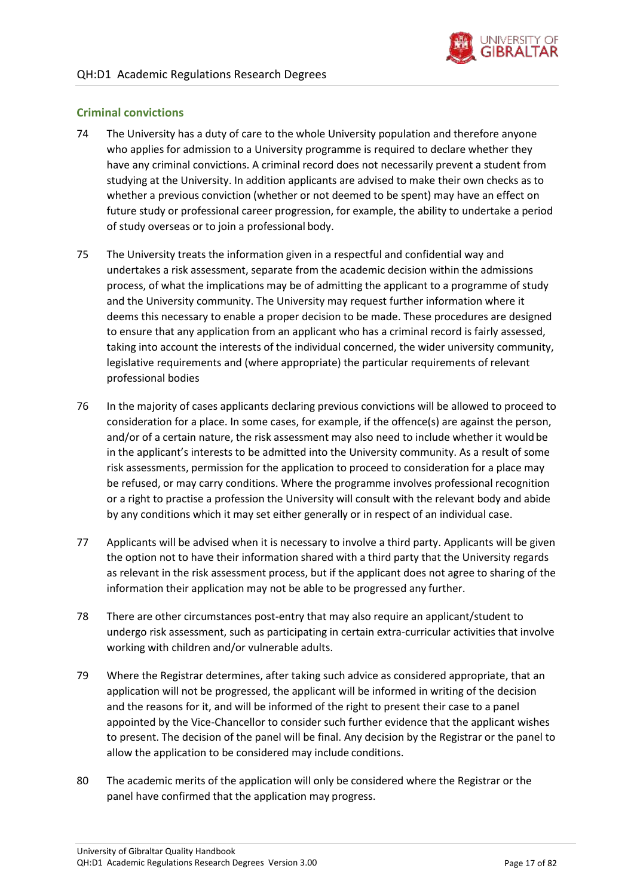## Criminal convictions

74 The University has a duty of care to the whole University population and therefore anyone who applies for admission to a University programme is required to declare whether they have any criminal convictions. A criminal record does not necessarily prevent a student from studying at the University. In addition applicants are advised to make their own checks as to whether a previous conviction (whether or not deemed to be spent) may have an effect on future study or professional career progression, for example, the ability to undertake a period of study overseas or to join a professional body.

75 The University treats the information given in a respectful and confidential way and undertakes a risk assessment, separate from the academic decision within the admissions process, of what the implications may be of admitting the applicant to a programme of study and the University community. The University may request further information where it deems this necessary to enable a proper decision to be made. These procedures are designed to ensure that any application from an applicant who has a criminal record is fairly assessed, taking into account the interests of the individual concerned, the wider university community, legislative requirements and (where appropriate) the particular requirements of relevant professional bodies

76 In the majority of cases applicants declaring previous convictions will be allowed to proceed to consideration for a place. In some cases, for example, if the offence(s) are against the person, and/or of a certain nature, the risk assessment may also need to include whether it would be in the applicant's interests to be admitted into the University community. As a result of some risk assessments, permission for the application to proceed to consideration for a place may be refused, or may carry conditions. Where the programme involves professional recognition or a right to practise a profession the University will consult with the relevant body and abide by any conditions which it may set either generally or in respect of an individual case.

77 Applicants will be advised when it is necessary to involve a third party. Applicants will be given the option not to have their information shared with a third party that the University regards as relevant in the risk assessment process, but if the applicant does not agree to sharing of the information their application may not be able to be progressed any further.

78 There are other circumstances post-entry that may also require an applicant/student to undergo risk assessment, such as participating in certain extra-curricular activities that involve working with children and/or vulnerable adults.

79 Where the Registrar determines, after taking such advice as considered appropriate, that an application will not be progressed, the applicant will be informed in writing of the decision and the reasons for it, and will be informed of the right to present their case to a panel appointed by the Vice-Chancellor to consider such further evidence that the applicant wishes to present. The decision of the panel will be final. Any decision by the Registrar or the panel to allow the application to be considered may include conditions.

80 The academic merits of the application will only be considered where the Registrar or the panel have confirmed that the application may progress.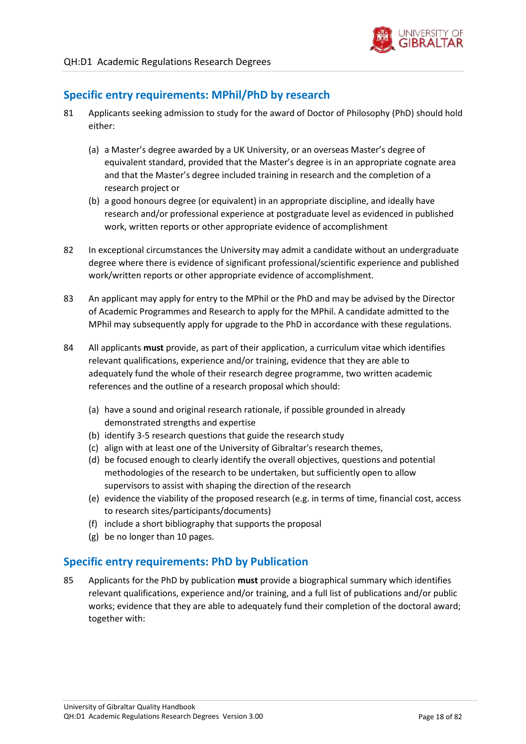## Specific entry requirements: MPhil/PhD by research

81 Applicants seeking admission to study for the award of Doctor of Philosophy (PhD) should hold either:

(a) a Master's degree awarded by a UK University, or an overseas Master's degree of equivalent standard, provided that the Master's degree is in an appropriate cognate area and that the Master's degree included training in research and the completion of a research project or

(b) a good honours degree (or equivalent) in an appropriate discipline, and ideally have research and/or professional experience at postgraduate level as evidenced in published work, written reports or other appropriate evidence of accomplishment

82 In exceptional circumstances the University may admit a candidate without an undergraduate degree where there is evidence of significant professional/scientific experience and published work/written reports or other appropriate evidence of accomplishment.

83 An applicant may apply for entry to the MPhil or the PhD and may be advised by the Director of Academic Programmes and Research to apply for the MPhil. A candidate admitted to the MPhil may subsequently apply for upgrade to the PhD in accordance with these regulations.

84 All applicants **must** provide, as part of their application, a curriculum vitae which identifies relevant qualifications, experience and/or training, evidence that they are able to adequately fund the whole of their research degree programme, two written academic references and the outline of a research proposal which should:

(a) have a sound and original research rationale, if possible grounded in already demonstrated strengths and expertise
(b) identify 3-5 research questions that guide the research study
(c) align with at least one of the University of Gibraltar's research themes,
(d) be focused enough to clearly identify the overall objectives, questions and potential methodologies of the research to be undertaken, but sufficiently open to allow supervisors to assist with shaping the direction of the research
(e) evidence the viability of the proposed research (e.g. in terms of time, financial cost, access to research sites/participants/documents)
(f) include a short bibliography that supports the proposal
(g) be no longer than 10 pages.

## Specific entry requirements: PhD by Publication

85 Applicants for the PhD by publication **must** provide a biographical summary which identifies relevant qualifications, experience and/or training, and a full list of publications and/or public works; evidence that they are able to adequately fund their completion of the doctoral award; together with: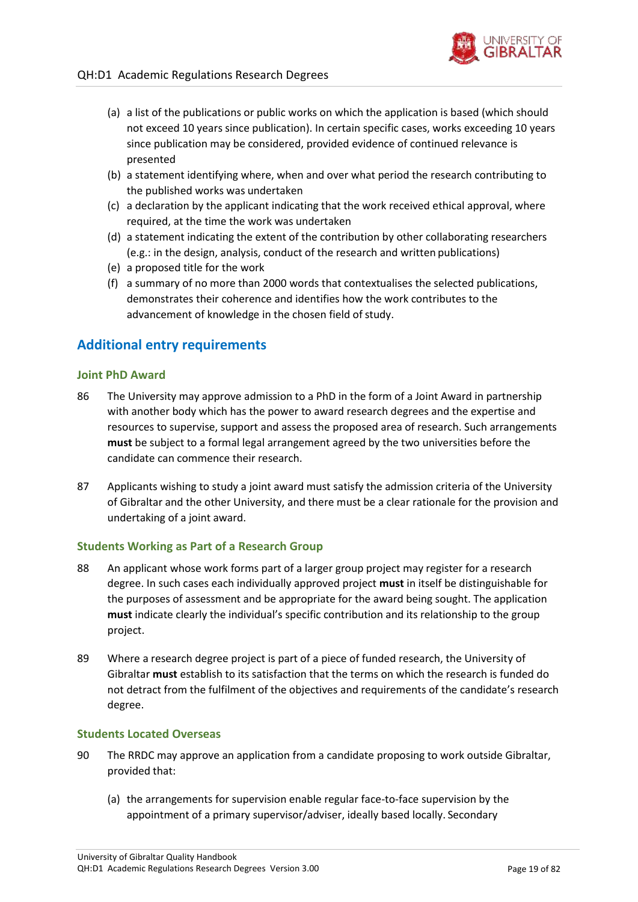(a) a list of the publications or public works on which the application is based (which should not exceed 10 years since publication). In certain specific cases, works exceeding 10 years since publication may be considered, provided evidence of continued relevance is presented

(b) a statement identifying where, when and over what period the research contributing to the published works was undertaken

(c) a declaration by the applicant indicating that the work received ethical approval, where required, at the time the work was undertaken

(d) a statement indicating the extent of the contribution by other collaborating researchers (e.g.: in the design, analysis, conduct of the research and written publications)

(e) a proposed title for the work

(f) a summary of no more than 2000 words that contextualises the selected publications, demonstrates their coherence and identifies how the work contributes to the advancement of knowledge in the chosen field of study.

## Additional entry requirements

### Joint PhD Award

86 The University may approve admission to a PhD in the form of a Joint Award in partnership with another body which has the power to award research degrees and the expertise and resources to supervise, support and assess the proposed area of research. Such arrangements **must** be subject to a formal legal arrangement agreed by the two universities before the candidate can commence their research.

87 Applicants wishing to study a joint award must satisfy the admission criteria of the University of Gibraltar and the other University, and there must be a clear rationale for the provision and undertaking of a joint award.

### Students Working as Part of a Research Group

88 An applicant whose work forms part of a larger group project may register for a research degree. In such cases each individually approved project **must** in itself be distinguishable for the purposes of assessment and be appropriate for the award being sought. The application **must** indicate clearly the individual's specific contribution and its relationship to the group project.

89 Where a research degree project is part of a piece of funded research, the University of Gibraltar **must** establish to its satisfaction that the terms on which the research is funded do not detract from the fulfilment of the objectives and requirements of the candidate's research degree.

### Students Located Overseas

90 The RRDC may approve an application from a candidate proposing to work outside Gibraltar, provided that:

(a) the arrangements for supervision enable regular face-to-face supervision by the appointment of a primary supervisor/adviser, ideally based locally. Secondary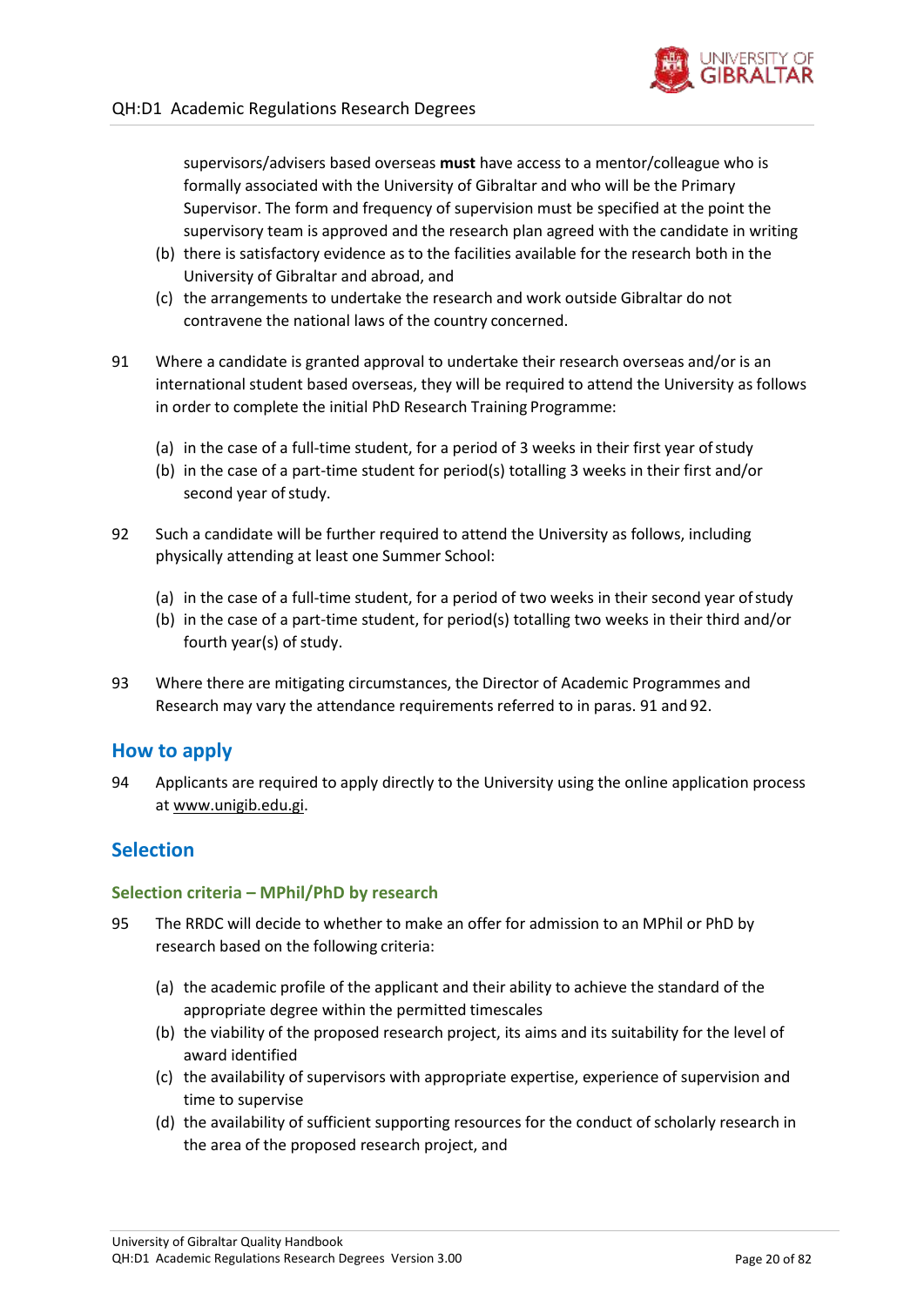supervisors/advisers based overseas **must** have access to a mentor/colleague who is formally associated with the University of Gibraltar and who will be the Primary Supervisor. The form and frequency of supervision must be specified at the point the supervisory team is approved and the research plan agreed with the candidate in writing

(b) there is satisfactory evidence as to the facilities available for the research both in the University of Gibraltar and abroad, and

(c) the arrangements to undertake the research and work outside Gibraltar do not contravene the national laws of the country concerned.

91 Where a candidate is granted approval to undertake their research overseas and/or is an international student based overseas, they will be required to attend the University as follows in order to complete the initial PhD Research Training Programme:

(a) in the case of a full-time student, for a period of 3 weeks in their first year of study

(b) in the case of a part-time student for period(s) totalling 3 weeks in their first and/or second year of study.

92 Such a candidate will be further required to attend the University as follows, including physically attending at least one Summer School:

(a) in the case of a full-time student, for a period of two weeks in their second year of study

(b) in the case of a part-time student, for period(s) totalling two weeks in their third and/or fourth year(s) of study.

93 Where there are mitigating circumstances, the Director of Academic Programmes and Research may vary the attendance requirements referred to in paras. 91 and 92.

## How to apply

94 Applicants are required to apply directly to the University using the online application process at www.unigib.edu.gi.

## Selection

### Selection criteria – MPhil/PhD by research

95 The RRDC will decide to whether to make an offer for admission to an MPhil or PhD by research based on the following criteria:

(a) the academic profile of the applicant and their ability to achieve the standard of the appropriate degree within the permitted timescales

(b) the viability of the proposed research project, its aims and its suitability for the level of award identified

(c) the availability of supervisors with appropriate expertise, experience of supervision and time to supervise

(d) the availability of sufficient supporting resources for the conduct of scholarly research in the area of the proposed research project, and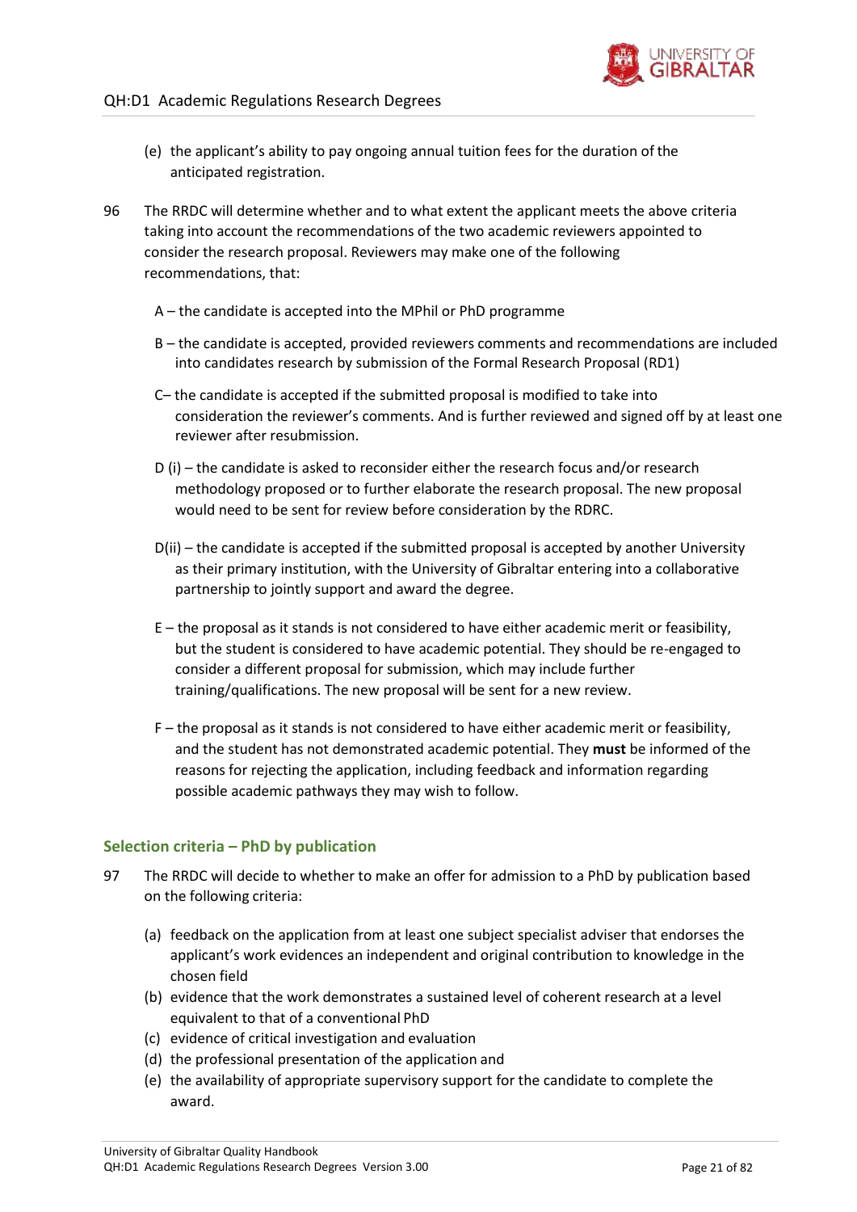(e) the applicant's ability to pay ongoing annual tuition fees for the duration of the anticipated registration.

96 The RRDC will determine whether and to what extent the applicant meets the above criteria taking into account the recommendations of the two academic reviewers appointed to consider the research proposal. Reviewers may make one of the following recommendations, that:

A – the candidate is accepted into the MPhil or PhD programme

B – the candidate is accepted, provided reviewers comments and recommendations are included into candidates research by submission of the Formal Research Proposal (RD1)

C– the candidate is accepted if the submitted proposal is modified to take into consideration the reviewer's comments. And is further reviewed and signed off by at least one reviewer after resubmission.

D (i) – the candidate is asked to reconsider either the research focus and/or research methodology proposed or to further elaborate the research proposal. The new proposal would need to be sent for review before consideration by the RDRC.

D(ii) – the candidate is accepted if the submitted proposal is accepted by another University as their primary institution, with the University of Gibraltar entering into a collaborative partnership to jointly support and award the degree.

E – the proposal as it stands is not considered to have either academic merit or feasibility, but the student is considered to have academic potential. They should be re-engaged to consider a different proposal for submission, which may include further training/qualifications. The new proposal will be sent for a new review.

F – the proposal as it stands is not considered to have either academic merit or feasibility, and the student has not demonstrated academic potential. They **must** be informed of the reasons for rejecting the application, including feedback and information regarding possible academic pathways they may wish to follow.

### Selection criteria – PhD by publication

97 The RRDC will decide to whether to make an offer for admission to a PhD by publication based on the following criteria:

(a) feedback on the application from at least one subject specialist adviser that endorses the applicant's work evidences an independent and original contribution to knowledge in the chosen field
(b) evidence that the work demonstrates a sustained level of coherent research at a level equivalent to that of a conventional PhD
(c) evidence of critical investigation and evaluation
(d) the professional presentation of the application and
(e) the availability of appropriate supervisory support for the candidate to complete the award.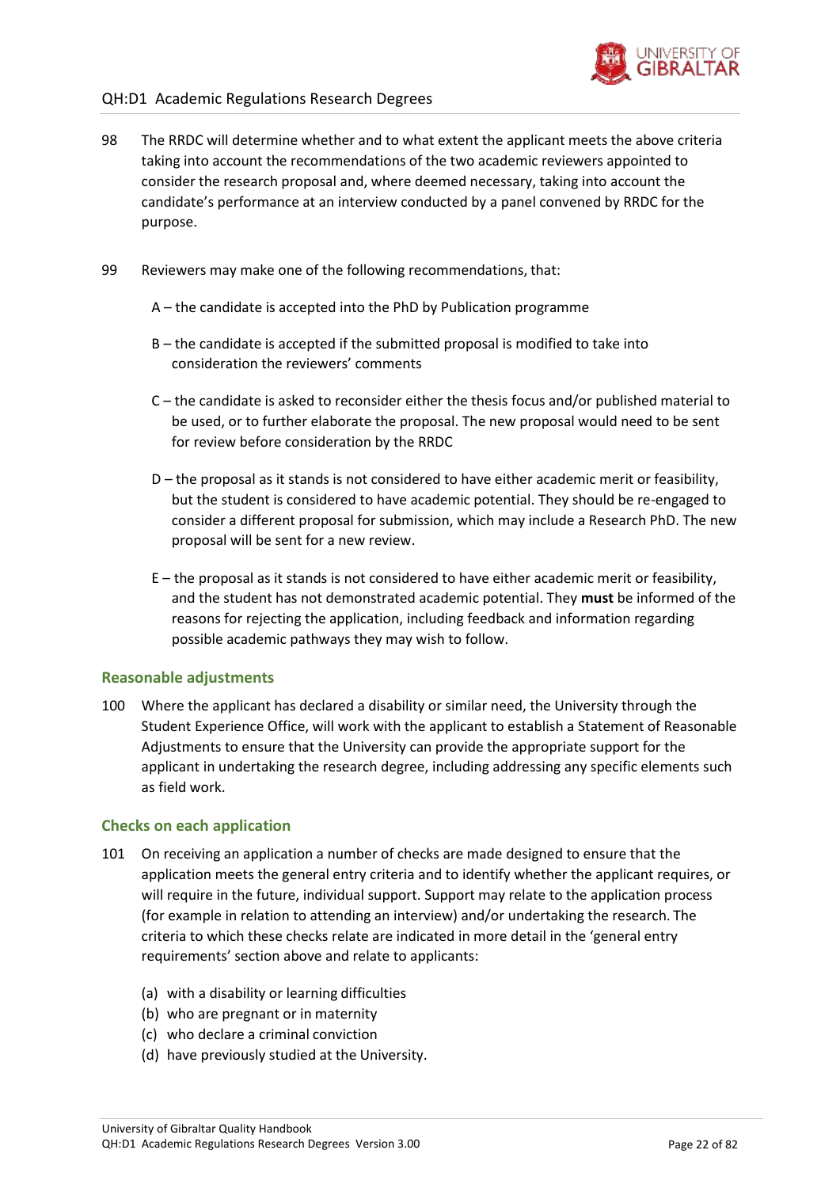98 The RRDC will determine whether and to what extent the applicant meets the above criteria taking into account the recommendations of the two academic reviewers appointed to consider the research proposal and, where deemed necessary, taking into account the candidate's performance at an interview conducted by a panel convened by RRDC for the purpose.

99 Reviewers may make one of the following recommendations, that:

A – the candidate is accepted into the PhD by Publication programme

B – the candidate is accepted if the submitted proposal is modified to take into consideration the reviewers' comments

C – the candidate is asked to reconsider either the thesis focus and/or published material to be used, or to further elaborate the proposal. The new proposal would need to be sent for review before consideration by the RRDC

D – the proposal as it stands is not considered to have either academic merit or feasibility, but the student is considered to have academic potential. They should be re-engaged to consider a different proposal for submission, which may include a Research PhD. The new proposal will be sent for a new review.

E – the proposal as it stands is not considered to have either academic merit or feasibility, and the student has not demonstrated academic potential. They **must** be informed of the reasons for rejecting the application, including feedback and information regarding possible academic pathways they may wish to follow.

## Reasonable adjustments

100 Where the applicant has declared a disability or similar need, the University through the Student Experience Office, will work with the applicant to establish a Statement of Reasonable Adjustments to ensure that the University can provide the appropriate support for the applicant in undertaking the research degree, including addressing any specific elements such as field work.

## Checks on each application

101 On receiving an application a number of checks are made designed to ensure that the application meets the general entry criteria and to identify whether the applicant requires, or will require in the future, individual support. Support may relate to the application process (for example in relation to attending an interview) and/or undertaking the research. The criteria to which these checks relate are indicated in more detail in the 'general entry requirements' section above and relate to applicants:

(a) with a disability or learning difficulties
(b) who are pregnant or in maternity
(c) who declare a criminal conviction
(d) have previously studied at the University.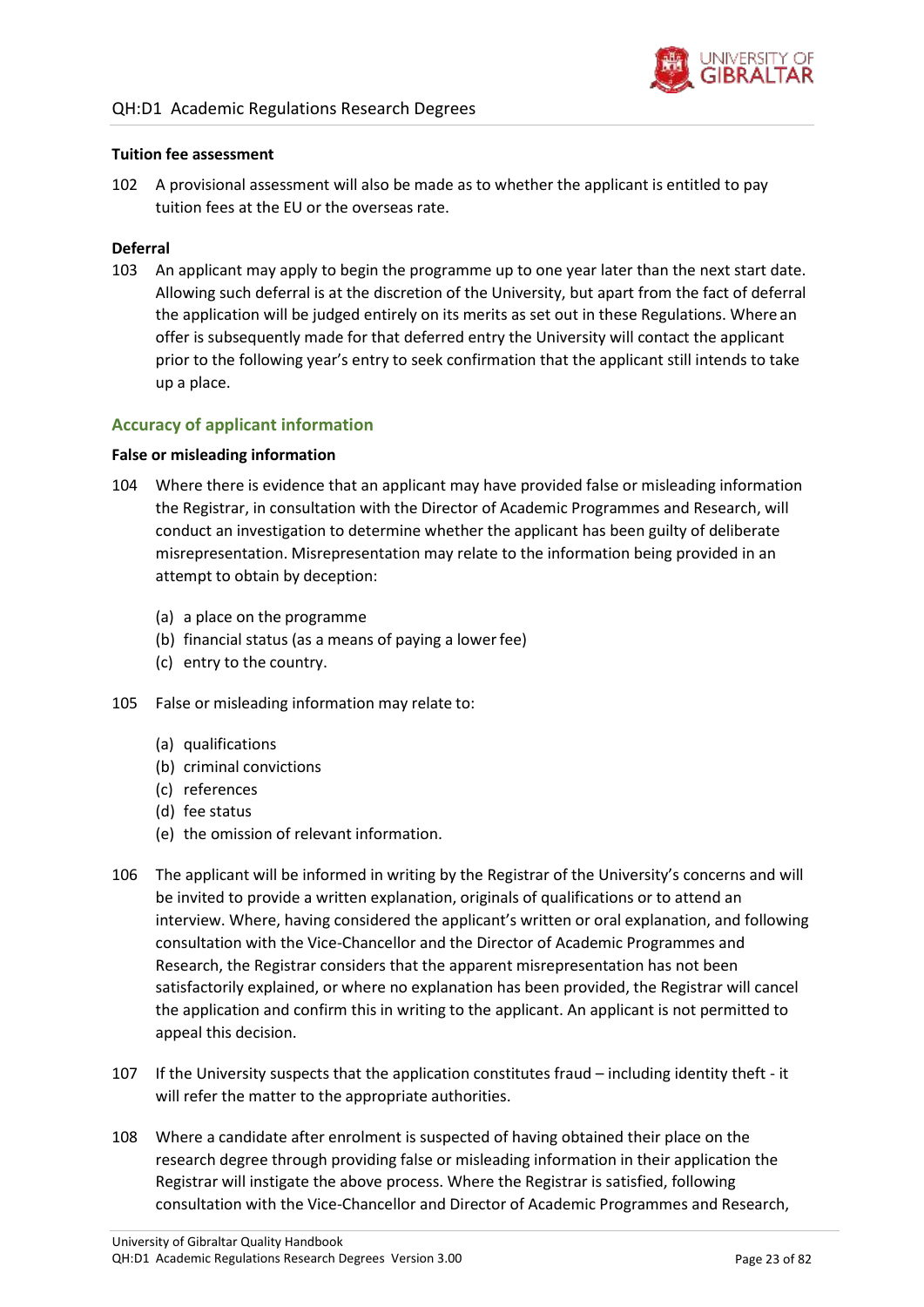**Tuition fee assessment**

102 A provisional assessment will also be made as to whether the applicant is entitled to pay tuition fees at the EU or the overseas rate.

**Deferral**

103 An applicant may apply to begin the programme up to one year later than the next start date. Allowing such deferral is at the discretion of the University, but apart from the fact of deferral the application will be judged entirely on its merits as set out in these Regulations. Where an offer is subsequently made for that deferred entry the University will contact the applicant prior to the following year's entry to seek confirmation that the applicant still intends to take up a place.

## Accuracy of applicant information

**False or misleading information**

104 Where there is evidence that an applicant may have provided false or misleading information the Registrar, in consultation with the Director of Academic Programmes and Research, will conduct an investigation to determine whether the applicant has been guilty of deliberate misrepresentation. Misrepresentation may relate to the information being provided in an attempt to obtain by deception:

(a) a place on the programme
(b) financial status (as a means of paying a lower fee)
(c) entry to the country.

105 False or misleading information may relate to:

(a) qualifications
(b) criminal convictions
(c) references
(d) fee status
(e) the omission of relevant information.

106 The applicant will be informed in writing by the Registrar of the University's concerns and will be invited to provide a written explanation, originals of qualifications or to attend an interview. Where, having considered the applicant's written or oral explanation, and following consultation with the Vice-Chancellor and the Director of Academic Programmes and Research, the Registrar considers that the apparent misrepresentation has not been satisfactorily explained, or where no explanation has been provided, the Registrar will cancel the application and confirm this in writing to the applicant. An applicant is not permitted to appeal this decision.

107 If the University suspects that the application constitutes fraud – including identity theft - it will refer the matter to the appropriate authorities.

108 Where a candidate after enrolment is suspected of having obtained their place on the research degree through providing false or misleading information in their application the Registrar will instigate the above process. Where the Registrar is satisfied, following consultation with the Vice-Chancellor and Director of Academic Programmes and Research,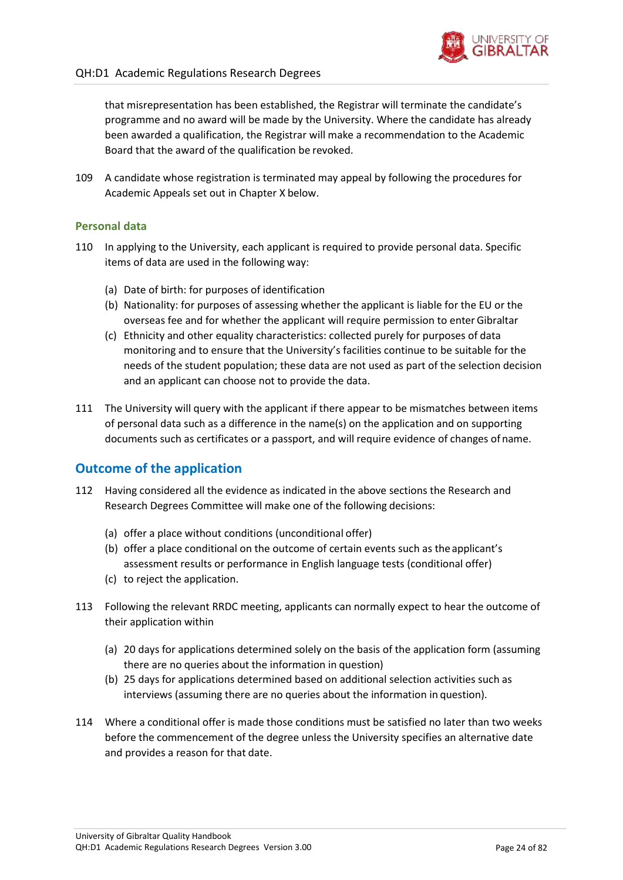that misrepresentation has been established, the Registrar will terminate the candidate's programme and no award will be made by the University. Where the candidate has already been awarded a qualification, the Registrar will make a recommendation to the Academic Board that the award of the qualification be revoked.

109 A candidate whose registration is terminated may appeal by following the procedures for Academic Appeals set out in Chapter X below.

### Personal data

110 In applying to the University, each applicant is required to provide personal data. Specific items of data are used in the following way:

(a) Date of birth: for purposes of identification
(b) Nationality: for purposes of assessing whether the applicant is liable for the EU or the overseas fee and for whether the applicant will require permission to enter Gibraltar
(c) Ethnicity and other equality characteristics: collected purely for purposes of data monitoring and to ensure that the University's facilities continue to be suitable for the needs of the student population; these data are not used as part of the selection decision and an applicant can choose not to provide the data.

111 The University will query with the applicant if there appear to be mismatches between items of personal data such as a difference in the name(s) on the application and on supporting documents such as certificates or a passport, and will require evidence of changes of name.

## Outcome of the application

112 Having considered all the evidence as indicated in the above sections the Research and Research Degrees Committee will make one of the following decisions:

(a) offer a place without conditions (unconditional offer)
(b) offer a place conditional on the outcome of certain events such as the applicant's assessment results or performance in English language tests (conditional offer)
(c) to reject the application.

113 Following the relevant RRDC meeting, applicants can normally expect to hear the outcome of their application within

(a) 20 days for applications determined solely on the basis of the application form (assuming there are no queries about the information in question)
(b) 25 days for applications determined based on additional selection activities such as interviews (assuming there are no queries about the information in question).

114 Where a conditional offer is made those conditions must be satisfied no later than two weeks before the commencement of the degree unless the University specifies an alternative date and provides a reason for that date.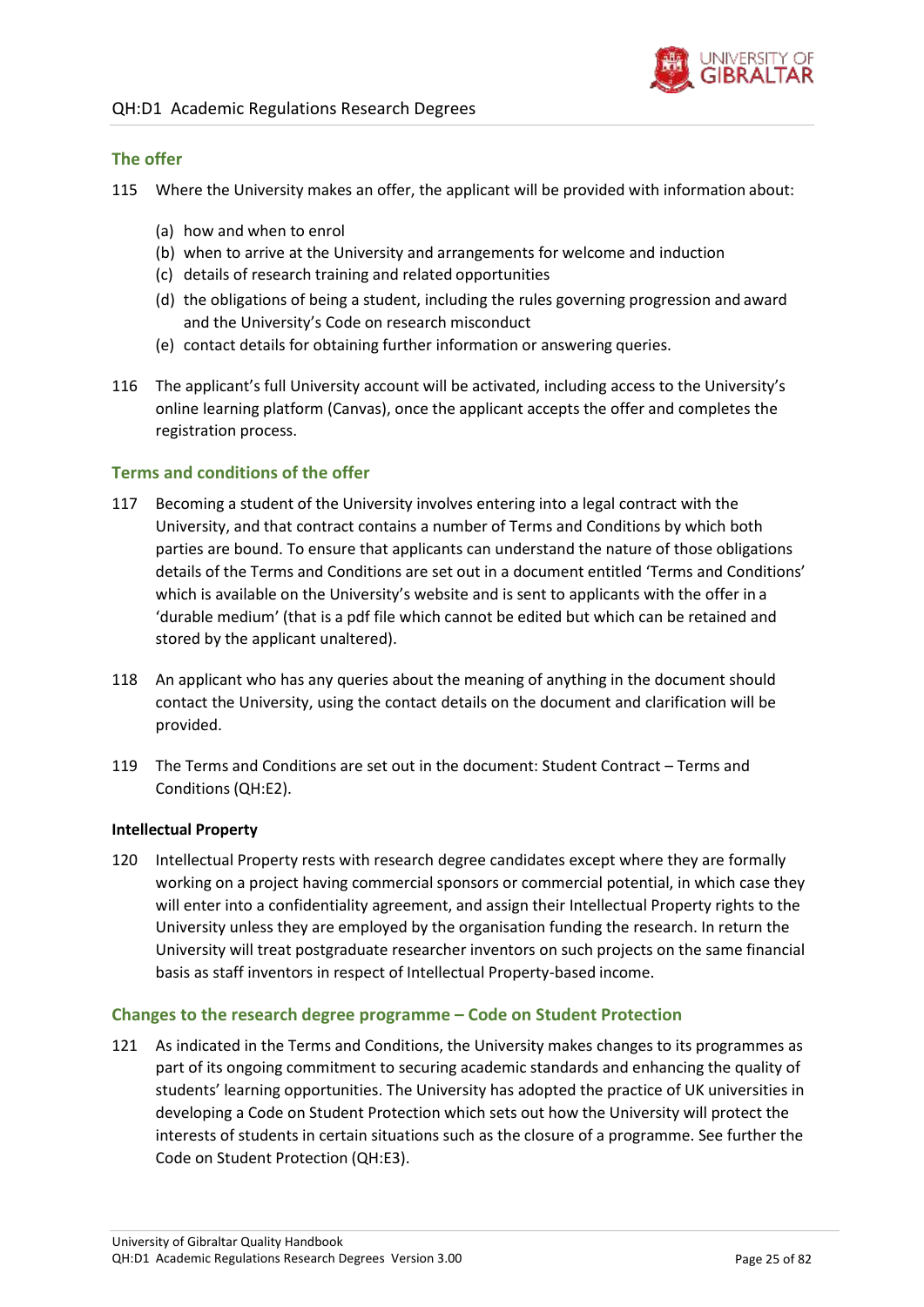## The offer

115 Where the University makes an offer, the applicant will be provided with information about:

(a) how and when to enrol
(b) when to arrive at the University and arrangements for welcome and induction
(c) details of research training and related opportunities
(d) the obligations of being a student, including the rules governing progression and award and the University's Code on research misconduct
(e) contact details for obtaining further information or answering queries.

116 The applicant's full University account will be activated, including access to the University's online learning platform (Canvas), once the applicant accepts the offer and completes the registration process.

## Terms and conditions of the offer

117 Becoming a student of the University involves entering into a legal contract with the University, and that contract contains a number of Terms and Conditions by which both parties are bound. To ensure that applicants can understand the nature of those obligations details of the Terms and Conditions are set out in a document entitled 'Terms and Conditions' which is available on the University's website and is sent to applicants with the offer in a 'durable medium' (that is a pdf file which cannot be edited but which can be retained and stored by the applicant unaltered).

118 An applicant who has any queries about the meaning of anything in the document should contact the University, using the contact details on the document and clarification will be provided.

119 The Terms and Conditions are set out in the document: Student Contract – Terms and Conditions (QH:E2).

### Intellectual Property

120 Intellectual Property rests with research degree candidates except where they are formally working on a project having commercial sponsors or commercial potential, in which case they will enter into a confidentiality agreement, and assign their Intellectual Property rights to the University unless they are employed by the organisation funding the research. In return the University will treat postgraduate researcher inventors on such projects on the same financial basis as staff inventors in respect of Intellectual Property-based income.

## Changes to the research degree programme – Code on Student Protection

121 As indicated in the Terms and Conditions, the University makes changes to its programmes as part of its ongoing commitment to securing academic standards and enhancing the quality of students' learning opportunities. The University has adopted the practice of UK universities in developing a Code on Student Protection which sets out how the University will protect the interests of students in certain situations such as the closure of a programme. See further the Code on Student Protection (QH:E3).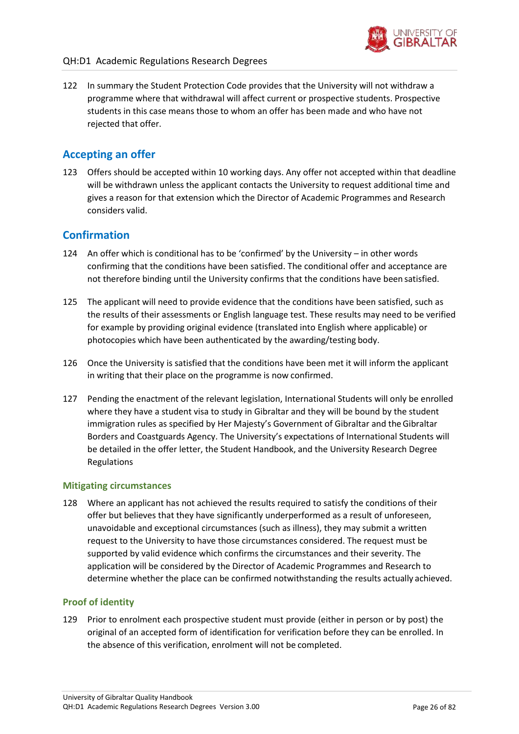122 In summary the Student Protection Code provides that the University will not withdraw a programme where that withdrawal will affect current or prospective students. Prospective students in this case means those to whom an offer has been made and who have not rejected that offer.

## Accepting an offer

123 Offers should be accepted within 10 working days. Any offer not accepted within that deadline will be withdrawn unless the applicant contacts the University to request additional time and gives a reason for that extension which the Director of Academic Programmes and Research considers valid.

## Confirmation

124 An offer which is conditional has to be 'confirmed' by the University – in other words confirming that the conditions have been satisfied. The conditional offer and acceptance are not therefore binding until the University confirms that the conditions have been satisfied.

125 The applicant will need to provide evidence that the conditions have been satisfied, such as the results of their assessments or English language test. These results may need to be verified for example by providing original evidence (translated into English where applicable) or photocopies which have been authenticated by the awarding/testing body.

126 Once the University is satisfied that the conditions have been met it will inform the applicant in writing that their place on the programme is now confirmed.

127 Pending the enactment of the relevant legislation, International Students will only be enrolled where they have a student visa to study in Gibraltar and they will be bound by the student immigration rules as specified by Her Majesty's Government of Gibraltar and the Gibraltar Borders and Coastguards Agency. The University's expectations of International Students will be detailed in the offer letter, the Student Handbook, and the University Research Degree Regulations

### Mitigating circumstances

128 Where an applicant has not achieved the results required to satisfy the conditions of their offer but believes that they have significantly underperformed as a result of unforeseen, unavoidable and exceptional circumstances (such as illness), they may submit a written request to the University to have those circumstances considered. The request must be supported by valid evidence which confirms the circumstances and their severity. The application will be considered by the Director of Academic Programmes and Research to determine whether the place can be confirmed notwithstanding the results actually achieved.

### Proof of identity

129 Prior to enrolment each prospective student must provide (either in person or by post) the original of an accepted form of identification for verification before they can be enrolled. In the absence of this verification, enrolment will not be completed.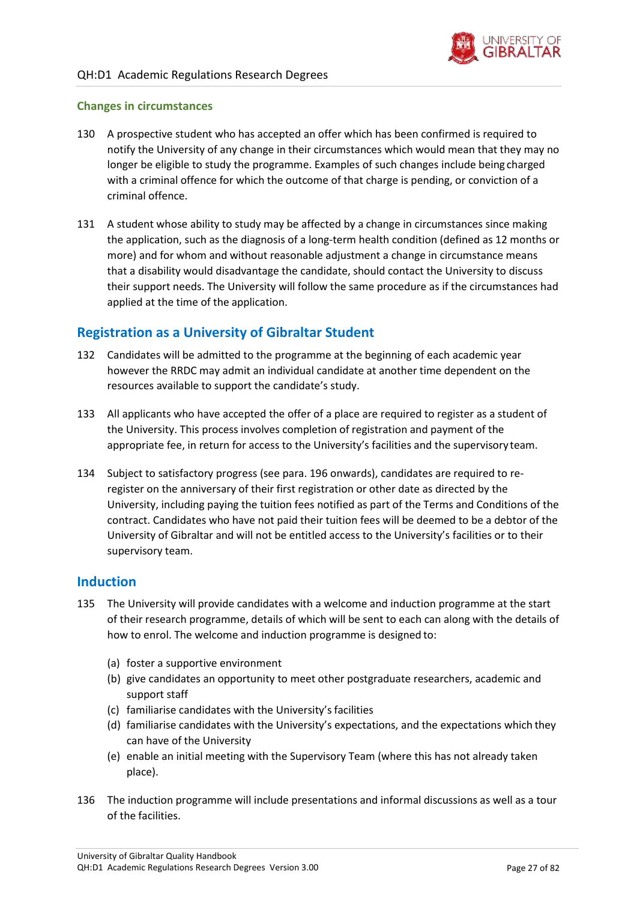### Changes in circumstances

130 A prospective student who has accepted an offer which has been confirmed is required to notify the University of any change in their circumstances which would mean that they may no longer be eligible to study the programme. Examples of such changes include being charged with a criminal offence for which the outcome of that charge is pending, or conviction of a criminal offence.

131 A student whose ability to study may be affected by a change in circumstances since making the application, such as the diagnosis of a long-term health condition (defined as 12 months or more) and for whom and without reasonable adjustment a change in circumstance means that a disability would disadvantage the candidate, should contact the University to discuss their support needs. The University will follow the same procedure as if the circumstances had applied at the time of the application.

## Registration as a University of Gibraltar Student

132 Candidates will be admitted to the programme at the beginning of each academic year however the RRDC may admit an individual candidate at another time dependent on the resources available to support the candidate's study.

133 All applicants who have accepted the offer of a place are required to register as a student of the University. This process involves completion of registration and payment of the appropriate fee, in return for access to the University's facilities and the supervisory team.

134 Subject to satisfactory progress (see para. 196 onwards), candidates are required to re-register on the anniversary of their first registration or other date as directed by the University, including paying the tuition fees notified as part of the Terms and Conditions of the contract. Candidates who have not paid their tuition fees will be deemed to be a debtor of the University of Gibraltar and will not be entitled access to the University's facilities or to their supervisory team.

## Induction

135 The University will provide candidates with a welcome and induction programme at the start of their research programme, details of which will be sent to each can along with the details of how to enrol. The welcome and induction programme is designed to:

(a) foster a supportive environment
(b) give candidates an opportunity to meet other postgraduate researchers, academic and support staff
(c) familiarise candidates with the University's facilities
(d) familiarise candidates with the University's expectations, and the expectations which they can have of the University
(e) enable an initial meeting with the Supervisory Team (where this has not already taken place).

136 The induction programme will include presentations and informal discussions as well as a tour of the facilities.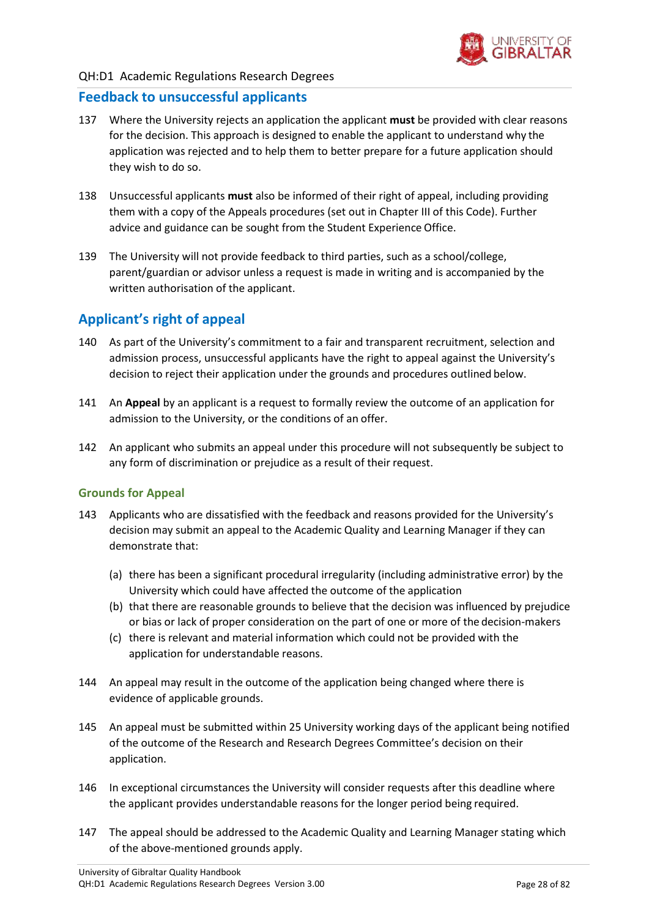## Feedback to unsuccessful applicants

137 Where the University rejects an application the applicant **must** be provided with clear reasons for the decision. This approach is designed to enable the applicant to understand why the application was rejected and to help them to better prepare for a future application should they wish to do so.

138 Unsuccessful applicants **must** also be informed of their right of appeal, including providing them with a copy of the Appeals procedures (set out in Chapter III of this Code). Further advice and guidance can be sought from the Student Experience Office.

139 The University will not provide feedback to third parties, such as a school/college, parent/guardian or advisor unless a request is made in writing and is accompanied by the written authorisation of the applicant.

## Applicant's right of appeal

140 As part of the University's commitment to a fair and transparent recruitment, selection and admission process, unsuccessful applicants have the right to appeal against the University's decision to reject their application under the grounds and procedures outlined below.

141 An **Appeal** by an applicant is a request to formally review the outcome of an application for admission to the University, or the conditions of an offer.

142 An applicant who submits an appeal under this procedure will not subsequently be subject to any form of discrimination or prejudice as a result of their request.

### Grounds for Appeal

143 Applicants who are dissatisfied with the feedback and reasons provided for the University's decision may submit an appeal to the Academic Quality and Learning Manager if they can demonstrate that:

- (a) there has been a significant procedural irregularity (including administrative error) by the University which could have affected the outcome of the application
- (b) that there are reasonable grounds to believe that the decision was influenced by prejudice or bias or lack of proper consideration on the part of one or more of the decision-makers
- (c) there is relevant and material information which could not be provided with the application for understandable reasons.

144 An appeal may result in the outcome of the application being changed where there is evidence of applicable grounds.

145 An appeal must be submitted within 25 University working days of the applicant being notified of the outcome of the Research and Research Degrees Committee's decision on their application.

146 In exceptional circumstances the University will consider requests after this deadline where the applicant provides understandable reasons for the longer period being required.

147 The appeal should be addressed to the Academic Quality and Learning Manager stating which of the above-mentioned grounds apply.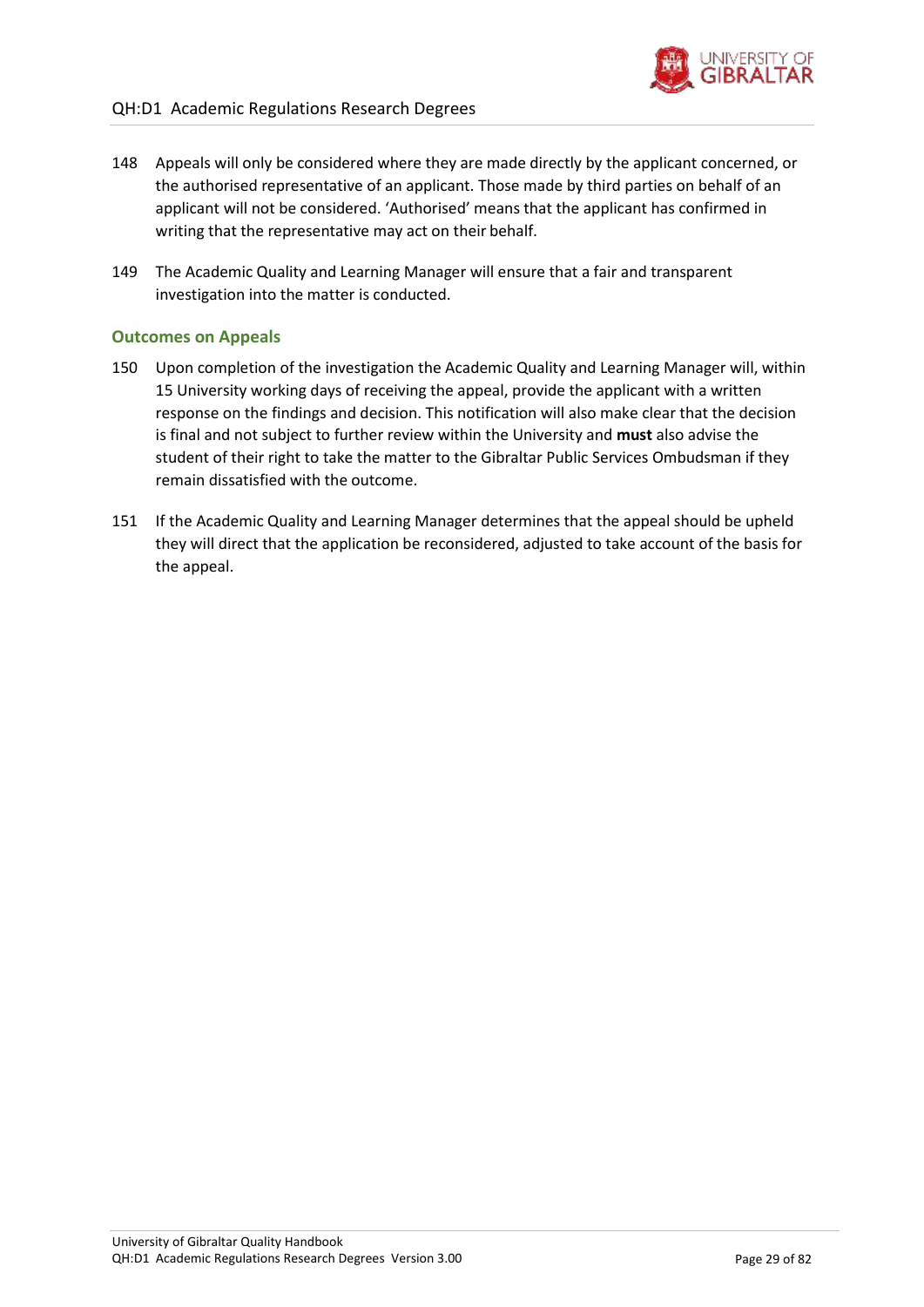148 Appeals will only be considered where they are made directly by the applicant concerned, or the authorised representative of an applicant. Those made by third parties on behalf of an applicant will not be considered. 'Authorised' means that the applicant has confirmed in writing that the representative may act on their behalf.

149 The Academic Quality and Learning Manager will ensure that a fair and transparent investigation into the matter is conducted.

### Outcomes on Appeals

150 Upon completion of the investigation the Academic Quality and Learning Manager will, within 15 University working days of receiving the appeal, provide the applicant with a written response on the findings and decision. This notification will also make clear that the decision is final and not subject to further review within the University and **must** also advise the student of their right to take the matter to the Gibraltar Public Services Ombudsman if they remain dissatisfied with the outcome.

151 If the Academic Quality and Learning Manager determines that the appeal should be upheld they will direct that the application be reconsidered, adjusted to take account of the basis for the appeal.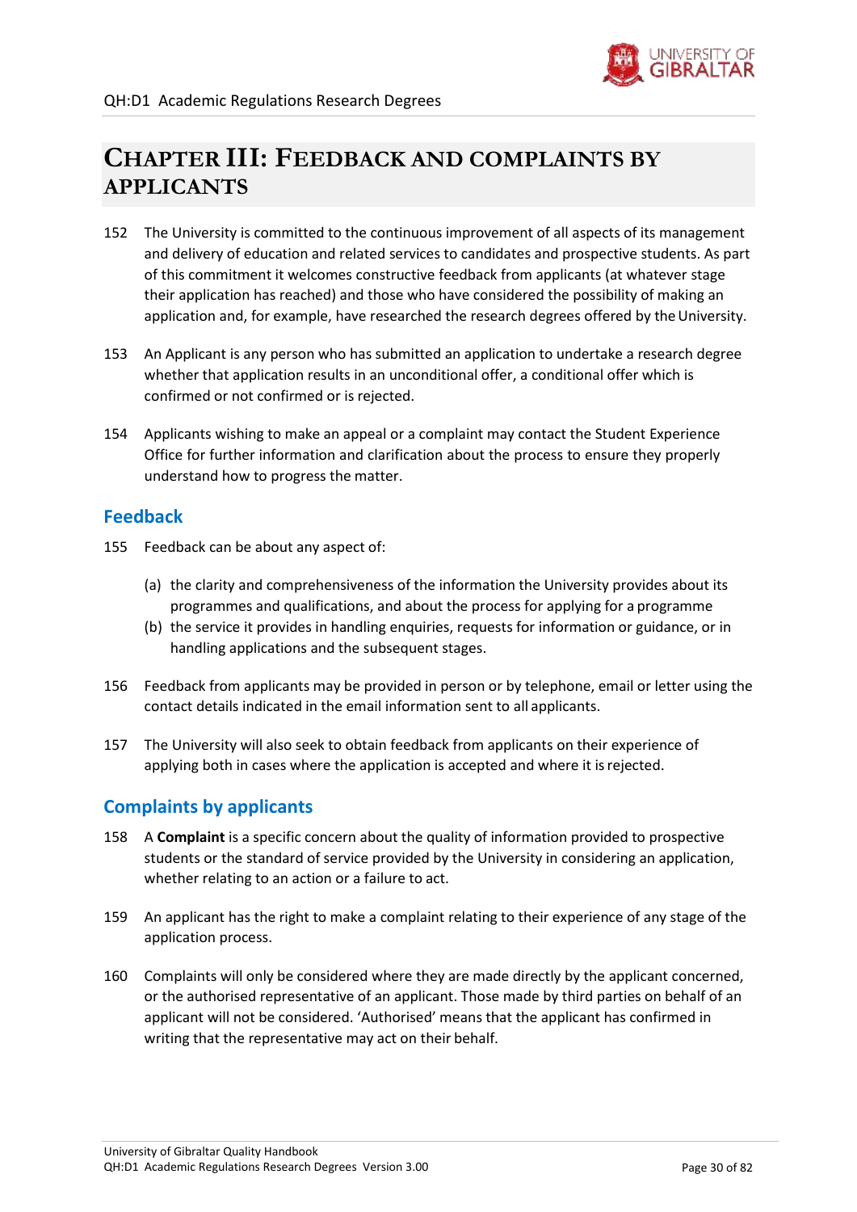# CHAPTER III: FEEDBACK AND COMPLAINTS BY APPLICANTS

152 The University is committed to the continuous improvement of all aspects of its management and delivery of education and related services to candidates and prospective students. As part of this commitment it welcomes constructive feedback from applicants (at whatever stage their application has reached) and those who have considered the possibility of making an application and, for example, have researched the research degrees offered by the University.

153 An Applicant is any person who has submitted an application to undertake a research degree whether that application results in an unconditional offer, a conditional offer which is confirmed or not confirmed or is rejected.

154 Applicants wishing to make an appeal or a complaint may contact the Student Experience Office for further information and clarification about the process to ensure they properly understand how to progress the matter.

## Feedback

155 Feedback can be about any aspect of:

(a) the clarity and comprehensiveness of the information the University provides about its programmes and qualifications, and about the process for applying for a programme

(b) the service it provides in handling enquiries, requests for information or guidance, or in handling applications and the subsequent stages.

156 Feedback from applicants may be provided in person or by telephone, email or letter using the contact details indicated in the email information sent to all applicants.

157 The University will also seek to obtain feedback from applicants on their experience of applying both in cases where the application is accepted and where it is rejected.

## Complaints by applicants

158 A **Complaint** is a specific concern about the quality of information provided to prospective students or the standard of service provided by the University in considering an application, whether relating to an action or a failure to act.

159 An applicant has the right to make a complaint relating to their experience of any stage of the application process.

160 Complaints will only be considered where they are made directly by the applicant concerned, or the authorised representative of an applicant. Those made by third parties on behalf of an applicant will not be considered. 'Authorised' means that the applicant has confirmed in writing that the representative may act on their behalf.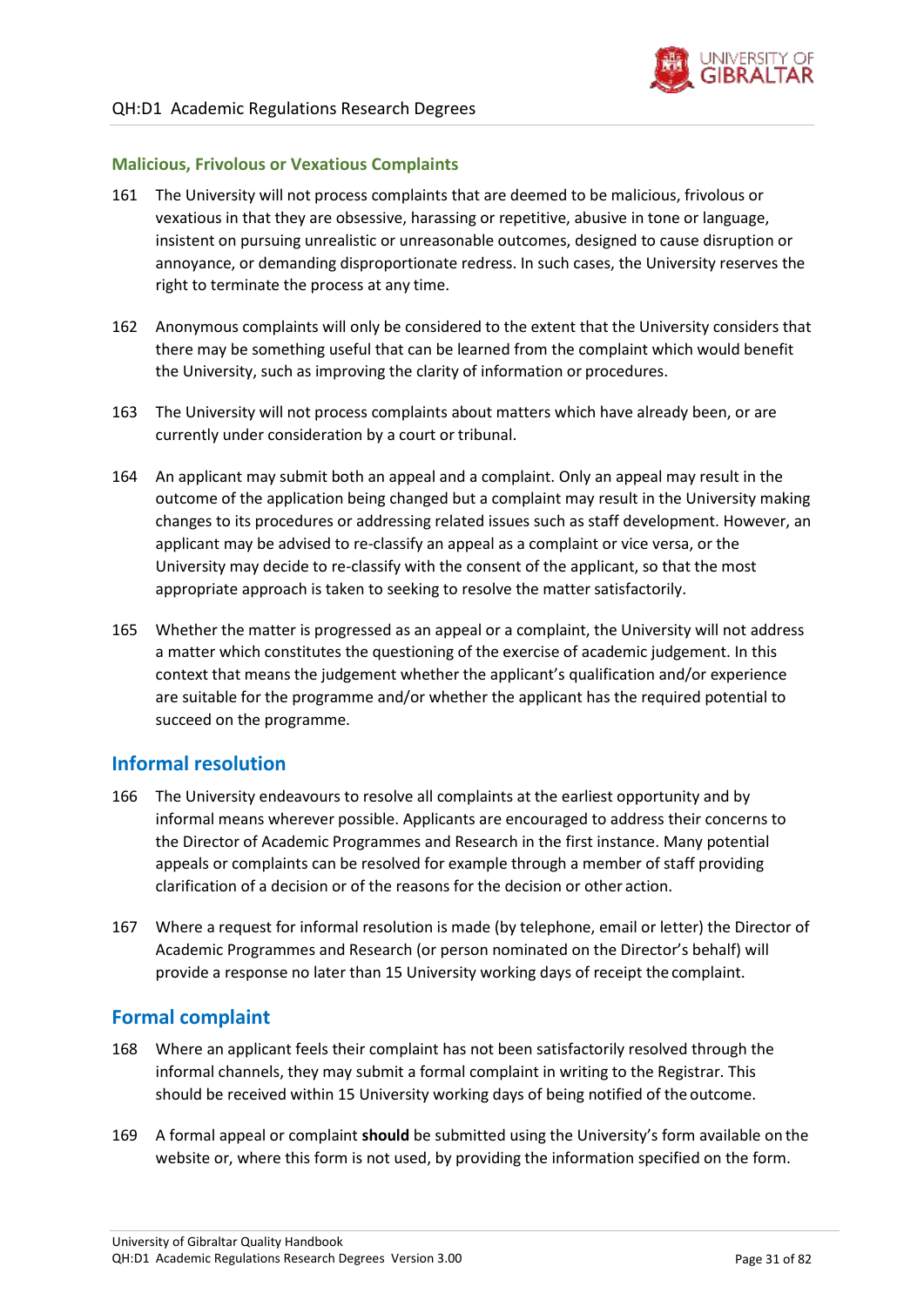### Malicious, Frivolous or Vexatious Complaints

161 The University will not process complaints that are deemed to be malicious, frivolous or vexatious in that they are obsessive, harassing or repetitive, abusive in tone or language, insistent on pursuing unrealistic or unreasonable outcomes, designed to cause disruption or annoyance, or demanding disproportionate redress. In such cases, the University reserves the right to terminate the process at any time.

162 Anonymous complaints will only be considered to the extent that the University considers that there may be something useful that can be learned from the complaint which would benefit the University, such as improving the clarity of information or procedures.

163 The University will not process complaints about matters which have already been, or are currently under consideration by a court or tribunal.

164 An applicant may submit both an appeal and a complaint. Only an appeal may result in the outcome of the application being changed but a complaint may result in the University making changes to its procedures or addressing related issues such as staff development. However, an applicant may be advised to re-classify an appeal as a complaint or vice versa, or the University may decide to re-classify with the consent of the applicant, so that the most appropriate approach is taken to seeking to resolve the matter satisfactorily.

165 Whether the matter is progressed as an appeal or a complaint, the University will not address a matter which constitutes the questioning of the exercise of academic judgement. In this context that means the judgement whether the applicant's qualification and/or experience are suitable for the programme and/or whether the applicant has the required potential to succeed on the programme.

## Informal resolution

166 The University endeavours to resolve all complaints at the earliest opportunity and by informal means wherever possible. Applicants are encouraged to address their concerns to the Director of Academic Programmes and Research in the first instance. Many potential appeals or complaints can be resolved for example through a member of staff providing clarification of a decision or of the reasons for the decision or other action.

167 Where a request for informal resolution is made (by telephone, email or letter) the Director of Academic Programmes and Research (or person nominated on the Director's behalf) will provide a response no later than 15 University working days of receipt the complaint.

## Formal complaint

168 Where an applicant feels their complaint has not been satisfactorily resolved through the informal channels, they may submit a formal complaint in writing to the Registrar. This should be received within 15 University working days of being notified of the outcome.

169 A formal appeal or complaint **should** be submitted using the University's form available on the website or, where this form is not used, by providing the information specified on the form.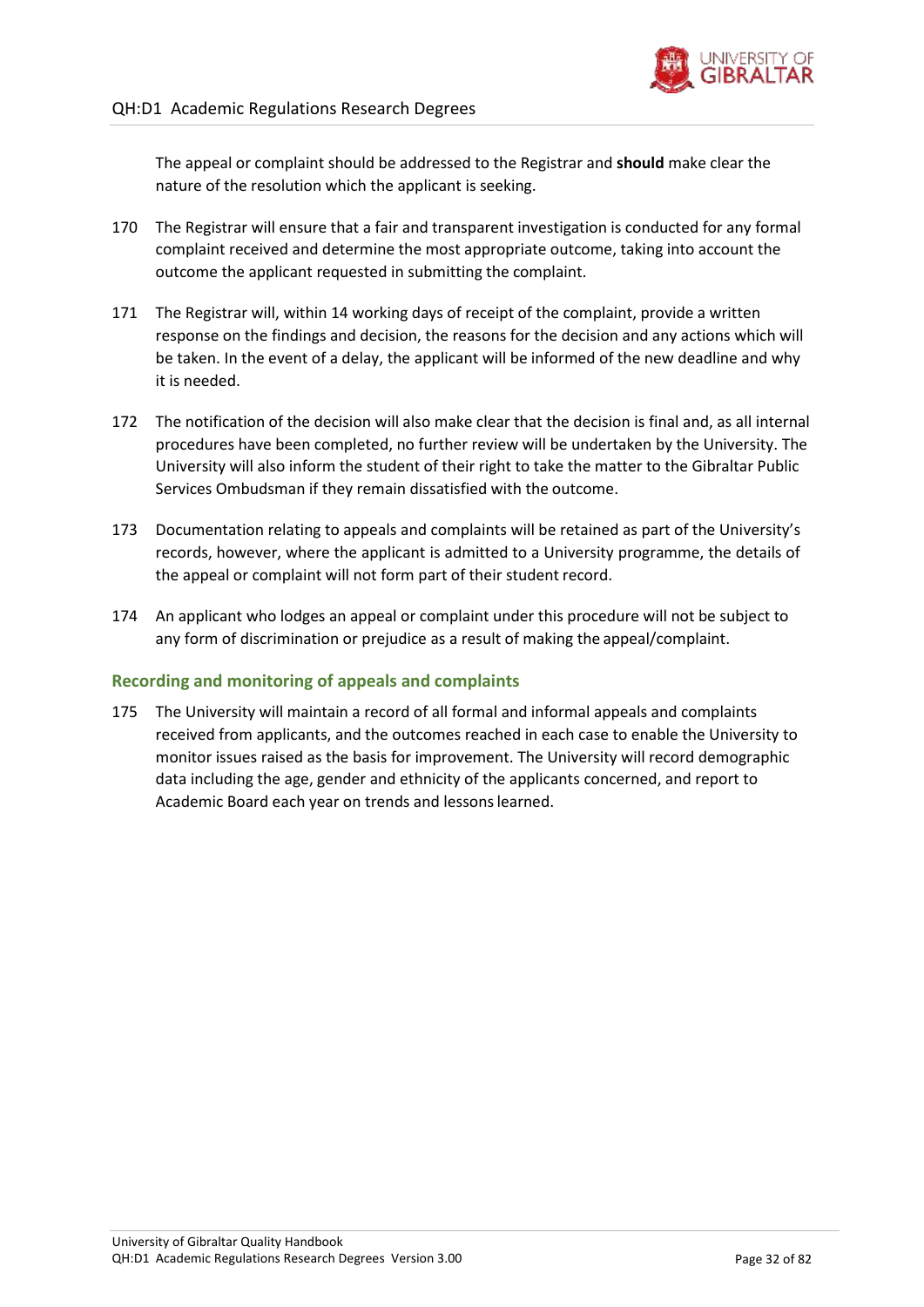The appeal or complaint should be addressed to the Registrar and **should** make clear the nature of the resolution which the applicant is seeking.

170 The Registrar will ensure that a fair and transparent investigation is conducted for any formal complaint received and determine the most appropriate outcome, taking into account the outcome the applicant requested in submitting the complaint.

171 The Registrar will, within 14 working days of receipt of the complaint, provide a written response on the findings and decision, the reasons for the decision and any actions which will be taken. In the event of a delay, the applicant will be informed of the new deadline and why it is needed.

172 The notification of the decision will also make clear that the decision is final and, as all internal procedures have been completed, no further review will be undertaken by the University. The University will also inform the student of their right to take the matter to the Gibraltar Public Services Ombudsman if they remain dissatisfied with the outcome.

173 Documentation relating to appeals and complaints will be retained as part of the University's records, however, where the applicant is admitted to a University programme, the details of the appeal or complaint will not form part of their student record.

174 An applicant who lodges an appeal or complaint under this procedure will not be subject to any form of discrimination or prejudice as a result of making the appeal/complaint.

### Recording and monitoring of appeals and complaints

175 The University will maintain a record of all formal and informal appeals and complaints received from applicants, and the outcomes reached in each case to enable the University to monitor issues raised as the basis for improvement. The University will record demographic data including the age, gender and ethnicity of the applicants concerned, and report to Academic Board each year on trends and lessons learned.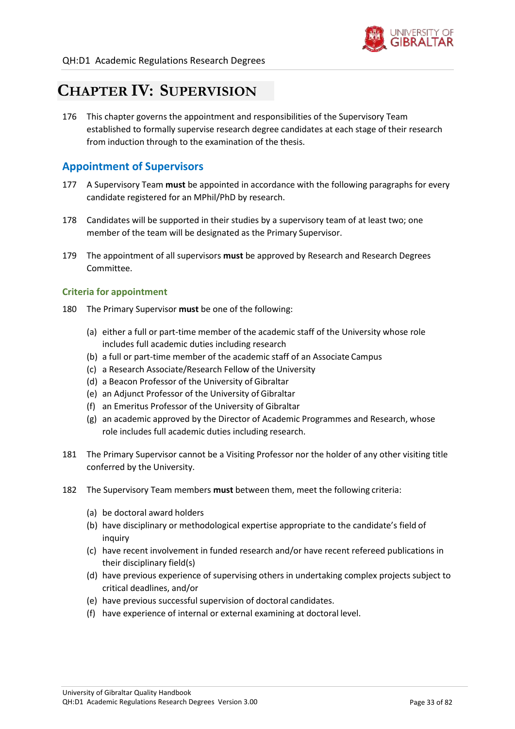# Chapter IV: Supervision

176 This chapter governs the appointment and responsibilities of the Supervisory Team established to formally supervise research degree candidates at each stage of their research from induction through to the examination of the thesis.

## Appointment of Supervisors

177 A Supervisory Team **must** be appointed in accordance with the following paragraphs for every candidate registered for an MPhil/PhD by research.

178 Candidates will be supported in their studies by a supervisory team of at least two; one member of the team will be designated as the Primary Supervisor.

179 The appointment of all supervisors **must** be approved by Research and Research Degrees Committee.

### Criteria for appointment

180 The Primary Supervisor **must** be one of the following:

(a) either a full or part-time member of the academic staff of the University whose role includes full academic duties including research
(b) a full or part-time member of the academic staff of an Associate Campus
(c) a Research Associate/Research Fellow of the University
(d) a Beacon Professor of the University of Gibraltar
(e) an Adjunct Professor of the University of Gibraltar
(f) an Emeritus Professor of the University of Gibraltar
(g) an academic approved by the Director of Academic Programmes and Research, whose role includes full academic duties including research.

181 The Primary Supervisor cannot be a Visiting Professor nor the holder of any other visiting title conferred by the University.

182 The Supervisory Team members **must** between them, meet the following criteria:

(a) be doctoral award holders
(b) have disciplinary or methodological expertise appropriate to the candidate's field of inquiry
(c) have recent involvement in funded research and/or have recent refereed publications in their disciplinary field(s)
(d) have previous experience of supervising others in undertaking complex projects subject to critical deadlines, and/or
(e) have previous successful supervision of doctoral candidates.
(f) have experience of internal or external examining at doctoral level.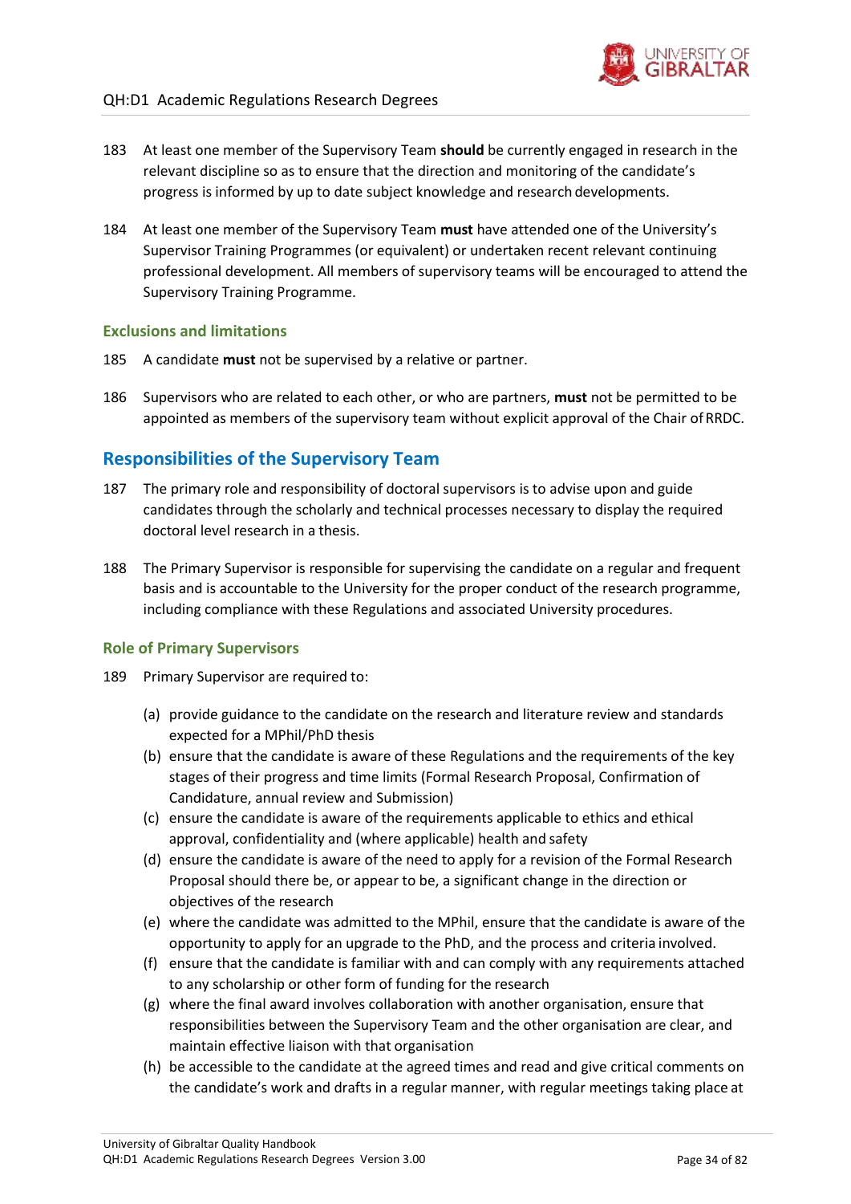183 At least one member of the Supervisory Team **should** be currently engaged in research in the relevant discipline so as to ensure that the direction and monitoring of the candidate's progress is informed by up to date subject knowledge and research developments.

184 At least one member of the Supervisory Team **must** have attended one of the University's Supervisor Training Programmes (or equivalent) or undertaken recent relevant continuing professional development. All members of supervisory teams will be encouraged to attend the Supervisory Training Programme.

### Exclusions and limitations

185 A candidate **must** not be supervised by a relative or partner.

186 Supervisors who are related to each other, or who are partners, **must** not be permitted to be appointed as members of the supervisory team without explicit approval of the Chair of RRDC.

## Responsibilities of the Supervisory Team

187 The primary role and responsibility of doctoral supervisors is to advise upon and guide candidates through the scholarly and technical processes necessary to display the required doctoral level research in a thesis.

188 The Primary Supervisor is responsible for supervising the candidate on a regular and frequent basis and is accountable to the University for the proper conduct of the research programme, including compliance with these Regulations and associated University procedures.

### Role of Primary Supervisors

189 Primary Supervisor are required to:

- (a) provide guidance to the candidate on the research and literature review and standards expected for a MPhil/PhD thesis
- (b) ensure that the candidate is aware of these Regulations and the requirements of the key stages of their progress and time limits (Formal Research Proposal, Confirmation of Candidature, annual review and Submission)
- (c) ensure the candidate is aware of the requirements applicable to ethics and ethical approval, confidentiality and (where applicable) health and safety
- (d) ensure the candidate is aware of the need to apply for a revision of the Formal Research Proposal should there be, or appear to be, a significant change in the direction or objectives of the research
- (e) where the candidate was admitted to the MPhil, ensure that the candidate is aware of the opportunity to apply for an upgrade to the PhD, and the process and criteria involved.
- (f) ensure that the candidate is familiar with and can comply with any requirements attached to any scholarship or other form of funding for the research
- (g) where the final award involves collaboration with another organisation, ensure that responsibilities between the Supervisory Team and the other organisation are clear, and maintain effective liaison with that organisation
- (h) be accessible to the candidate at the agreed times and read and give critical comments on the candidate's work and drafts in a regular manner, with regular meetings taking place at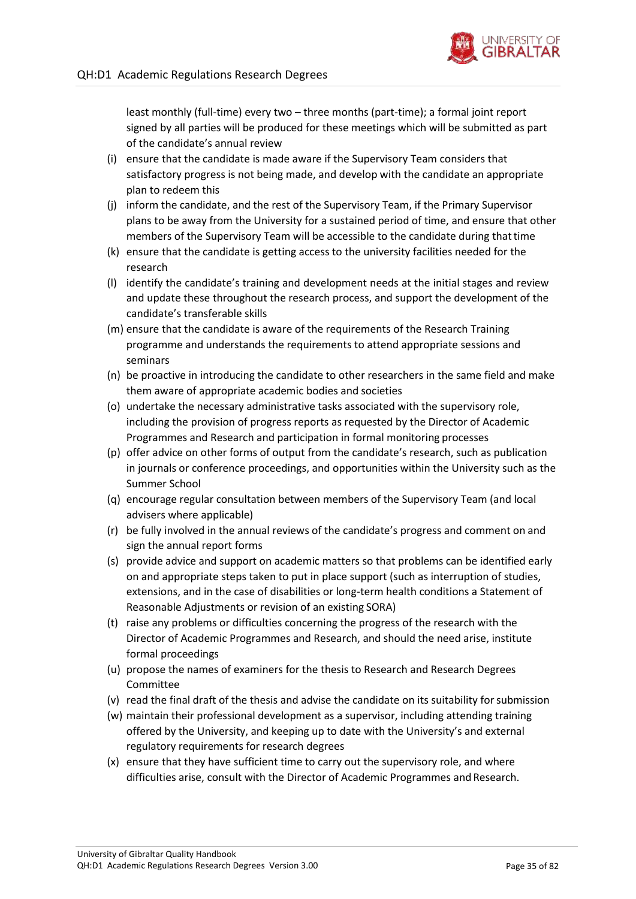least monthly (full-time) every two – three months (part-time); a formal joint report signed by all parties will be produced for these meetings which will be submitted as part of the candidate's annual review

(i) ensure that the candidate is made aware if the Supervisory Team considers that satisfactory progress is not being made, and develop with the candidate an appropriate plan to redeem this

(j) inform the candidate, and the rest of the Supervisory Team, if the Primary Supervisor plans to be away from the University for a sustained period of time, and ensure that other members of the Supervisory Team will be accessible to the candidate during that time

(k) ensure that the candidate is getting access to the university facilities needed for the research

(l) identify the candidate's training and development needs at the initial stages and review and update these throughout the research process, and support the development of the candidate's transferable skills

(m) ensure that the candidate is aware of the requirements of the Research Training programme and understands the requirements to attend appropriate sessions and seminars

(n) be proactive in introducing the candidate to other researchers in the same field and make them aware of appropriate academic bodies and societies

(o) undertake the necessary administrative tasks associated with the supervisory role, including the provision of progress reports as requested by the Director of Academic Programmes and Research and participation in formal monitoring processes

(p) offer advice on other forms of output from the candidate's research, such as publication in journals or conference proceedings, and opportunities within the University such as the Summer School

(q) encourage regular consultation between members of the Supervisory Team (and local advisers where applicable)

(r) be fully involved in the annual reviews of the candidate's progress and comment on and sign the annual report forms

(s) provide advice and support on academic matters so that problems can be identified early on and appropriate steps taken to put in place support (such as interruption of studies, extensions, and in the case of disabilities or long-term health conditions a Statement of Reasonable Adjustments or revision of an existing SORA)

(t) raise any problems or difficulties concerning the progress of the research with the Director of Academic Programmes and Research, and should the need arise, institute formal proceedings

(u) propose the names of examiners for the thesis to Research and Research Degrees Committee

(v) read the final draft of the thesis and advise the candidate on its suitability for submission

(w) maintain their professional development as a supervisor, including attending training offered by the University, and keeping up to date with the University's and external regulatory requirements for research degrees

(x) ensure that they have sufficient time to carry out the supervisory role, and where difficulties arise, consult with the Director of Academic Programmes and Research.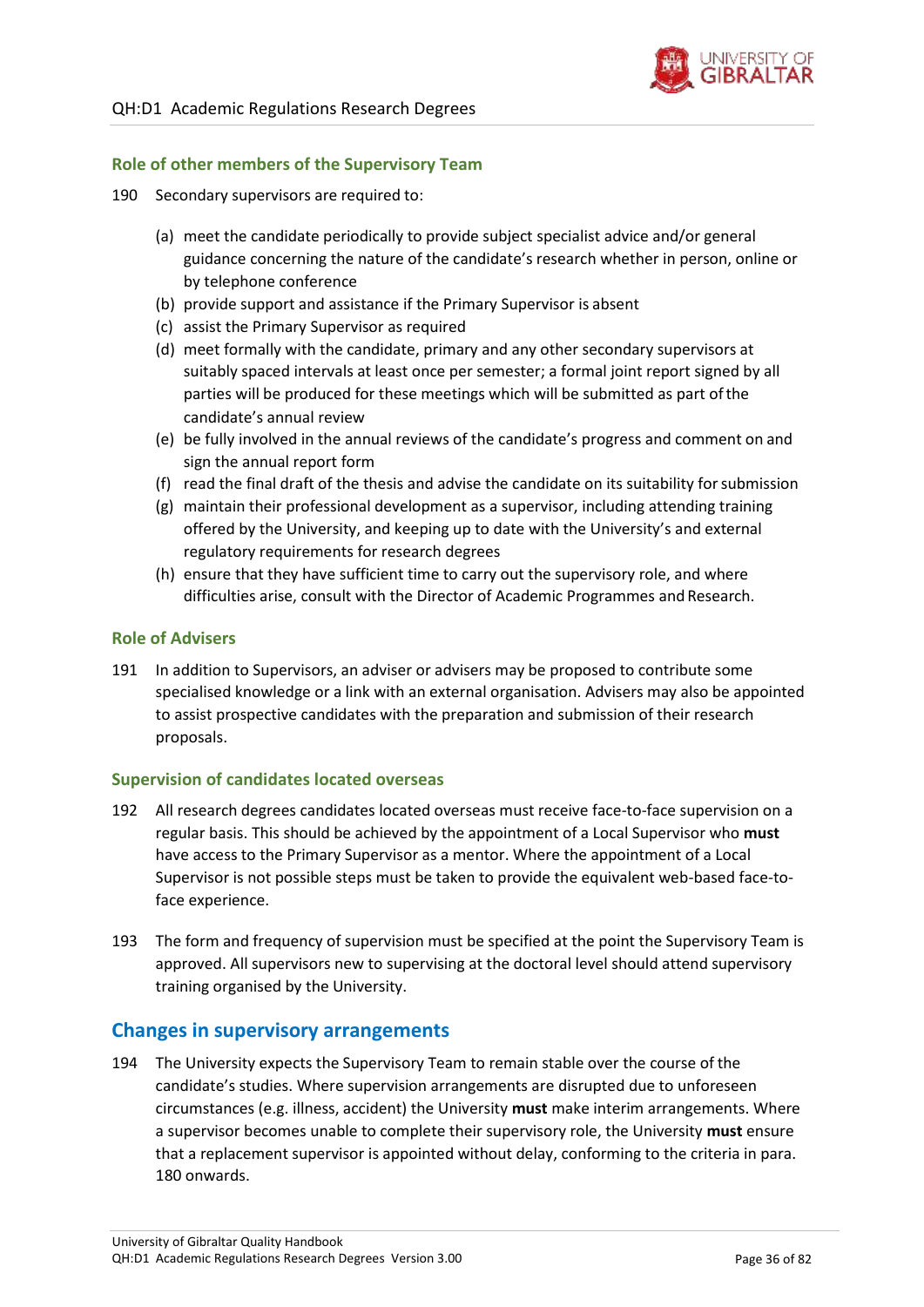### Role of other members of the Supervisory Team

190 Secondary supervisors are required to:

(a) meet the candidate periodically to provide subject specialist advice and/or general guidance concerning the nature of the candidate's research whether in person, online or by telephone conference
(b) provide support and assistance if the Primary Supervisor is absent
(c) assist the Primary Supervisor as required
(d) meet formally with the candidate, primary and any other secondary supervisors at suitably spaced intervals at least once per semester; a formal joint report signed by all parties will be produced for these meetings which will be submitted as part of the candidate's annual review
(e) be fully involved in the annual reviews of the candidate's progress and comment on and sign the annual report form
(f) read the final draft of the thesis and advise the candidate on its suitability for submission
(g) maintain their professional development as a supervisor, including attending training offered by the University, and keeping up to date with the University's and external regulatory requirements for research degrees
(h) ensure that they have sufficient time to carry out the supervisory role, and where difficulties arise, consult with the Director of Academic Programmes and Research.

### Role of Advisers

191 In addition to Supervisors, an adviser or advisers may be proposed to contribute some specialised knowledge or a link with an external organisation. Advisers may also be appointed to assist prospective candidates with the preparation and submission of their research proposals.

### Supervision of candidates located overseas

192 All research degrees candidates located overseas must receive face-to-face supervision on a regular basis. This should be achieved by the appointment of a Local Supervisor who **must** have access to the Primary Supervisor as a mentor. Where the appointment of a Local Supervisor is not possible steps must be taken to provide the equivalent web-based face-to-face experience.

193 The form and frequency of supervision must be specified at the point the Supervisory Team is approved. All supervisors new to supervising at the doctoral level should attend supervisory training organised by the University.

## Changes in supervisory arrangements

194 The University expects the Supervisory Team to remain stable over the course of the candidate's studies. Where supervision arrangements are disrupted due to unforeseen circumstances (e.g. illness, accident) the University **must** make interim arrangements. Where a supervisor becomes unable to complete their supervisory role, the University **must** ensure that a replacement supervisor is appointed without delay, conforming to the criteria in para. 180 onwards.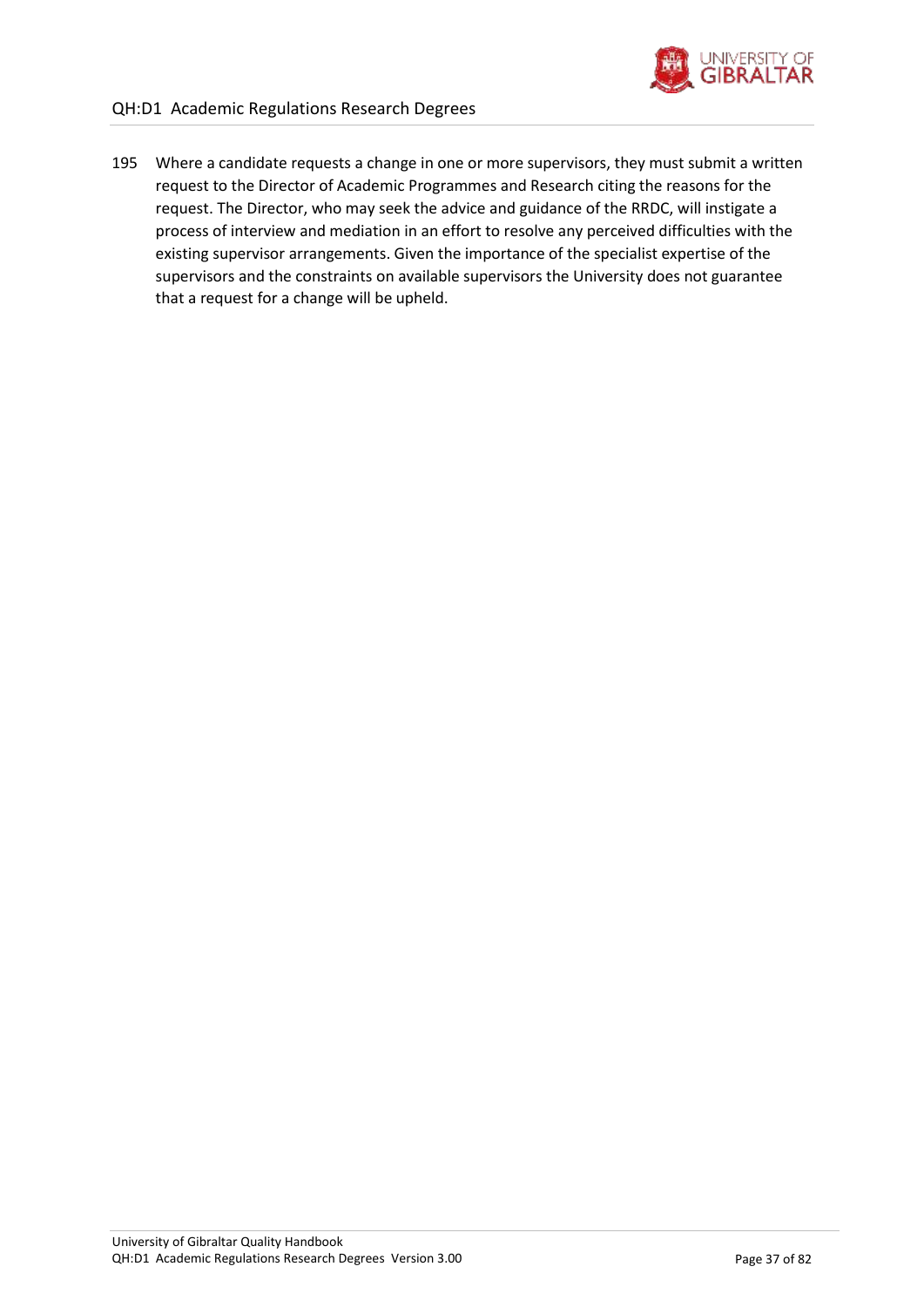195 Where a candidate requests a change in one or more supervisors, they must submit a written request to the Director of Academic Programmes and Research citing the reasons for the request. The Director, who may seek the advice and guidance of the RRDC, will instigate a process of interview and mediation in an effort to resolve any perceived difficulties with the existing supervisor arrangements. Given the importance of the specialist expertise of the supervisors and the constraints on available supervisors the University does not guarantee that a request for a change will be upheld.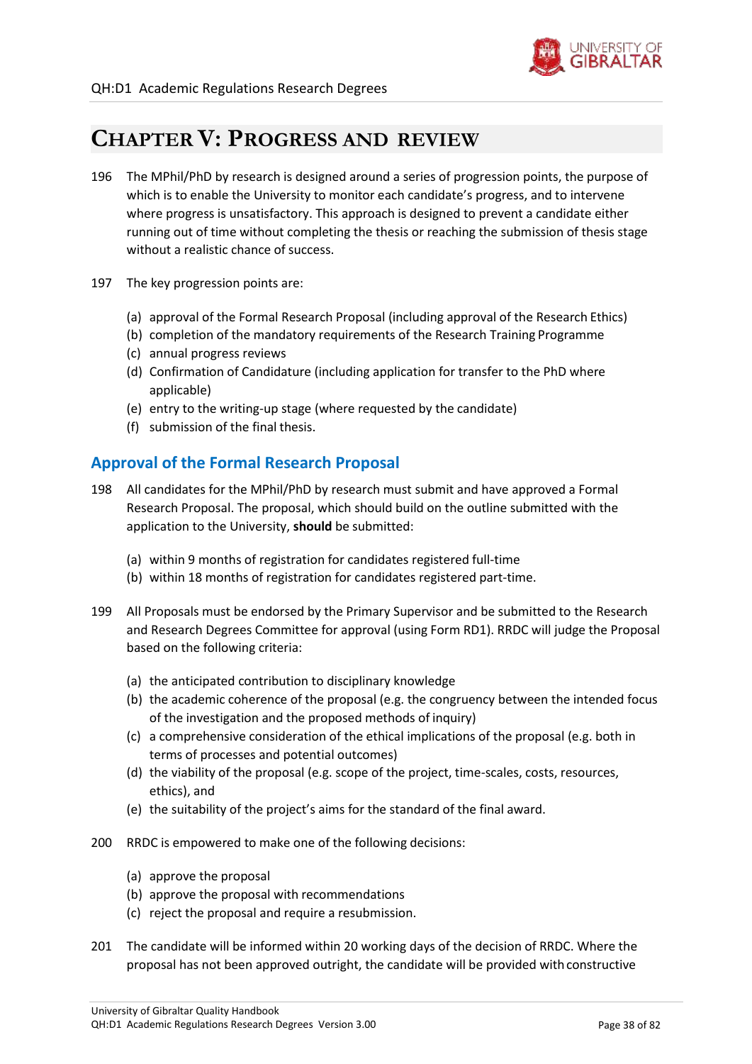# CHAPTER V: PROGRESS AND REVIEW

196 The MPhil/PhD by research is designed around a series of progression points, the purpose of which is to enable the University to monitor each candidate's progress, and to intervene where progress is unsatisfactory. This approach is designed to prevent a candidate either running out of time without completing the thesis or reaching the submission of thesis stage without a realistic chance of success.

197 The key progression points are:

- (a) approval of the Formal Research Proposal (including approval of the Research Ethics)
- (b) completion of the mandatory requirements of the Research Training Programme
- (c) annual progress reviews
- (d) Confirmation of Candidature (including application for transfer to the PhD where applicable)
- (e) entry to the writing-up stage (where requested by the candidate)
- (f) submission of the final thesis.

## Approval of the Formal Research Proposal

198 All candidates for the MPhil/PhD by research must submit and have approved a Formal Research Proposal. The proposal, which should build on the outline submitted with the application to the University, **should** be submitted:

- (a) within 9 months of registration for candidates registered full-time
- (b) within 18 months of registration for candidates registered part-time.

199 All Proposals must be endorsed by the Primary Supervisor and be submitted to the Research and Research Degrees Committee for approval (using Form RD1). RRDC will judge the Proposal based on the following criteria:

- (a) the anticipated contribution to disciplinary knowledge
- (b) the academic coherence of the proposal (e.g. the congruency between the intended focus of the investigation and the proposed methods of inquiry)
- (c) a comprehensive consideration of the ethical implications of the proposal (e.g. both in terms of processes and potential outcomes)
- (d) the viability of the proposal (e.g. scope of the project, time-scales, costs, resources, ethics), and
- (e) the suitability of the project's aims for the standard of the final award.

200 RRDC is empowered to make one of the following decisions:

- (a) approve the proposal
- (b) approve the proposal with recommendations
- (c) reject the proposal and require a resubmission.

201 The candidate will be informed within 20 working days of the decision of RRDC. Where the proposal has not been approved outright, the candidate will be provided with constructive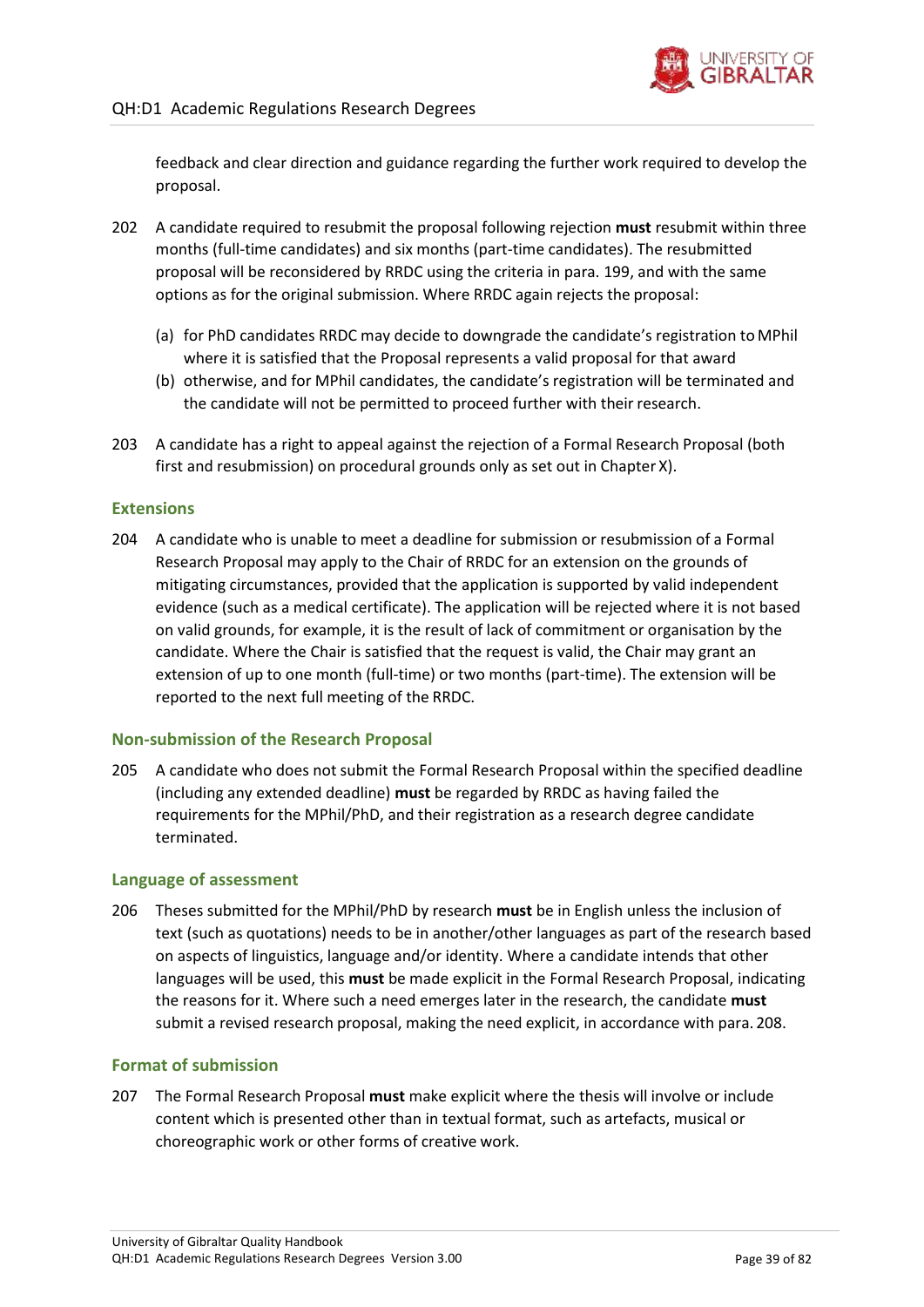feedback and clear direction and guidance regarding the further work required to develop the proposal.

202 A candidate required to resubmit the proposal following rejection **must** resubmit within three months (full-time candidates) and six months (part-time candidates). The resubmitted proposal will be reconsidered by RRDC using the criteria in para. 199, and with the same options as for the original submission. Where RRDC again rejects the proposal:

(a) for PhD candidates RRDC may decide to downgrade the candidate's registration to MPhil where it is satisfied that the Proposal represents a valid proposal for that award
(b) otherwise, and for MPhil candidates, the candidate's registration will be terminated and the candidate will not be permitted to proceed further with their research.

203 A candidate has a right to appeal against the rejection of a Formal Research Proposal (both first and resubmission) on procedural grounds only as set out in Chapter X).

### Extensions

204 A candidate who is unable to meet a deadline for submission or resubmission of a Formal Research Proposal may apply to the Chair of RRDC for an extension on the grounds of mitigating circumstances, provided that the application is supported by valid independent evidence (such as a medical certificate). The application will be rejected where it is not based on valid grounds, for example, it is the result of lack of commitment or organisation by the candidate. Where the Chair is satisfied that the request is valid, the Chair may grant an extension of up to one month (full-time) or two months (part-time). The extension will be reported to the next full meeting of the RRDC.

### Non-submission of the Research Proposal

205 A candidate who does not submit the Formal Research Proposal within the specified deadline (including any extended deadline) **must** be regarded by RRDC as having failed the requirements for the MPhil/PhD, and their registration as a research degree candidate terminated.

### Language of assessment

206 Theses submitted for the MPhil/PhD by research **must** be in English unless the inclusion of text (such as quotations) needs to be in another/other languages as part of the research based on aspects of linguistics, language and/or identity. Where a candidate intends that other languages will be used, this **must** be made explicit in the Formal Research Proposal, indicating the reasons for it. Where such a need emerges later in the research, the candidate **must** submit a revised research proposal, making the need explicit, in accordance with para. 208.

### Format of submission

207 The Formal Research Proposal **must** make explicit where the thesis will involve or include content which is presented other than in textual format, such as artefacts, musical or choreographic work or other forms of creative work.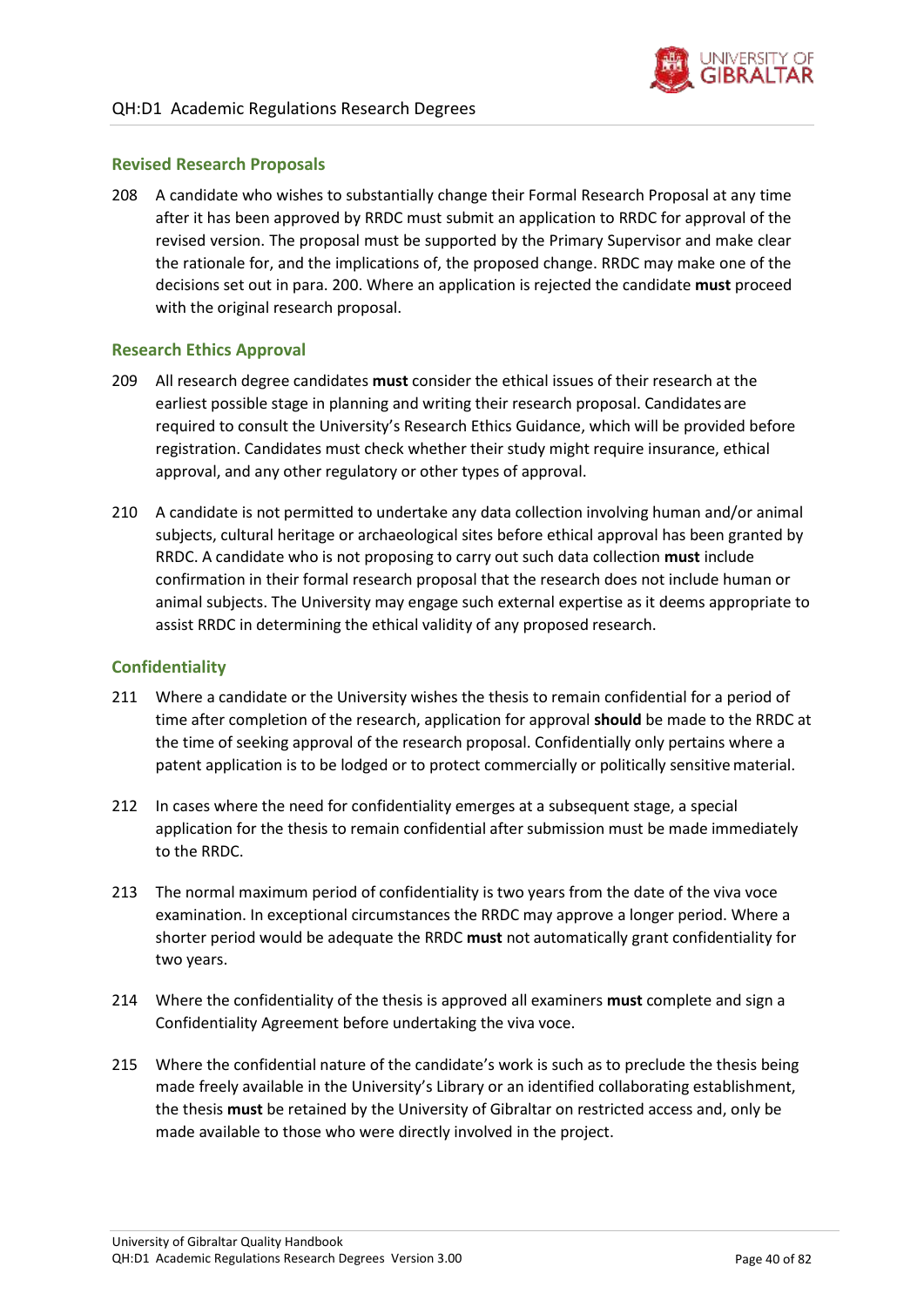### Revised Research Proposals

208 A candidate who wishes to substantially change their Formal Research Proposal at any time after it has been approved by RRDC must submit an application to RRDC for approval of the revised version. The proposal must be supported by the Primary Supervisor and make clear the rationale for, and the implications of, the proposed change. RRDC may make one of the decisions set out in para. 200. Where an application is rejected the candidate **must** proceed with the original research proposal.

### Research Ethics Approval

209 All research degree candidates **must** consider the ethical issues of their research at the earliest possible stage in planning and writing their research proposal. Candidates are required to consult the University's Research Ethics Guidance, which will be provided before registration. Candidates must check whether their study might require insurance, ethical approval, and any other regulatory or other types of approval.

210 A candidate is not permitted to undertake any data collection involving human and/or animal subjects, cultural heritage or archaeological sites before ethical approval has been granted by RRDC. A candidate who is not proposing to carry out such data collection **must** include confirmation in their formal research proposal that the research does not include human or animal subjects. The University may engage such external expertise as it deems appropriate to assist RRDC in determining the ethical validity of any proposed research.

### Confidentiality

211 Where a candidate or the University wishes the thesis to remain confidential for a period of time after completion of the research, application for approval **should** be made to the RRDC at the time of seeking approval of the research proposal. Confidentially only pertains where a patent application is to be lodged or to protect commercially or politically sensitive material.

212 In cases where the need for confidentiality emerges at a subsequent stage, a special application for the thesis to remain confidential after submission must be made immediately to the RRDC.

213 The normal maximum period of confidentiality is two years from the date of the viva voce examination. In exceptional circumstances the RRDC may approve a longer period. Where a shorter period would be adequate the RRDC **must** not automatically grant confidentiality for two years.

214 Where the confidentiality of the thesis is approved all examiners **must** complete and sign a Confidentiality Agreement before undertaking the viva voce.

215 Where the confidential nature of the candidate's work is such as to preclude the thesis being made freely available in the University's Library or an identified collaborating establishment, the thesis **must** be retained by the University of Gibraltar on restricted access and, only be made available to those who were directly involved in the project.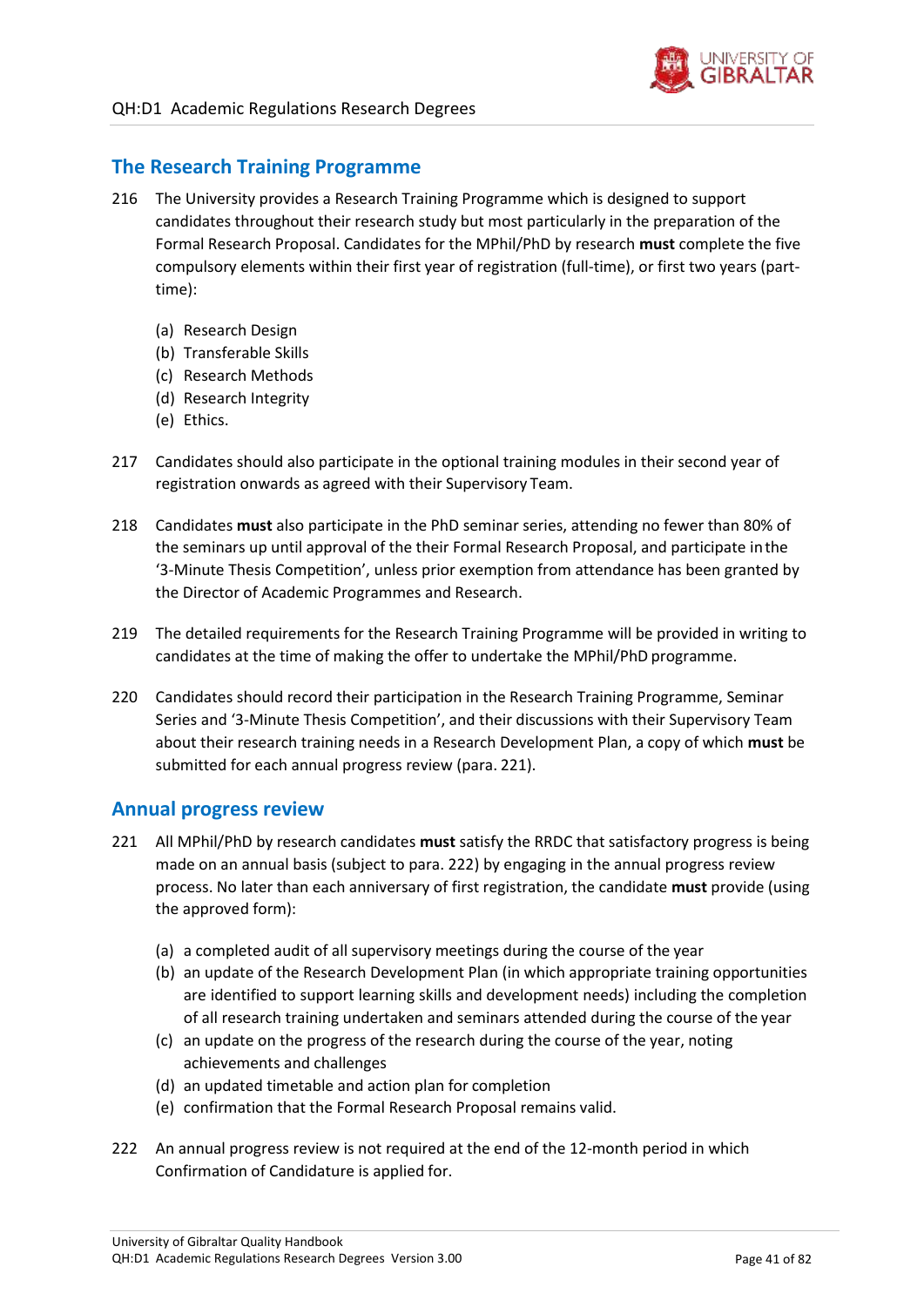## The Research Training Programme

216 The University provides a Research Training Programme which is designed to support candidates throughout their research study but most particularly in the preparation of the Formal Research Proposal. Candidates for the MPhil/PhD by research **must** complete the five compulsory elements within their first year of registration (full-time), or first two years (part-time):

(a) Research Design
(b) Transferable Skills
(c) Research Methods
(d) Research Integrity
(e) Ethics.

217 Candidates should also participate in the optional training modules in their second year of registration onwards as agreed with their Supervisory Team.

218 Candidates **must** also participate in the PhD seminar series, attending no fewer than 80% of the seminars up until approval of the their Formal Research Proposal, and participate in the '3-Minute Thesis Competition', unless prior exemption from attendance has been granted by the Director of Academic Programmes and Research.

219 The detailed requirements for the Research Training Programme will be provided in writing to candidates at the time of making the offer to undertake the MPhil/PhD programme.

220 Candidates should record their participation in the Research Training Programme, Seminar Series and '3-Minute Thesis Competition', and their discussions with their Supervisory Team about their research training needs in a Research Development Plan, a copy of which **must** be submitted for each annual progress review (para. 221).

## Annual progress review

221 All MPhil/PhD by research candidates **must** satisfy the RRDC that satisfactory progress is being made on an annual basis (subject to para. 222) by engaging in the annual progress review process. No later than each anniversary of first registration, the candidate **must** provide (using the approved form):

(a) a completed audit of all supervisory meetings during the course of the year
(b) an update of the Research Development Plan (in which appropriate training opportunities are identified to support learning skills and development needs) including the completion of all research training undertaken and seminars attended during the course of the year
(c) an update on the progress of the research during the course of the year, noting achievements and challenges
(d) an updated timetable and action plan for completion
(e) confirmation that the Formal Research Proposal remains valid.

222 An annual progress review is not required at the end of the 12-month period in which Confirmation of Candidature is applied for.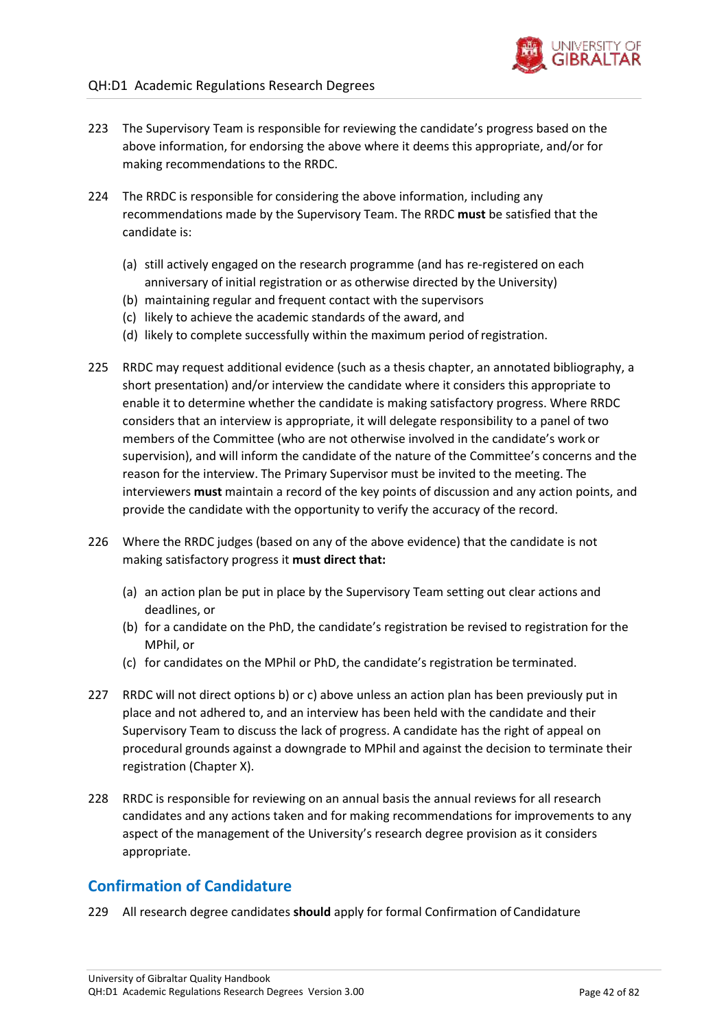223 The Supervisory Team is responsible for reviewing the candidate's progress based on the above information, for endorsing the above where it deems this appropriate, and/or for making recommendations to the RRDC.

224 The RRDC is responsible for considering the above information, including any recommendations made by the Supervisory Team. The RRDC **must** be satisfied that the candidate is:

- (a) still actively engaged on the research programme (and has re-registered on each anniversary of initial registration or as otherwise directed by the University)
- (b) maintaining regular and frequent contact with the supervisors
- (c) likely to achieve the academic standards of the award, and
- (d) likely to complete successfully within the maximum period of registration.

225 RRDC may request additional evidence (such as a thesis chapter, an annotated bibliography, a short presentation) and/or interview the candidate where it considers this appropriate to enable it to determine whether the candidate is making satisfactory progress. Where RRDC considers that an interview is appropriate, it will delegate responsibility to a panel of two members of the Committee (who are not otherwise involved in the candidate's work or supervision), and will inform the candidate of the nature of the Committee's concerns and the reason for the interview. The Primary Supervisor must be invited to the meeting. The interviewers **must** maintain a record of the key points of discussion and any action points, and provide the candidate with the opportunity to verify the accuracy of the record.

226 Where the RRDC judges (based on any of the above evidence) that the candidate is not making satisfactory progress it **must direct that:**

- (a) an action plan be put in place by the Supervisory Team setting out clear actions and deadlines, or
- (b) for a candidate on the PhD, the candidate's registration be revised to registration for the MPhil, or
- (c) for candidates on the MPhil or PhD, the candidate's registration be terminated.

227 RRDC will not direct options b) or c) above unless an action plan has been previously put in place and not adhered to, and an interview has been held with the candidate and their Supervisory Team to discuss the lack of progress. A candidate has the right of appeal on procedural grounds against a downgrade to MPhil and against the decision to terminate their registration (Chapter X).

228 RRDC is responsible for reviewing on an annual basis the annual reviews for all research candidates and any actions taken and for making recommendations for improvements to any aspect of the management of the University's research degree provision as it considers appropriate.

## Confirmation of Candidature

229 All research degree candidates **should** apply for formal Confirmation of Candidature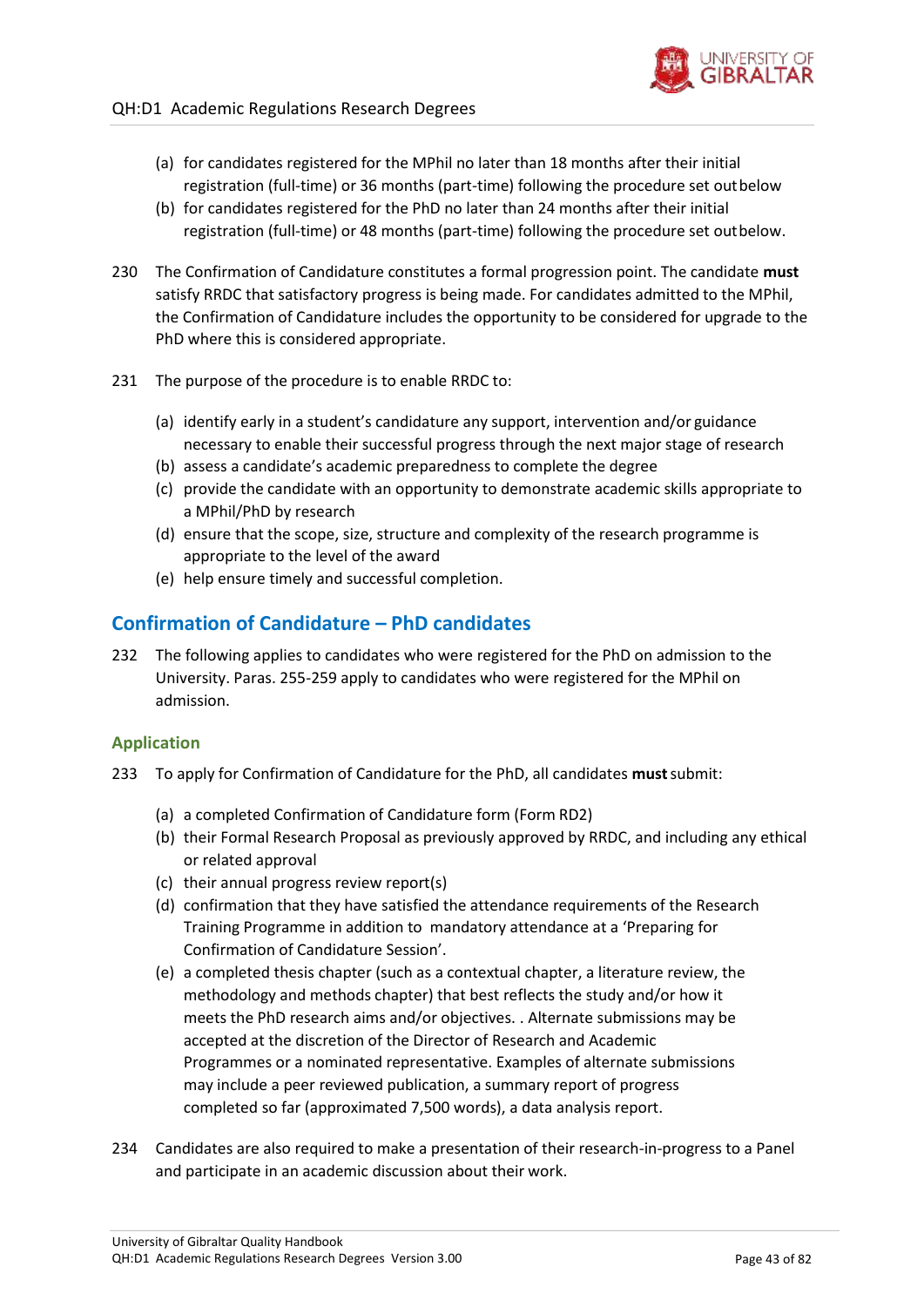(a) for candidates registered for the MPhil no later than 18 months after their initial registration (full-time) or 36 months (part-time) following the procedure set out below

(b) for candidates registered for the PhD no later than 24 months after their initial registration (full-time) or 48 months (part-time) following the procedure set out below.

230 The Confirmation of Candidature constitutes a formal progression point. The candidate **must** satisfy RRDC that satisfactory progress is being made. For candidates admitted to the MPhil, the Confirmation of Candidature includes the opportunity to be considered for upgrade to the PhD where this is considered appropriate.

231 The purpose of the procedure is to enable RRDC to:

(a) identify early in a student's candidature any support, intervention and/or guidance necessary to enable their successful progress through the next major stage of research

(b) assess a candidate's academic preparedness to complete the degree

(c) provide the candidate with an opportunity to demonstrate academic skills appropriate to a MPhil/PhD by research

(d) ensure that the scope, size, structure and complexity of the research programme is appropriate to the level of the award

(e) help ensure timely and successful completion.

## Confirmation of Candidature – PhD candidates

232 The following applies to candidates who were registered for the PhD on admission to the University. Paras. 255-259 apply to candidates who were registered for the MPhil on admission.

### Application

233 To apply for Confirmation of Candidature for the PhD, all candidates **must** submit:

(a) a completed Confirmation of Candidature form (Form RD2)

(b) their Formal Research Proposal as previously approved by RRDC, and including any ethical or related approval

(c) their annual progress review report(s)

(d) confirmation that they have satisfied the attendance requirements of the Research Training Programme in addition to mandatory attendance at a 'Preparing for Confirmation of Candidature Session'.

(e) a completed thesis chapter (such as a contextual chapter, a literature review, the methodology and methods chapter) that best reflects the study and/or how it meets the PhD research aims and/or objectives. . Alternate submissions may be accepted at the discretion of the Director of Research and Academic Programmes or a nominated representative. Examples of alternate submissions may include a peer reviewed publication, a summary report of progress completed so far (approximated 7,500 words), a data analysis report.

234 Candidates are also required to make a presentation of their research-in-progress to a Panel and participate in an academic discussion about their work.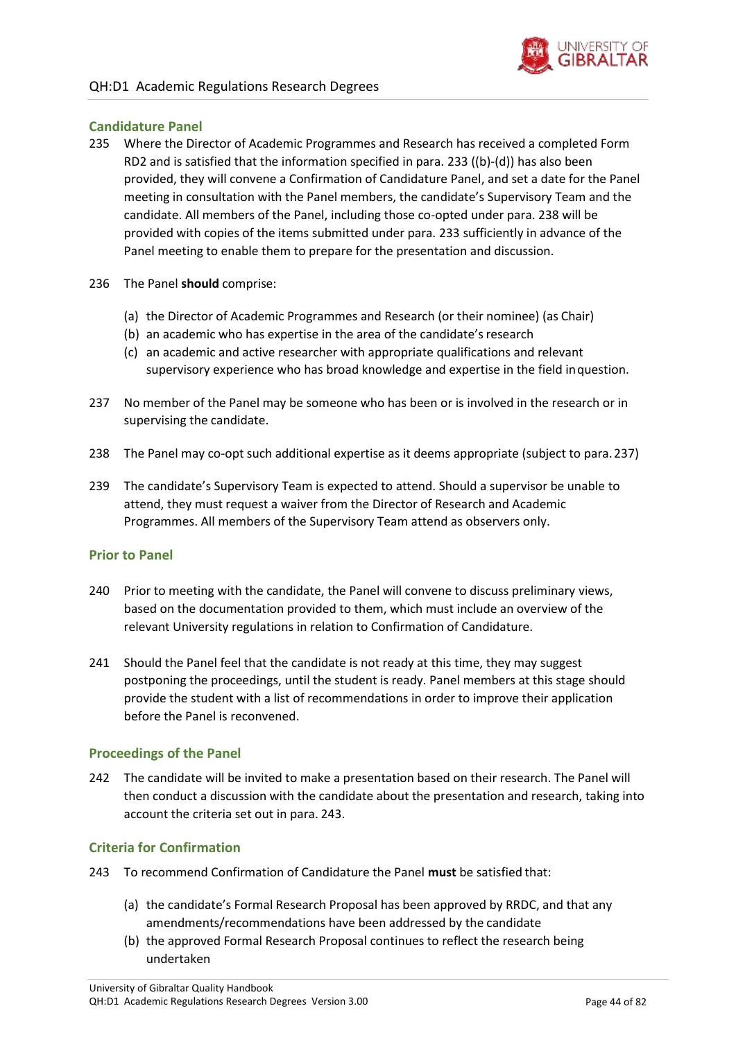## Candidature Panel

235 Where the Director of Academic Programmes and Research has received a completed Form RD2 and is satisfied that the information specified in para. 233 ((b)-(d)) has also been provided, they will convene a Confirmation of Candidature Panel, and set a date for the Panel meeting in consultation with the Panel members, the candidate's Supervisory Team and the candidate. All members of the Panel, including those co-opted under para. 238 will be provided with copies of the items submitted under para. 233 sufficiently in advance of the Panel meeting to enable them to prepare for the presentation and discussion.

236 The Panel **should** comprise:

- (a) the Director of Academic Programmes and Research (or their nominee) (as Chair)
- (b) an academic who has expertise in the area of the candidate's research
- (c) an academic and active researcher with appropriate qualifications and relevant supervisory experience who has broad knowledge and expertise in the field in question.

237 No member of the Panel may be someone who has been or is involved in the research or in supervising the candidate.

238 The Panel may co-opt such additional expertise as it deems appropriate (subject to para. 237)

239 The candidate's Supervisory Team is expected to attend. Should a supervisor be unable to attend, they must request a waiver from the Director of Research and Academic Programmes. All members of the Supervisory Team attend as observers only.

## Prior to Panel

240 Prior to meeting with the candidate, the Panel will convene to discuss preliminary views, based on the documentation provided to them, which must include an overview of the relevant University regulations in relation to Confirmation of Candidature.

241 Should the Panel feel that the candidate is not ready at this time, they may suggest postponing the proceedings, until the student is ready. Panel members at this stage should provide the student with a list of recommendations in order to improve their application before the Panel is reconvened.

## Proceedings of the Panel

242 The candidate will be invited to make a presentation based on their research. The Panel will then conduct a discussion with the candidate about the presentation and research, taking into account the criteria set out in para. 243.

## Criteria for Confirmation

243 To recommend Confirmation of Candidature the Panel **must** be satisfied that:

- (a) the candidate's Formal Research Proposal has been approved by RRDC, and that any amendments/recommendations have been addressed by the candidate
- (b) the approved Formal Research Proposal continues to reflect the research being undertaken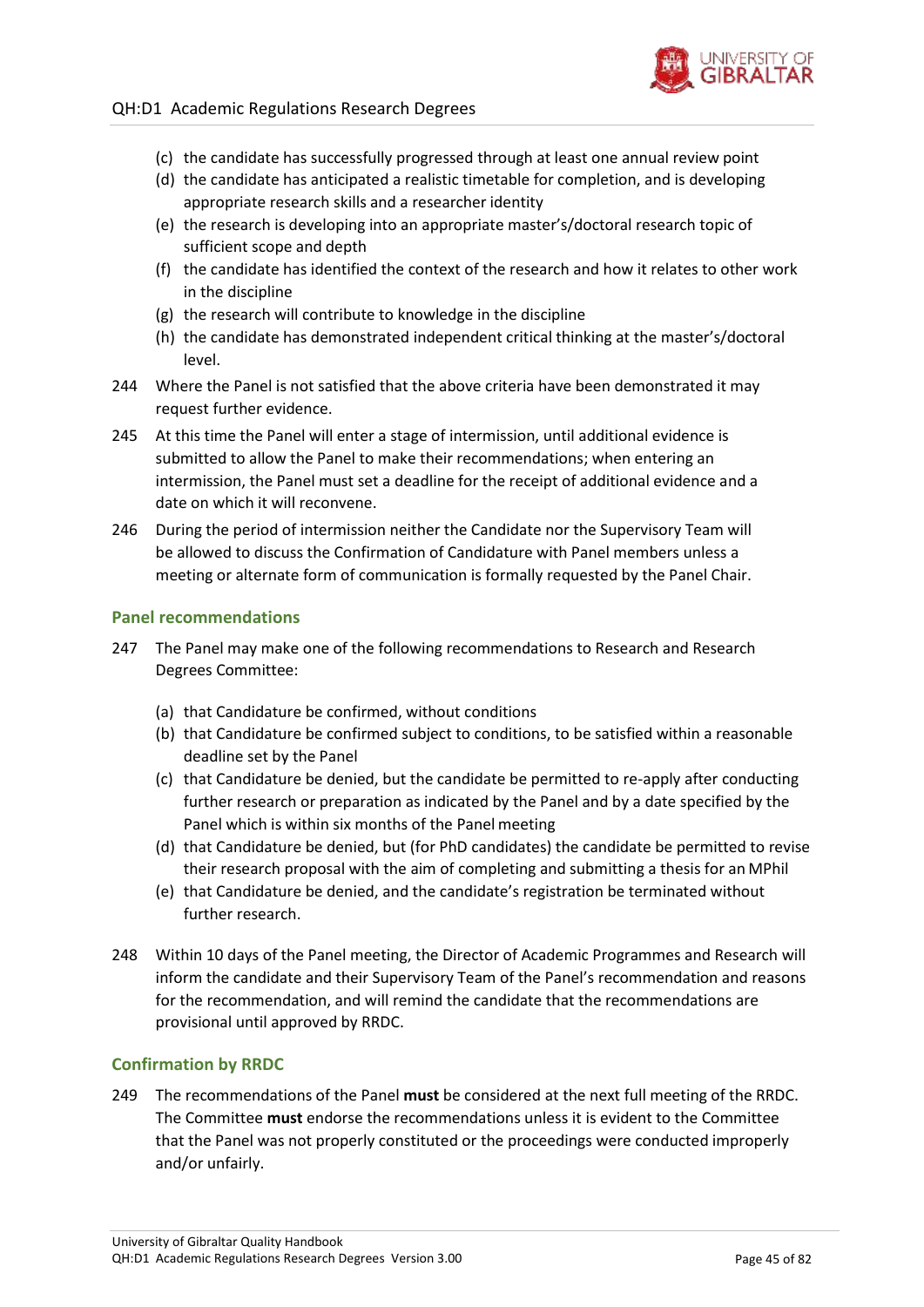(c) the candidate has successfully progressed through at least one annual review point
(d) the candidate has anticipated a realistic timetable for completion, and is developing appropriate research skills and a researcher identity
(e) the research is developing into an appropriate master's/doctoral research topic of sufficient scope and depth
(f) the candidate has identified the context of the research and how it relates to other work in the discipline
(g) the research will contribute to knowledge in the discipline
(h) the candidate has demonstrated independent critical thinking at the master's/doctoral level.

244 Where the Panel is not satisfied that the above criteria have been demonstrated it may request further evidence.

245 At this time the Panel will enter a stage of intermission, until additional evidence is submitted to allow the Panel to make their recommendations; when entering an intermission, the Panel must set a deadline for the receipt of additional evidence and a date on which it will reconvene.

246 During the period of intermission neither the Candidate nor the Supervisory Team will be allowed to discuss the Confirmation of Candidature with Panel members unless a meeting or alternate form of communication is formally requested by the Panel Chair.

### Panel recommendations

247 The Panel may make one of the following recommendations to Research and Research Degrees Committee:

(a) that Candidature be confirmed, without conditions
(b) that Candidature be confirmed subject to conditions, to be satisfied within a reasonable deadline set by the Panel
(c) that Candidature be denied, but the candidate be permitted to re-apply after conducting further research or preparation as indicated by the Panel and by a date specified by the Panel which is within six months of the Panel meeting
(d) that Candidature be denied, but (for PhD candidates) the candidate be permitted to revise their research proposal with the aim of completing and submitting a thesis for an MPhil
(e) that Candidature be denied, and the candidate's registration be terminated without further research.

248 Within 10 days of the Panel meeting, the Director of Academic Programmes and Research will inform the candidate and their Supervisory Team of the Panel's recommendation and reasons for the recommendation, and will remind the candidate that the recommendations are provisional until approved by RRDC.

### Confirmation by RRDC

249 The recommendations of the Panel **must** be considered at the next full meeting of the RRDC. The Committee **must** endorse the recommendations unless it is evident to the Committee that the Panel was not properly constituted or the proceedings were conducted improperly and/or unfairly.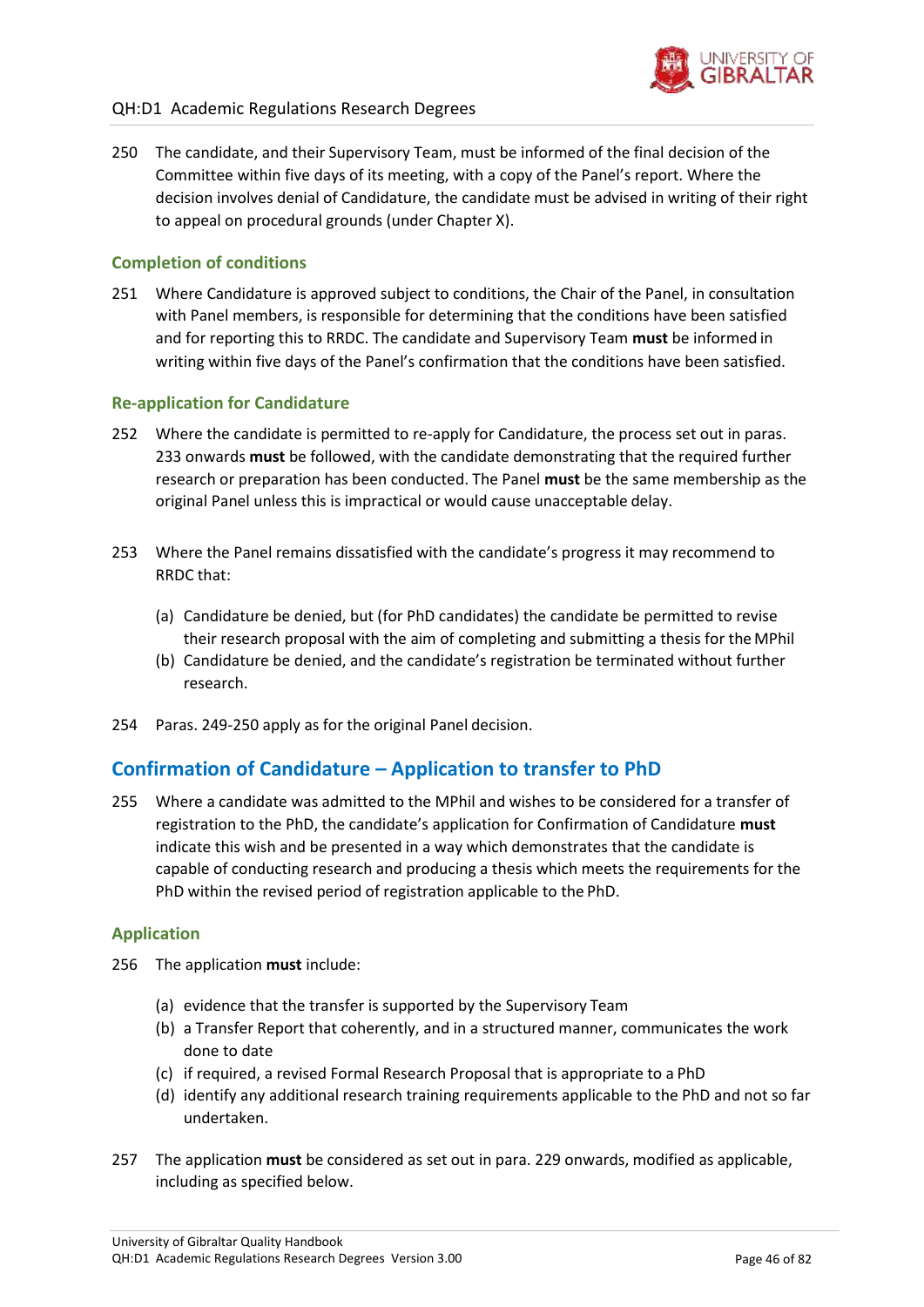250 The candidate, and their Supervisory Team, must be informed of the final decision of the Committee within five days of its meeting, with a copy of the Panel's report. Where the decision involves denial of Candidature, the candidate must be advised in writing of their right to appeal on procedural grounds (under Chapter X).

### Completion of conditions

251 Where Candidature is approved subject to conditions, the Chair of the Panel, in consultation with Panel members, is responsible for determining that the conditions have been satisfied and for reporting this to RRDC. The candidate and Supervisory Team **must** be informed in writing within five days of the Panel's confirmation that the conditions have been satisfied.

### Re-application for Candidature

252 Where the candidate is permitted to re-apply for Candidature, the process set out in paras. 233 onwards **must** be followed, with the candidate demonstrating that the required further research or preparation has been conducted. The Panel **must** be the same membership as the original Panel unless this is impractical or would cause unacceptable delay.

253 Where the Panel remains dissatisfied with the candidate's progress it may recommend to RRDC that:

(a) Candidature be denied, but (for PhD candidates) the candidate be permitted to revise their research proposal with the aim of completing and submitting a thesis for the MPhil
(b) Candidature be denied, and the candidate's registration be terminated without further research.

254 Paras. 249-250 apply as for the original Panel decision.

## Confirmation of Candidature – Application to transfer to PhD

255 Where a candidate was admitted to the MPhil and wishes to be considered for a transfer of registration to the PhD, the candidate's application for Confirmation of Candidature **must** indicate this wish and be presented in a way which demonstrates that the candidate is capable of conducting research and producing a thesis which meets the requirements for the PhD within the revised period of registration applicable to the PhD.

### Application

256 The application **must** include:

(a) evidence that the transfer is supported by the Supervisory Team
(b) a Transfer Report that coherently, and in a structured manner, communicates the work done to date
(c) if required, a revised Formal Research Proposal that is appropriate to a PhD
(d) identify any additional research training requirements applicable to the PhD and not so far undertaken.

257 The application **must** be considered as set out in para. 229 onwards, modified as applicable, including as specified below.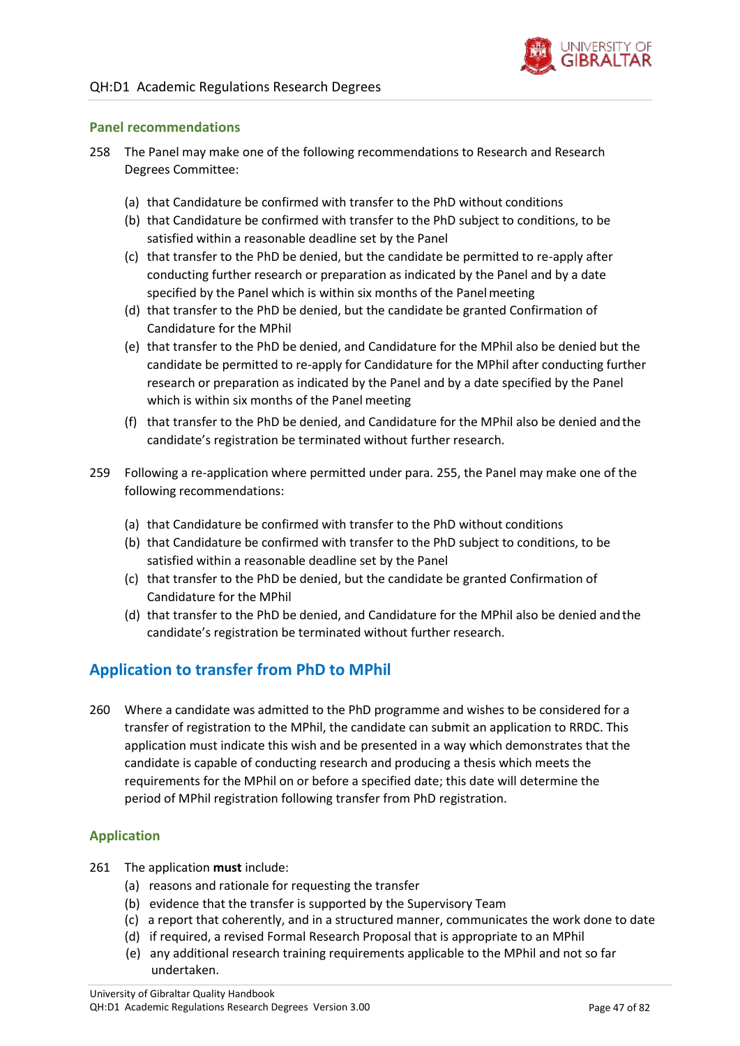### Panel recommendations

258 The Panel may make one of the following recommendations to Research and Research Degrees Committee:

(a) that Candidature be confirmed with transfer to the PhD without conditions
(b) that Candidature be confirmed with transfer to the PhD subject to conditions, to be satisfied within a reasonable deadline set by the Panel
(c) that transfer to the PhD be denied, but the candidate be permitted to re-apply after conducting further research or preparation as indicated by the Panel and by a date specified by the Panel which is within six months of the Panel meeting
(d) that transfer to the PhD be denied, but the candidate be granted Confirmation of Candidature for the MPhil
(e) that transfer to the PhD be denied, and Candidature for the MPhil also be denied but the candidate be permitted to re-apply for Candidature for the MPhil after conducting further research or preparation as indicated by the Panel and by a date specified by the Panel which is within six months of the Panel meeting
(f) that transfer to the PhD be denied, and Candidature for the MPhil also be denied and the candidate's registration be terminated without further research.

259 Following a re-application where permitted under para. 255, the Panel may make one of the following recommendations:

(a) that Candidature be confirmed with transfer to the PhD without conditions
(b) that Candidature be confirmed with transfer to the PhD subject to conditions, to be satisfied within a reasonable deadline set by the Panel
(c) that transfer to the PhD be denied, but the candidate be granted Confirmation of Candidature for the MPhil
(d) that transfer to the PhD be denied, and Candidature for the MPhil also be denied and the candidate's registration be terminated without further research.

## Application to transfer from PhD to MPhil

260 Where a candidate was admitted to the PhD programme and wishes to be considered for a transfer of registration to the MPhil, the candidate can submit an application to RRDC. This application must indicate this wish and be presented in a way which demonstrates that the candidate is capable of conducting research and producing a thesis which meets the requirements for the MPhil on or before a specified date; this date will determine the period of MPhil registration following transfer from PhD registration.

### Application

261 The application **must** include:

(a) reasons and rationale for requesting the transfer
(b) evidence that the transfer is supported by the Supervisory Team
(c) a report that coherently, and in a structured manner, communicates the work done to date
(d) if required, a revised Formal Research Proposal that is appropriate to an MPhil
(e) any additional research training requirements applicable to the MPhil and not so far undertaken.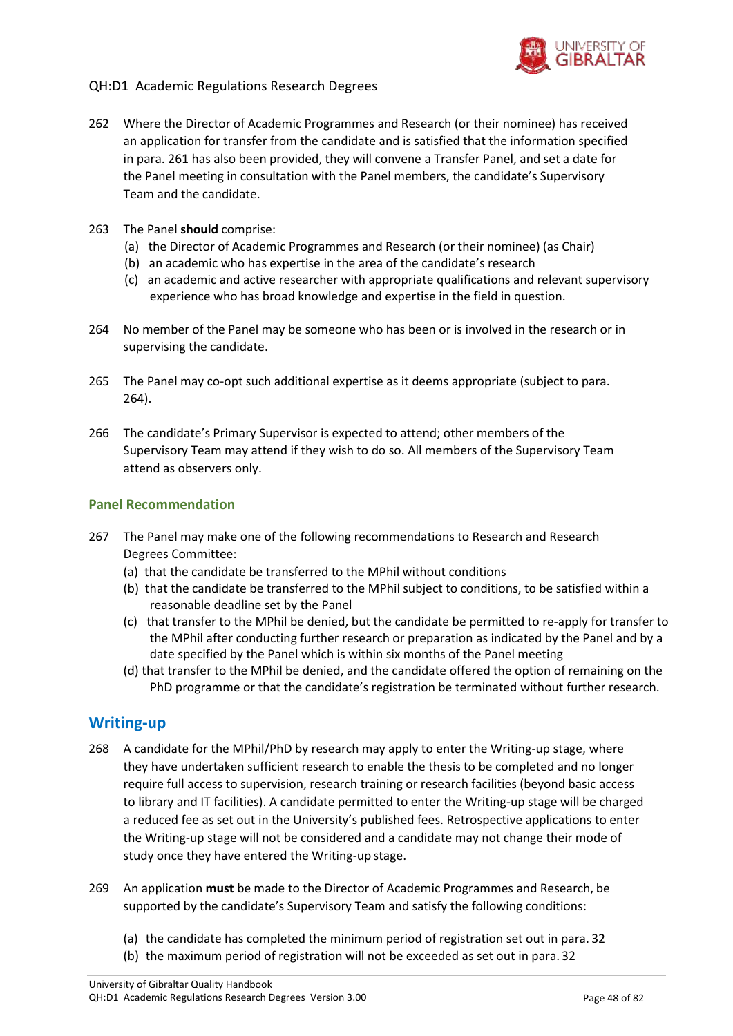262 Where the Director of Academic Programmes and Research (or their nominee) has received an application for transfer from the candidate and is satisfied that the information specified in para. 261 has also been provided, they will convene a Transfer Panel, and set a date for the Panel meeting in consultation with the Panel members, the candidate's Supervisory Team and the candidate.

263 The Panel **should** comprise:
  (a) the Director of Academic Programmes and Research (or their nominee) (as Chair)
  (b) an academic who has expertise in the area of the candidate's research
  (c) an academic and active researcher with appropriate qualifications and relevant supervisory experience who has broad knowledge and expertise in the field in question.

264 No member of the Panel may be someone who has been or is involved in the research or in supervising the candidate.

265 The Panel may co-opt such additional expertise as it deems appropriate (subject to para. 264).

266 The candidate's Primary Supervisor is expected to attend; other members of the Supervisory Team may attend if they wish to do so. All members of the Supervisory Team attend as observers only.

### Panel Recommendation

267 The Panel may make one of the following recommendations to Research and Research Degrees Committee:
  (a) that the candidate be transferred to the MPhil without conditions
  (b) that the candidate be transferred to the MPhil subject to conditions, to be satisfied within a reasonable deadline set by the Panel
  (c) that transfer to the MPhil be denied, but the candidate be permitted to re-apply for transfer to the MPhil after conducting further research or preparation as indicated by the Panel and by a date specified by the Panel which is within six months of the Panel meeting
  (d) that transfer to the MPhil be denied, and the candidate offered the option of remaining on the PhD programme or that the candidate's registration be terminated without further research.

## Writing-up

268 A candidate for the MPhil/PhD by research may apply to enter the Writing-up stage, where they have undertaken sufficient research to enable the thesis to be completed and no longer require full access to supervision, research training or research facilities (beyond basic access to library and IT facilities). A candidate permitted to enter the Writing-up stage will be charged a reduced fee as set out in the University's published fees. Retrospective applications to enter the Writing-up stage will not be considered and a candidate may not change their mode of study once they have entered the Writing-up stage.

269 An application **must** be made to the Director of Academic Programmes and Research, be supported by the candidate's Supervisory Team and satisfy the following conditions:

  (a) the candidate has completed the minimum period of registration set out in para. 32
  (b) the maximum period of registration will not be exceeded as set out in para. 32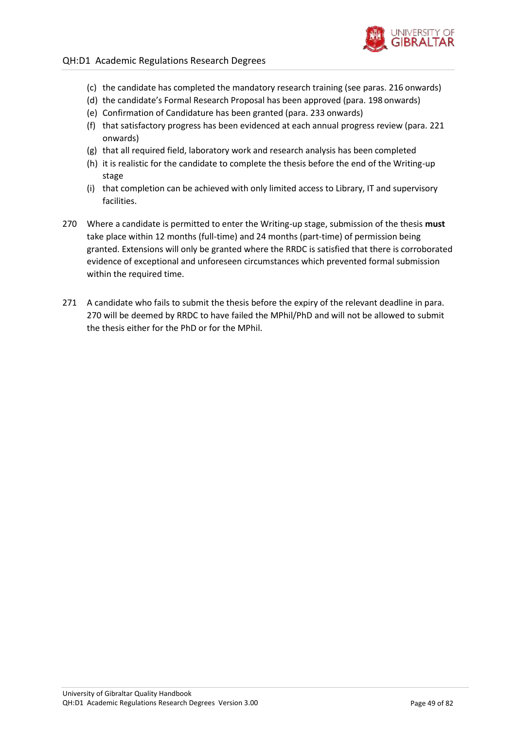(c) the candidate has completed the mandatory research training (see paras. 216 onwards)
(d) the candidate's Formal Research Proposal has been approved (para. 198 onwards)
(e) Confirmation of Candidature has been granted (para. 233 onwards)
(f) that satisfactory progress has been evidenced at each annual progress review (para. 221 onwards)
(g) that all required field, laboratory work and research analysis has been completed
(h) it is realistic for the candidate to complete the thesis before the end of the Writing-up stage
(i) that completion can be achieved with only limited access to Library, IT and supervisory facilities.

270 Where a candidate is permitted to enter the Writing-up stage, submission of the thesis **must** take place within 12 months (full-time) and 24 months (part-time) of permission being granted. Extensions will only be granted where the RRDC is satisfied that there is corroborated evidence of exceptional and unforeseen circumstances which prevented formal submission within the required time.

271 A candidate who fails to submit the thesis before the expiry of the relevant deadline in para. 270 will be deemed by RRDC to have failed the MPhil/PhD and will not be allowed to submit the thesis either for the PhD or for the MPhil.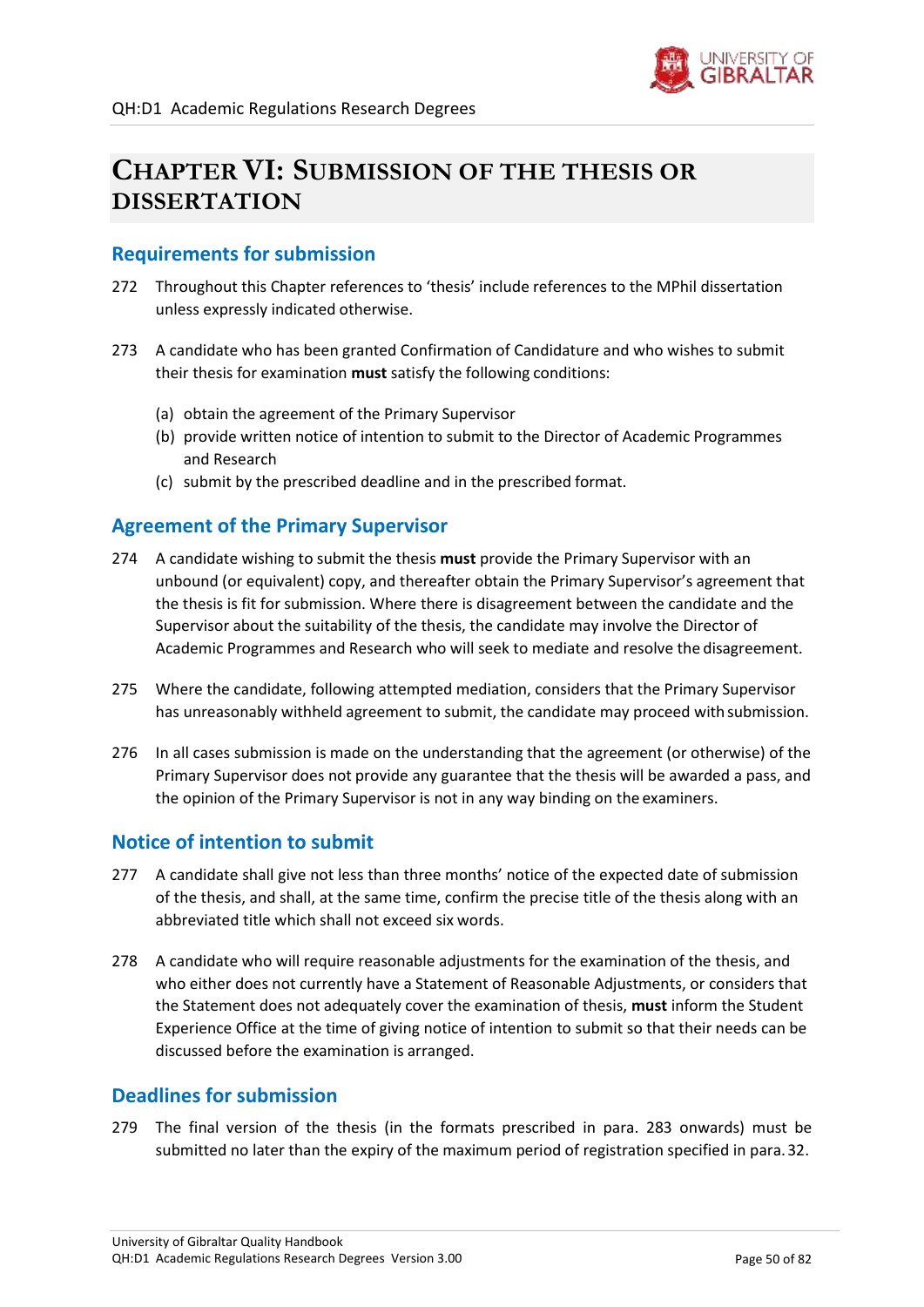# CHAPTER VI: SUBMISSION OF THE THESIS OR DISSERTATION

## Requirements for submission

272 Throughout this Chapter references to 'thesis' include references to the MPhil dissertation unless expressly indicated otherwise.

273 A candidate who has been granted Confirmation of Candidature and who wishes to submit their thesis for examination **must** satisfy the following conditions:

(a) obtain the agreement of the Primary Supervisor
(b) provide written notice of intention to submit to the Director of Academic Programmes and Research
(c) submit by the prescribed deadline and in the prescribed format.

## Agreement of the Primary Supervisor

274 A candidate wishing to submit the thesis **must** provide the Primary Supervisor with an unbound (or equivalent) copy, and thereafter obtain the Primary Supervisor's agreement that the thesis is fit for submission. Where there is disagreement between the candidate and the Supervisor about the suitability of the thesis, the candidate may involve the Director of Academic Programmes and Research who will seek to mediate and resolve the disagreement.

275 Where the candidate, following attempted mediation, considers that the Primary Supervisor has unreasonably withheld agreement to submit, the candidate may proceed with submission.

276 In all cases submission is made on the understanding that the agreement (or otherwise) of the Primary Supervisor does not provide any guarantee that the thesis will be awarded a pass, and the opinion of the Primary Supervisor is not in any way binding on the examiners.

## Notice of intention to submit

277 A candidate shall give not less than three months' notice of the expected date of submission of the thesis, and shall, at the same time, confirm the precise title of the thesis along with an abbreviated title which shall not exceed six words.

278 A candidate who will require reasonable adjustments for the examination of the thesis, and who either does not currently have a Statement of Reasonable Adjustments, or considers that the Statement does not adequately cover the examination of thesis, **must** inform the Student Experience Office at the time of giving notice of intention to submit so that their needs can be discussed before the examination is arranged.

## Deadlines for submission

279 The final version of the thesis (in the formats prescribed in para. 283 onwards) must be submitted no later than the expiry of the maximum period of registration specified in para. 32.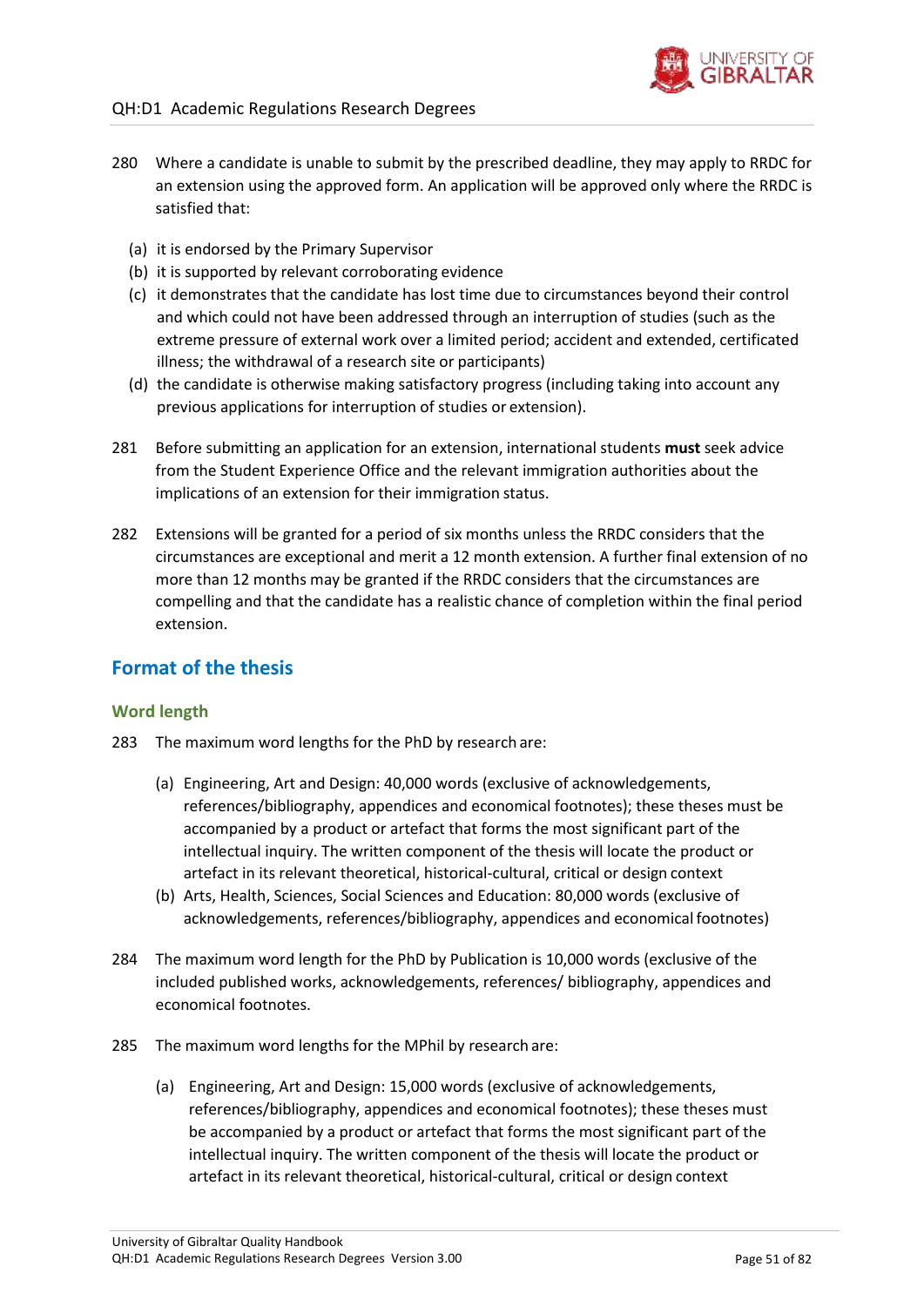280 Where a candidate is unable to submit by the prescribed deadline, they may apply to RRDC for an extension using the approved form. An application will be approved only where the RRDC is satisfied that:

(a) it is endorsed by the Primary Supervisor
(b) it is supported by relevant corroborating evidence
(c) it demonstrates that the candidate has lost time due to circumstances beyond their control and which could not have been addressed through an interruption of studies (such as the extreme pressure of external work over a limited period; accident and extended, certificated illness; the withdrawal of a research site or participants)
(d) the candidate is otherwise making satisfactory progress (including taking into account any previous applications for interruption of studies or extension).

281 Before submitting an application for an extension, international students **must** seek advice from the Student Experience Office and the relevant immigration authorities about the implications of an extension for their immigration status.

282 Extensions will be granted for a period of six months unless the RRDC considers that the circumstances are exceptional and merit a 12 month extension. A further final extension of no more than 12 months may be granted if the RRDC considers that the circumstances are compelling and that the candidate has a realistic chance of completion within the final period extension.

## Format of the thesis

### Word length

283 The maximum word lengths for the PhD by research are:

(a) Engineering, Art and Design: 40,000 words (exclusive of acknowledgements, references/bibliography, appendices and economical footnotes); these theses must be accompanied by a product or artefact that forms the most significant part of the intellectual inquiry. The written component of the thesis will locate the product or artefact in its relevant theoretical, historical-cultural, critical or design context
(b) Arts, Health, Sciences, Social Sciences and Education: 80,000 words (exclusive of acknowledgements, references/bibliography, appendices and economical footnotes)

284 The maximum word length for the PhD by Publication is 10,000 words (exclusive of the included published works, acknowledgements, references/ bibliography, appendices and economical footnotes.

285 The maximum word lengths for the MPhil by research are:

(a) Engineering, Art and Design: 15,000 words (exclusive of acknowledgements, references/bibliography, appendices and economical footnotes); these theses must be accompanied by a product or artefact that forms the most significant part of the intellectual inquiry. The written component of the thesis will locate the product or artefact in its relevant theoretical, historical-cultural, critical or design context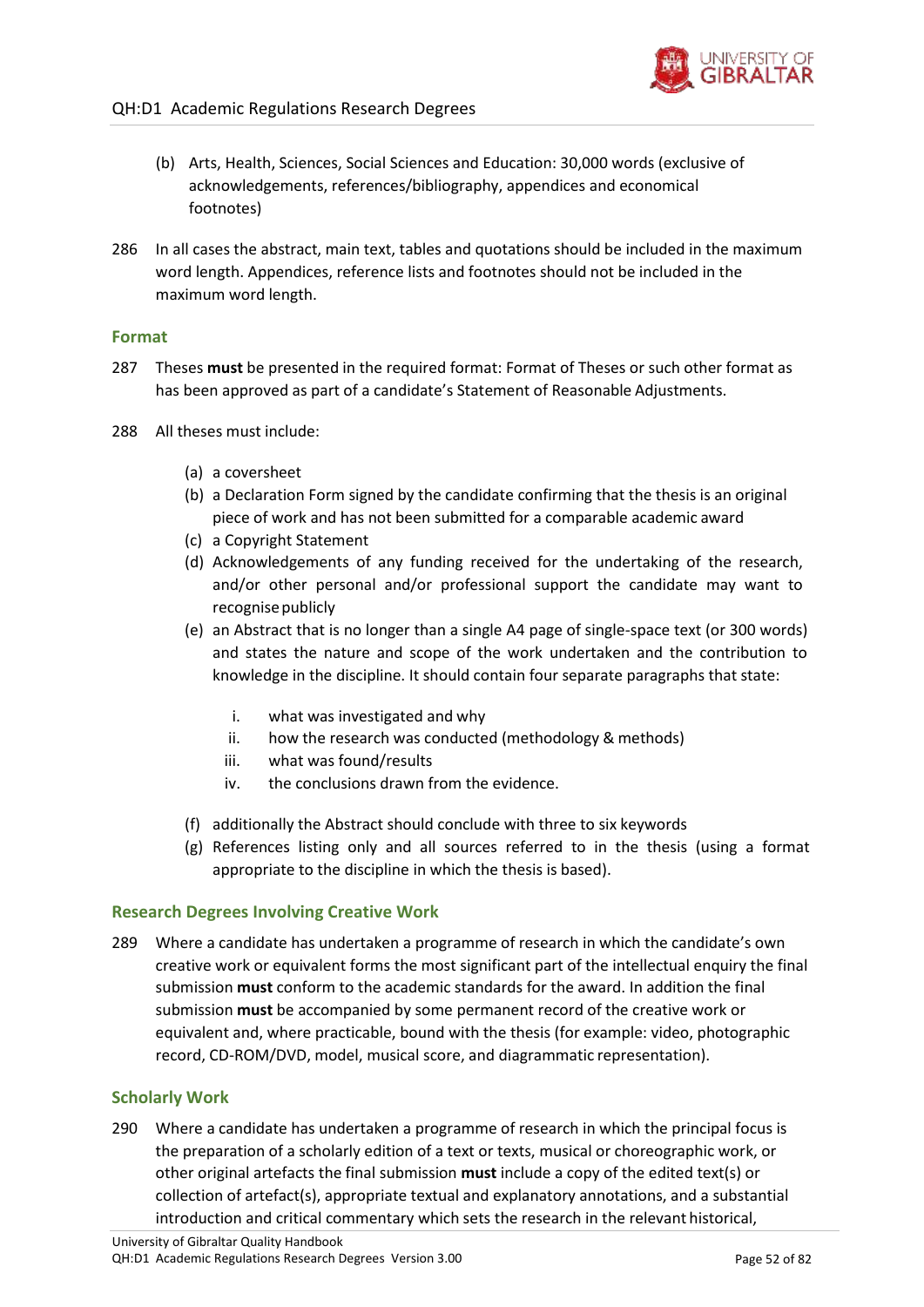(b) Arts, Health, Sciences, Social Sciences and Education: 30,000 words (exclusive of acknowledgements, references/bibliography, appendices and economical footnotes)

286 In all cases the abstract, main text, tables and quotations should be included in the maximum word length. Appendices, reference lists and footnotes should not be included in the maximum word length.

### Format

287 Theses **must** be presented in the required format: Format of Theses or such other format as has been approved as part of a candidate's Statement of Reasonable Adjustments.

288 All theses must include:

(a) a coversheet

(b) a Declaration Form signed by the candidate confirming that the thesis is an original piece of work and has not been submitted for a comparable academic award

(c) a Copyright Statement

(d) Acknowledgements of any funding received for the undertaking of the research, and/or other personal and/or professional support the candidate may want to recognise publicly

(e) an Abstract that is no longer than a single A4 page of single-space text (or 300 words) and states the nature and scope of the work undertaken and the contribution to knowledge in the discipline. It should contain four separate paragraphs that state:

   i. what was investigated and why
   ii. how the research was conducted (methodology & methods)
   iii. what was found/results
   iv. the conclusions drawn from the evidence.

(f) additionally the Abstract should conclude with three to six keywords

(g) References listing only and all sources referred to in the thesis (using a format appropriate to the discipline in which the thesis is based).

### Research Degrees Involving Creative Work

289 Where a candidate has undertaken a programme of research in which the candidate's own creative work or equivalent forms the most significant part of the intellectual enquiry the final submission **must** conform to the academic standards for the award. In addition the final submission **must** be accompanied by some permanent record of the creative work or equivalent and, where practicable, bound with the thesis (for example: video, photographic record, CD-ROM/DVD, model, musical score, and diagrammatic representation).

### Scholarly Work

290 Where a candidate has undertaken a programme of research in which the principal focus is the preparation of a scholarly edition of a text or texts, musical or choreographic work, or other original artefacts the final submission **must** include a copy of the edited text(s) or collection of artefact(s), appropriate textual and explanatory annotations, and a substantial introduction and critical commentary which sets the research in the relevant historical,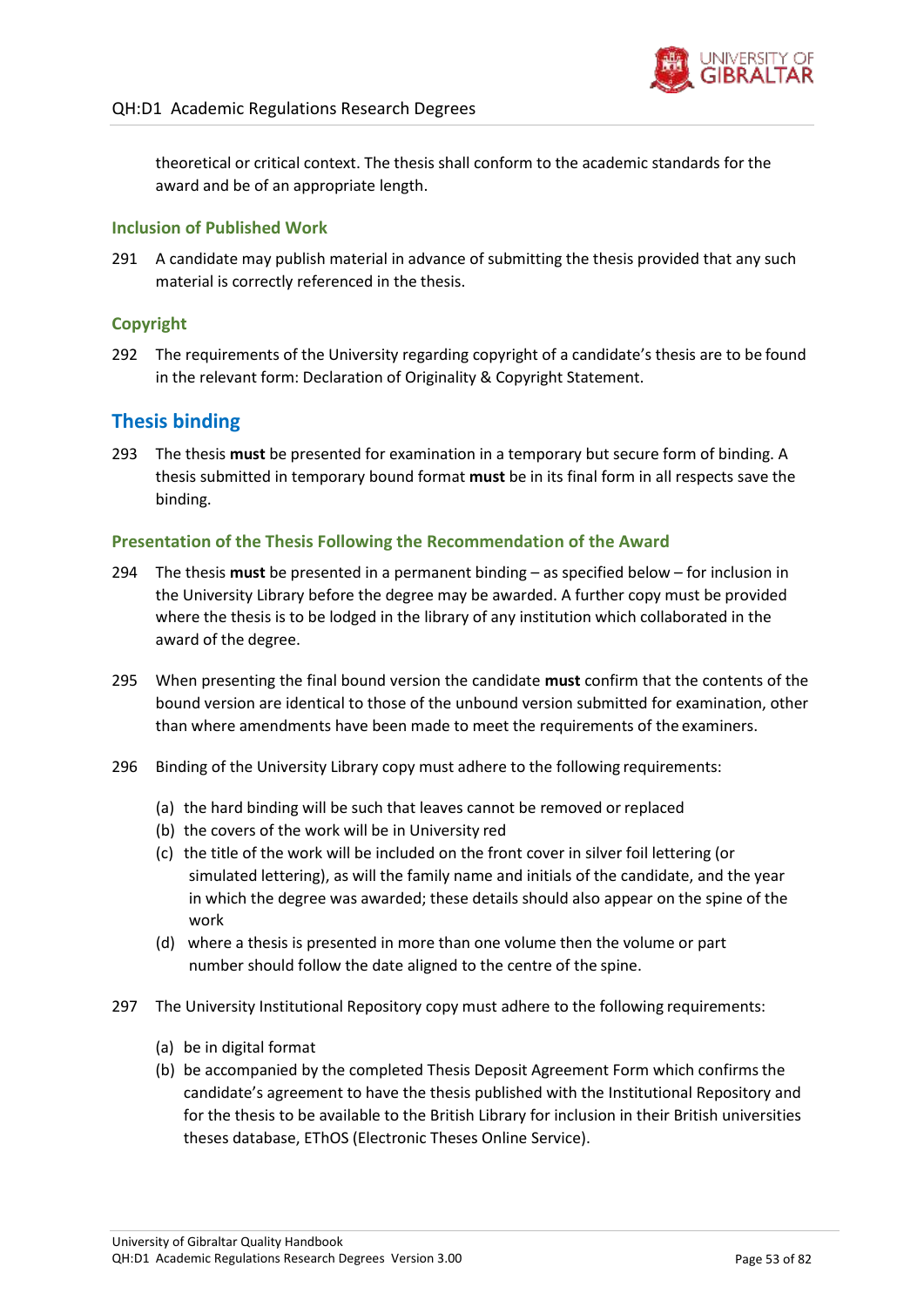theoretical or critical context. The thesis shall conform to the academic standards for the award and be of an appropriate length.

### Inclusion of Published Work

291 A candidate may publish material in advance of submitting the thesis provided that any such material is correctly referenced in the thesis.

### Copyright

292 The requirements of the University regarding copyright of a candidate's thesis are to be found in the relevant form: Declaration of Originality & Copyright Statement.

## Thesis binding

293 The thesis **must** be presented for examination in a temporary but secure form of binding. A thesis submitted in temporary bound format **must** be in its final form in all respects save the binding.

### Presentation of the Thesis Following the Recommendation of the Award

294 The thesis **must** be presented in a permanent binding – as specified below – for inclusion in the University Library before the degree may be awarded. A further copy must be provided where the thesis is to be lodged in the library of any institution which collaborated in the award of the degree.

295 When presenting the final bound version the candidate **must** confirm that the contents of the bound version are identical to those of the unbound version submitted for examination, other than where amendments have been made to meet the requirements of the examiners.

296 Binding of the University Library copy must adhere to the following requirements:

- (a) the hard binding will be such that leaves cannot be removed or replaced
- (b) the covers of the work will be in University red
- (c) the title of the work will be included on the front cover in silver foil lettering (or simulated lettering), as will the family name and initials of the candidate, and the year in which the degree was awarded; these details should also appear on the spine of the work
- (d) where a thesis is presented in more than one volume then the volume or part number should follow the date aligned to the centre of the spine.

297 The University Institutional Repository copy must adhere to the following requirements:

- (a) be in digital format
- (b) be accompanied by the completed Thesis Deposit Agreement Form which confirms the candidate's agreement to have the thesis published with the Institutional Repository and for the thesis to be available to the British Library for inclusion in their British universities theses database, EThOS (Electronic Theses Online Service).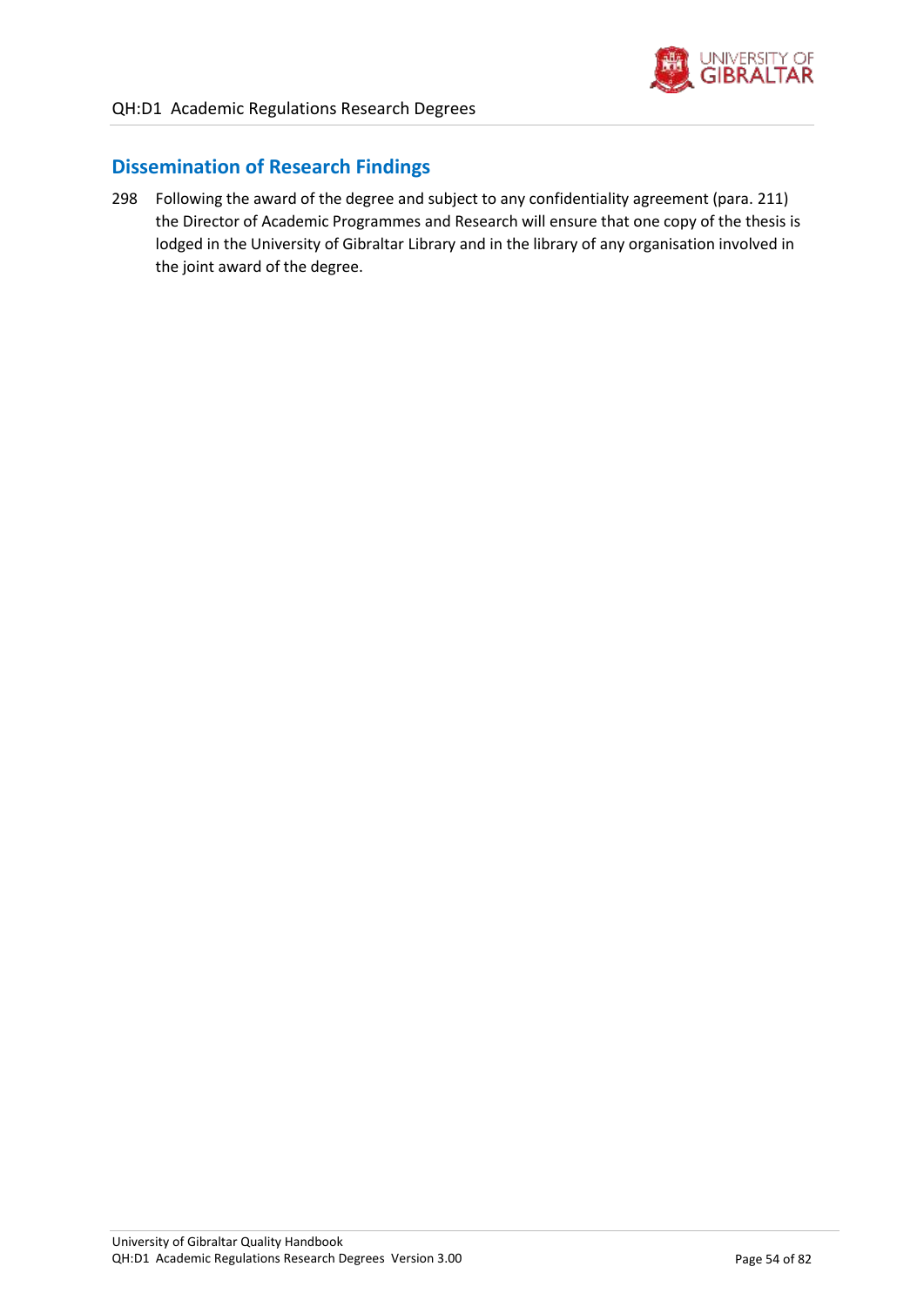## Dissemination of Research Findings

298 Following the award of the degree and subject to any confidentiality agreement (para. 211) the Director of Academic Programmes and Research will ensure that one copy of the thesis is lodged in the University of Gibraltar Library and in the library of any organisation involved in the joint award of the degree.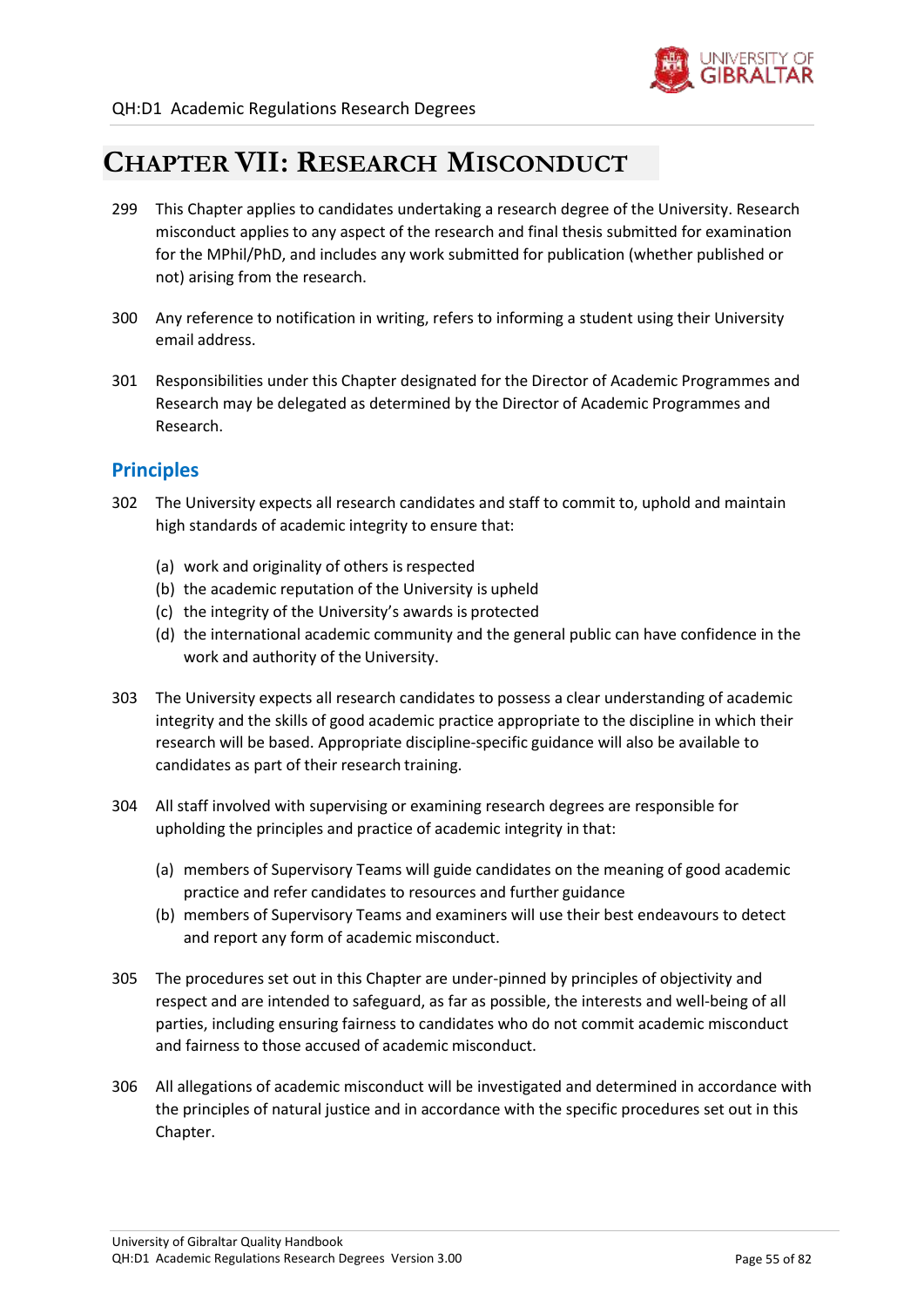# CHAPTER VII: RESEARCH MISCONDUCT

299 This Chapter applies to candidates undertaking a research degree of the University. Research misconduct applies to any aspect of the research and final thesis submitted for examination for the MPhil/PhD, and includes any work submitted for publication (whether published or not) arising from the research.

300 Any reference to notification in writing, refers to informing a student using their University email address.

301 Responsibilities under this Chapter designated for the Director of Academic Programmes and Research may be delegated as determined by the Director of Academic Programmes and Research.

## Principles

302 The University expects all research candidates and staff to commit to, uphold and maintain high standards of academic integrity to ensure that:

(a) work and originality of others is respected
(b) the academic reputation of the University is upheld
(c) the integrity of the University's awards is protected
(d) the international academic community and the general public can have confidence in the work and authority of the University.

303 The University expects all research candidates to possess a clear understanding of academic integrity and the skills of good academic practice appropriate to the discipline in which their research will be based. Appropriate discipline-specific guidance will also be available to candidates as part of their research training.

304 All staff involved with supervising or examining research degrees are responsible for upholding the principles and practice of academic integrity in that:

(a) members of Supervisory Teams will guide candidates on the meaning of good academic practice and refer candidates to resources and further guidance
(b) members of Supervisory Teams and examiners will use their best endeavours to detect and report any form of academic misconduct.

305 The procedures set out in this Chapter are under-pinned by principles of objectivity and respect and are intended to safeguard, as far as possible, the interests and well-being of all parties, including ensuring fairness to candidates who do not commit academic misconduct and fairness to those accused of academic misconduct.

306 All allegations of academic misconduct will be investigated and determined in accordance with the principles of natural justice and in accordance with the specific procedures set out in this Chapter.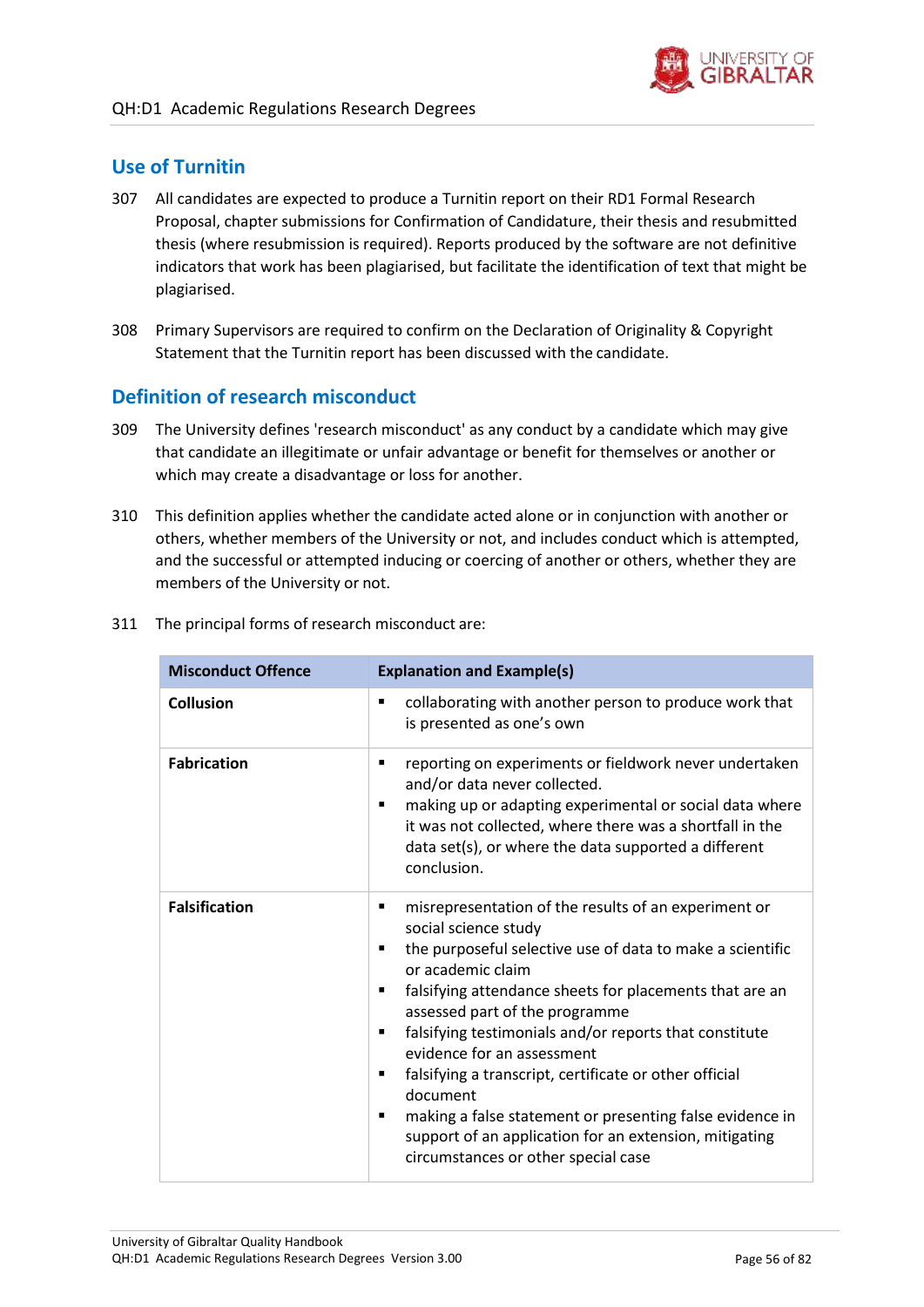## Use of Turnitin

307 All candidates are expected to produce a Turnitin report on their RD1 Formal Research Proposal, chapter submissions for Confirmation of Candidature, their thesis and resubmitted thesis (where resubmission is required). Reports produced by the software are not definitive indicators that work has been plagiarised, but facilitate the identification of text that might be plagiarised.

308 Primary Supervisors are required to confirm on the Declaration of Originality & Copyright Statement that the Turnitin report has been discussed with the candidate.

## Definition of research misconduct

309 The University defines 'research misconduct' as any conduct by a candidate which may give that candidate an illegitimate or unfair advantage or benefit for themselves or another or which may create a disadvantage or loss for another.

310 This definition applies whether the candidate acted alone or in conjunction with another or others, whether members of the University or not, and includes conduct which is attempted, and the successful or attempted inducing or coercing of another or others, whether they are members of the University or not.

311 The principal forms of research misconduct are:

| Misconduct Offence | Explanation and Example(s) |
|---|---|
| **Collusion** | ▪ collaborating with another person to produce work that is presented as one's own |
| **Fabrication** | ▪ reporting on experiments or fieldwork never undertaken and/or data never collected.<br>▪ making up or adapting experimental or social data where it was not collected, where there was a shortfall in the data set(s), or where the data supported a different conclusion. |
| **Falsification** | ▪ misrepresentation of the results of an experiment or social science study<br>▪ the purposeful selective use of data to make a scientific or academic claim<br>▪ falsifying attendance sheets for placements that are an assessed part of the programme<br>▪ falsifying testimonials and/or reports that constitute evidence for an assessment<br>▪ falsifying a transcript, certificate or other official document<br>▪ making a false statement or presenting false evidence in support of an application for an extension, mitigating circumstances or other special case |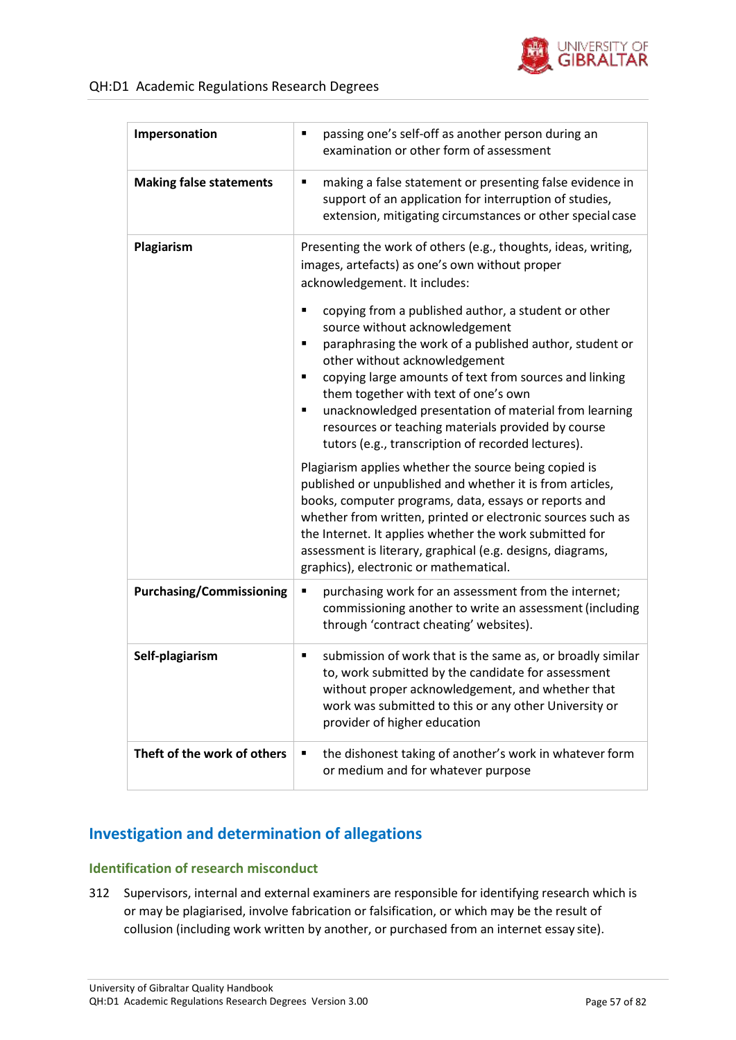| | |
|---|---|
| **Impersonation** | ▪ passing one's self-off as another person during an examination or other form of assessment |
| **Making false statements** | ▪ making a false statement or presenting false evidence in support of an application for interruption of studies, extension, mitigating circumstance or other special case |
| **Plagiarism** | Presenting the work of others (e.g., thoughts, ideas, writing, images, artefacts) as one's own without proper acknowledgement. It includes:<br><br>▪ copying from a published author, a student or other source without acknowledgement<br>▪ paraphrasing the work of a published author, student or other without acknowledgement<br>▪ copying large amounts of text from sources and linking them together with text of one's own<br>▪ unacknowledged presentation of material from learning resources or teaching materials provided by course tutors (e.g., transcription of recorded lectures).<br><br>Plagiarism applies whether the source being copied is published or unpublished and whether it is from articles, books, computer programs, data, essays or reports and whether from written, printed or electronic sources such as the Internet. It applies whether the work submitted for assessment is literary, graphical (e.g. designs, diagrams, graphics), electronic or mathematical. |
| **Purchasing/Commissioning** | ▪ purchasing work for an assessment from the internet; commissioning another to write an assessment (including through 'contract cheating' websites). |
| **Self-plagiarism** | ▪ submission of work that is the same as, or broadly similar to, work submitted by the candidate for assessment without proper acknowledgement, and whether that work was submitted to this or any other University or provider of higher education |
| **Theft of the work of others** | ▪ the dishonest taking of another's work in whatever form or medium and for whatever purpose |

## Investigation and determination of allegations

### Identification of research misconduct

312 Supervisors, internal and external examiners are responsible for identifying research which is or may be plagiarised, involve fabrication or falsification, or which may be the result of collusion (including work written by another, or purchased from an internet essay site).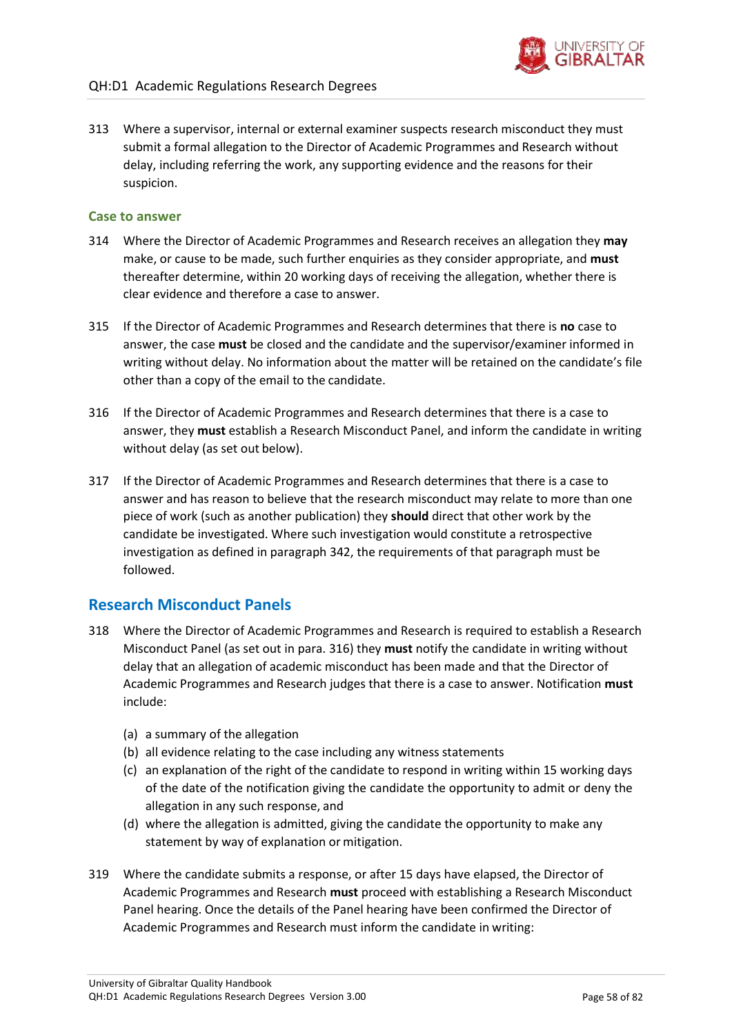313 Where a supervisor, internal or external examiner suspects research misconduct they must submit a formal allegation to the Director of Academic Programmes and Research without delay, including referring the work, any supporting evidence and the reasons for their suspicion.

### Case to answer

314 Where the Director of Academic Programmes and Research receives an allegation they **may** make, or cause to be made, such further enquiries as they consider appropriate, and **must** thereafter determine, within 20 working days of receiving the allegation, whether there is clear evidence and therefore a case to answer.

315 If the Director of Academic Programmes and Research determines that there is **no** case to answer, the case **must** be closed and the candidate and the supervisor/examiner informed in writing without delay. No information about the matter will be retained on the candidate's file other than a copy of the email to the candidate.

316 If the Director of Academic Programmes and Research determines that there is a case to answer, they **must** establish a Research Misconduct Panel, and inform the candidate in writing without delay (as set out below).

317 If the Director of Academic Programmes and Research determines that there is a case to answer and has reason to believe that the research misconduct may relate to more than one piece of work (such as another publication) they **should** direct that other work by the candidate be investigated. Where such investigation would constitute a retrospective investigation as defined in paragraph 342, the requirements of that paragraph must be followed.

## Research Misconduct Panels

318 Where the Director of Academic Programmes and Research is required to establish a Research Misconduct Panel (as set out in para. 316) they **must** notify the candidate in writing without delay that an allegation of academic misconduct has been made and that the Director of Academic Programmes and Research judges that there is a case to answer. Notification **must** include:

(a) a summary of the allegation
(b) all evidence relating to the case including any witness statements
(c) an explanation of the right of the candidate to respond in writing within 15 working days of the date of the notification giving the candidate the opportunity to admit or deny the allegation in any such response, and
(d) where the allegation is admitted, giving the candidate the opportunity to make any statement by way of explanation or mitigation.

319 Where the candidate submits a response, or after 15 days have elapsed, the Director of Academic Programmes and Research **must** proceed with establishing a Research Misconduct Panel hearing. Once the details of the Panel hearing have been confirmed the Director of Academic Programmes and Research must inform the candidate in writing: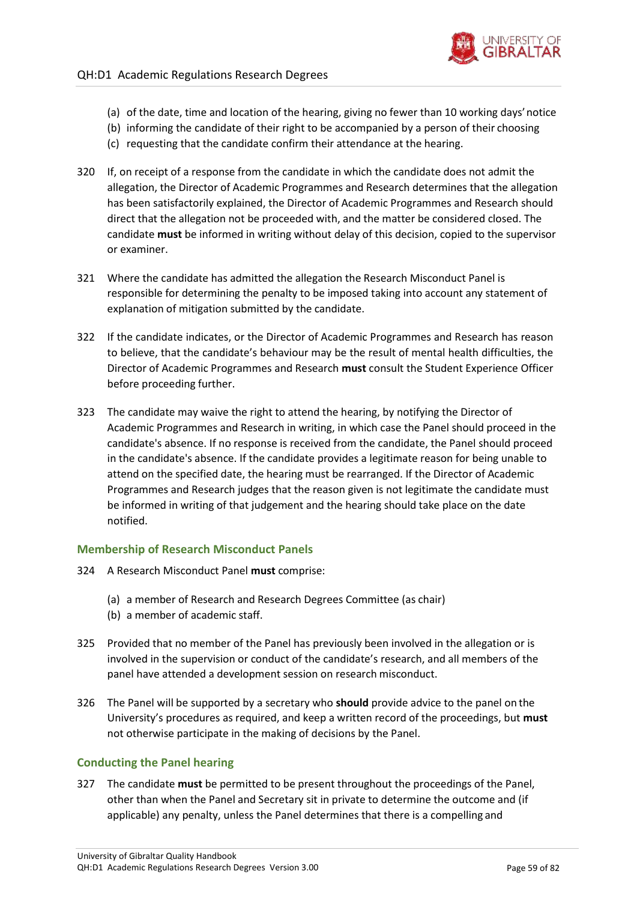(a) of the date, time and location of the hearing, giving no fewer than 10 working days' notice
(b) informing the candidate of their right to be accompanied by a person of their choosing
(c) requesting that the candidate confirm their attendance at the hearing.

320 If, on receipt of a response from the candidate in which the candidate does not admit the allegation, the Director of Academic Programmes and Research determines that the allegation has been satisfactorily explained, the Director of Academic Programmes and Research should direct that the allegation not be proceeded with, and the matter be considered closed. The candidate **must** be informed in writing without delay of this decision, copied to the supervisor or examiner.

321 Where the candidate has admitted the allegation the Research Misconduct Panel is responsible for determining the penalty to be imposed taking into account any statement of explanation of mitigation submitted by the candidate.

322 If the candidate indicates, or the Director of Academic Programmes and Research has reason to believe, that the candidate's behaviour may be the result of mental health difficulties, the Director of Academic Programmes and Research **must** consult the Student Experience Officer before proceeding further.

323 The candidate may waive the right to attend the hearing, by notifying the Director of Academic Programmes and Research in writing, in which case the Panel should proceed in the candidate's absence. If no response is received from the candidate, the Panel should proceed in the candidate's absence. If the candidate provides a legitimate reason for being unable to attend on the specified date, the hearing must be rearranged. If the Director of Academic Programmes and Research judges that the reason given is not legitimate the candidate must be informed in writing of that judgement and the hearing should take place on the date notified.

## Membership of Research Misconduct Panels

324 A Research Misconduct Panel **must** comprise:

(a) a member of Research and Research Degrees Committee (as chair)
(b) a member of academic staff.

325 Provided that no member of the Panel has previously been involved in the allegation or is involved in the supervision or conduct of the candidate's research, and all members of the panel have attended a development session on research misconduct.

326 The Panel will be supported by a secretary who **should** provide advice to the panel on the University's procedures as required, and keep a written record of the proceedings, but **must** not otherwise participate in the making of decisions by the Panel.

## Conducting the Panel hearing

327 The candidate **must** be permitted to be present throughout the proceedings of the Panel, other than when the Panel and Secretary sit in private to determine the outcome and (if applicable) any penalty, unless the Panel determines that there is a compelling and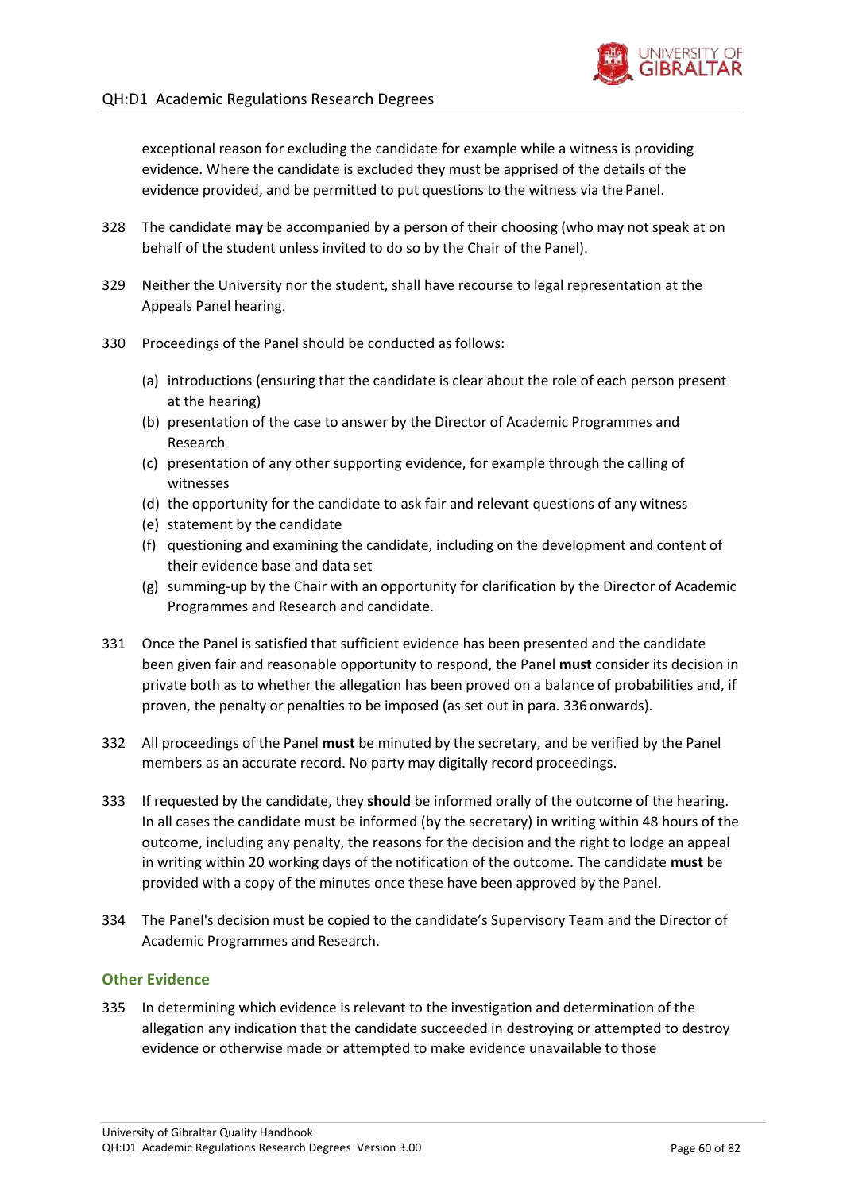exceptional reason for excluding the candidate for example while a witness is providing evidence. Where the candidate is excluded they must be apprised of the details of the evidence provided, and be permitted to put questions to the witness via the Panel.

328 The candidate **may** be accompanied by a person of their choosing (who may not speak at on behalf of the student unless invited to do so by the Chair of the Panel).

329 Neither the University nor the student, shall have recourse to legal representation at the Appeals Panel hearing.

330 Proceedings of the Panel should be conducted as follows:

(a) introductions (ensuring that the candidate is clear about the role of each person present at the hearing)
(b) presentation of the case to answer by the Director of Academic Programmes and Research
(c) presentation of any other supporting evidence, for example through the calling of witnesses
(d) the opportunity for the candidate to ask fair and relevant questions of any witness
(e) statement by the candidate
(f) questioning and examining the candidate, including on the development and content of their evidence base and data set
(g) summing-up by the Chair with an opportunity for clarification by the Director of Academic Programmes and Research and candidate.

331 Once the Panel is satisfied that sufficient evidence has been presented and the candidate been given fair and reasonable opportunity to respond, the Panel **must** consider its decision in private both as to whether the allegation has been proved on a balance of probabilities and, if proven, the penalty or penalties to be imposed (as set out in para. 336 onwards).

332 All proceedings of the Panel **must** be minuted by the secretary, and be verified by the Panel members as an accurate record. No party may digitally record proceedings.

333 If requested by the candidate, they **should** be informed orally of the outcome of the hearing. In all cases the candidate must be informed (by the secretary) in writing within 48 hours of the outcome, including any penalty, the reasons for the decision and the right to lodge an appeal in writing within 20 working days of the notification of the outcome. The candidate **must** be provided with a copy of the minutes once these have been approved by the Panel.

334 The Panel's decision must be copied to the candidate's Supervisory Team and the Director of Academic Programmes and Research.

### Other Evidence

335 In determining which evidence is relevant to the investigation and determination of the allegation any indication that the candidate succeeded in destroying or attempted to destroy evidence or otherwise made or attempted to make evidence unavailable to those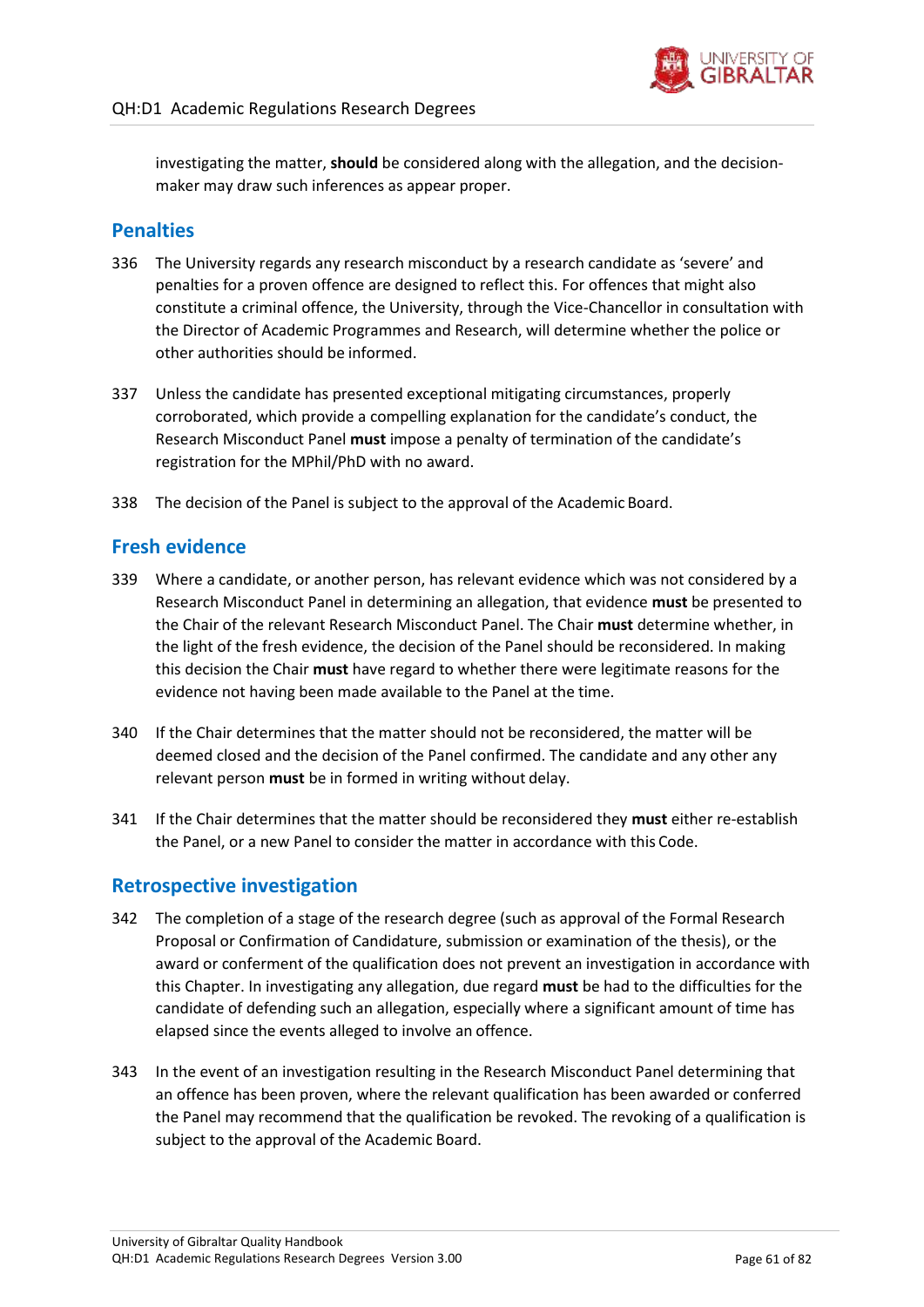investigating the matter, **should** be considered along with the allegation, and the decision-maker may draw such inferences as appear proper.

## Penalties

336 The University regards any research misconduct by a research candidate as 'severe' and penalties for a proven offence are designed to reflect this. For offences that might also constitute a criminal offence, the University, through the Vice-Chancellor in consultation with the Director of Academic Programmes and Research, will determine whether the police or other authorities should be informed.

337 Unless the candidate has presented exceptional mitigating circumstances, properly corroborated, which provide a compelling explanation for the candidate's conduct, the Research Misconduct Panel **must** impose a penalty of termination of the candidate's registration for the MPhil/PhD with no award.

338 The decision of the Panel is subject to the approval of the Academic Board.

## Fresh evidence

339 Where a candidate, or another person, has relevant evidence which was not considered by a Research Misconduct Panel in determining an allegation, that evidence **must** be presented to the Chair of the relevant Research Misconduct Panel. The Chair **must** determine whether, in the light of the fresh evidence, the decision of the Panel should be reconsidered. In making this decision the Chair **must** have regard to whether there were legitimate reasons for the evidence not having been made available to the Panel at the time.

340 If the Chair determines that the matter should not be reconsidered, the matter will be deemed closed and the decision of the Panel confirmed. The candidate and any other any relevant person **must** be in formed in writing without delay.

341 If the Chair determines that the matter should be reconsidered they **must** either re-establish the Panel, or a new Panel to consider the matter in accordance with this Code.

## Retrospective investigation

342 The completion of a stage of the research degree (such as approval of the Formal Research Proposal or Confirmation of Candidature, submission or examination of the thesis), or the award or conferment of the qualification does not prevent an investigation in accordance with this Chapter. In investigating any allegation, due regard **must** be had to the difficulties for the candidate of defending such an allegation, especially where a significant amount of time has elapsed since the events alleged to involve an offence.

343 In the event of an investigation resulting in the Research Misconduct Panel determining that an offence has been proven, where the relevant qualification has been awarded or conferred the Panel may recommend that the qualification be revoked. The revoking of a qualification is subject to the approval of the Academic Board.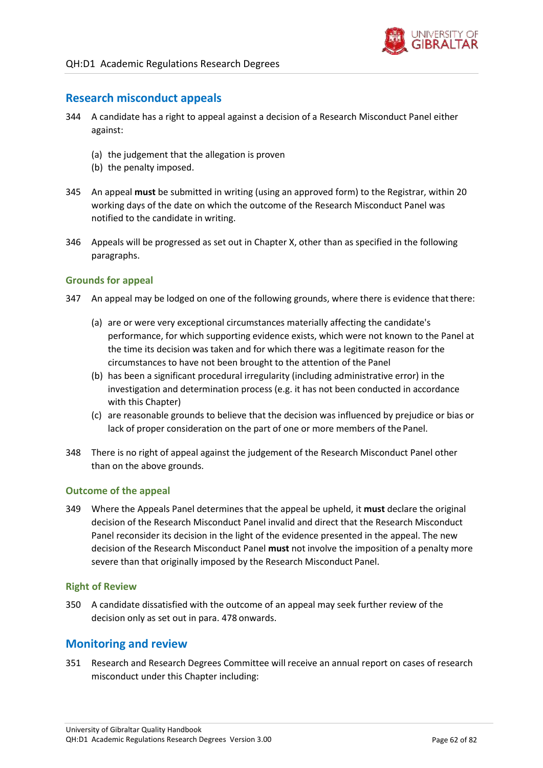## Research misconduct appeals

344 A candidate has a right to appeal against a decision of a Research Misconduct Panel either against:

(a) the judgement that the allegation is proven
(b) the penalty imposed.

345 An appeal **must** be submitted in writing (using an approved form) to the Registrar, within 20 working days of the date on which the outcome of the Research Misconduct Panel was notified to the candidate in writing.

346 Appeals will be progressed as set out in Chapter X, other than as specified in the following paragraphs.

### Grounds for appeal

347 An appeal may be lodged on one of the following grounds, where there is evidence that there:

(a) are or were very exceptional circumstances materially affecting the candidate's performance, for which supporting evidence exists, which were not known to the Panel at the time its decision was taken and for which there was a legitimate reason for the circumstances to have not been brought to the attention of the Panel
(b) has been a significant procedural irregularity (including administrative error) in the investigation and determination process (e.g. it has not been conducted in accordance with this Chapter)
(c) are reasonable grounds to believe that the decision was influenced by prejudice or bias or lack of proper consideration on the part of one or more members of the Panel.

348 There is no right of appeal against the judgement of the Research Misconduct Panel other than on the above grounds.

### Outcome of the appeal

349 Where the Appeals Panel determines that the appeal be upheld, it **must** declare the original decision of the Research Misconduct Panel invalid and direct that the Research Misconduct Panel reconsider its decision in the light of the evidence presented in the appeal. The new decision of the Research Misconduct Panel **must** not involve the imposition of a penalty more severe than that originally imposed by the Research Misconduct Panel.

### Right of Review

350 A candidate dissatisfied with the outcome of an appeal may seek further review of the decision only as set out in para. 478 onwards.

## Monitoring and review

351 Research and Research Degrees Committee will receive an annual report on cases of research misconduct under this Chapter including: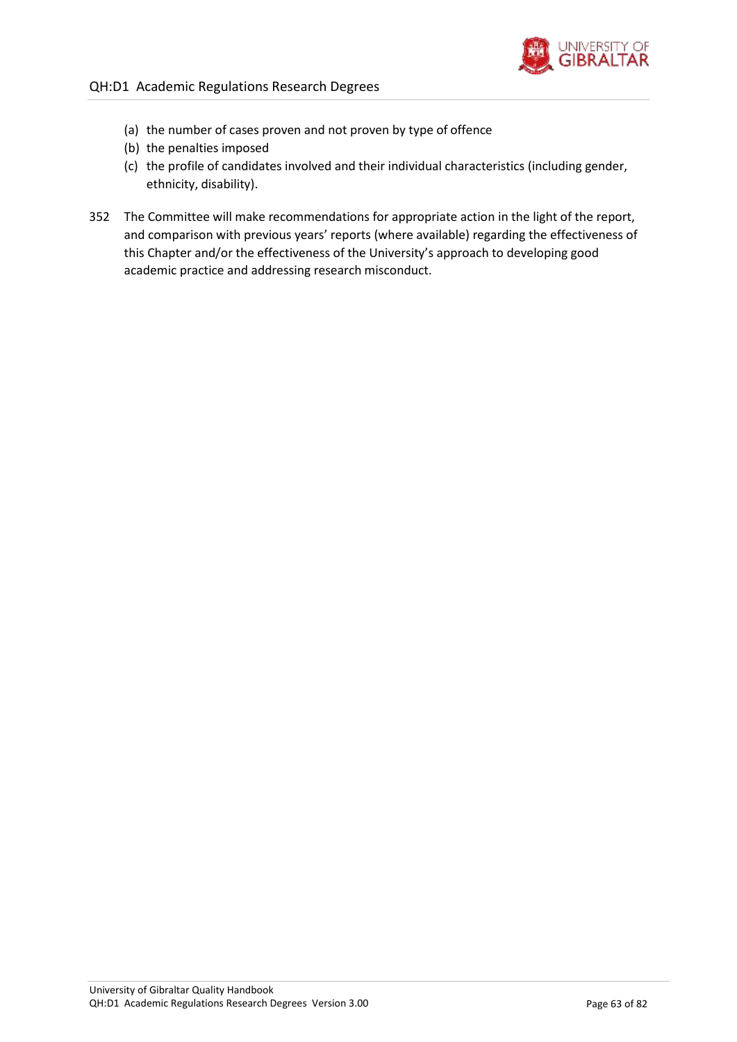(a) the number of cases proven and not proven by type of offence
(b) the penalties imposed
(c) the profile of candidates involved and their individual characteristics (including gender, ethnicity, disability).

352 The Committee will make recommendations for appropriate action in the light of the report, and comparison with previous years' reports (where available) regarding the effectiveness of this Chapter and/or the effectiveness of the University's approach to developing good academic practice and addressing research misconduct.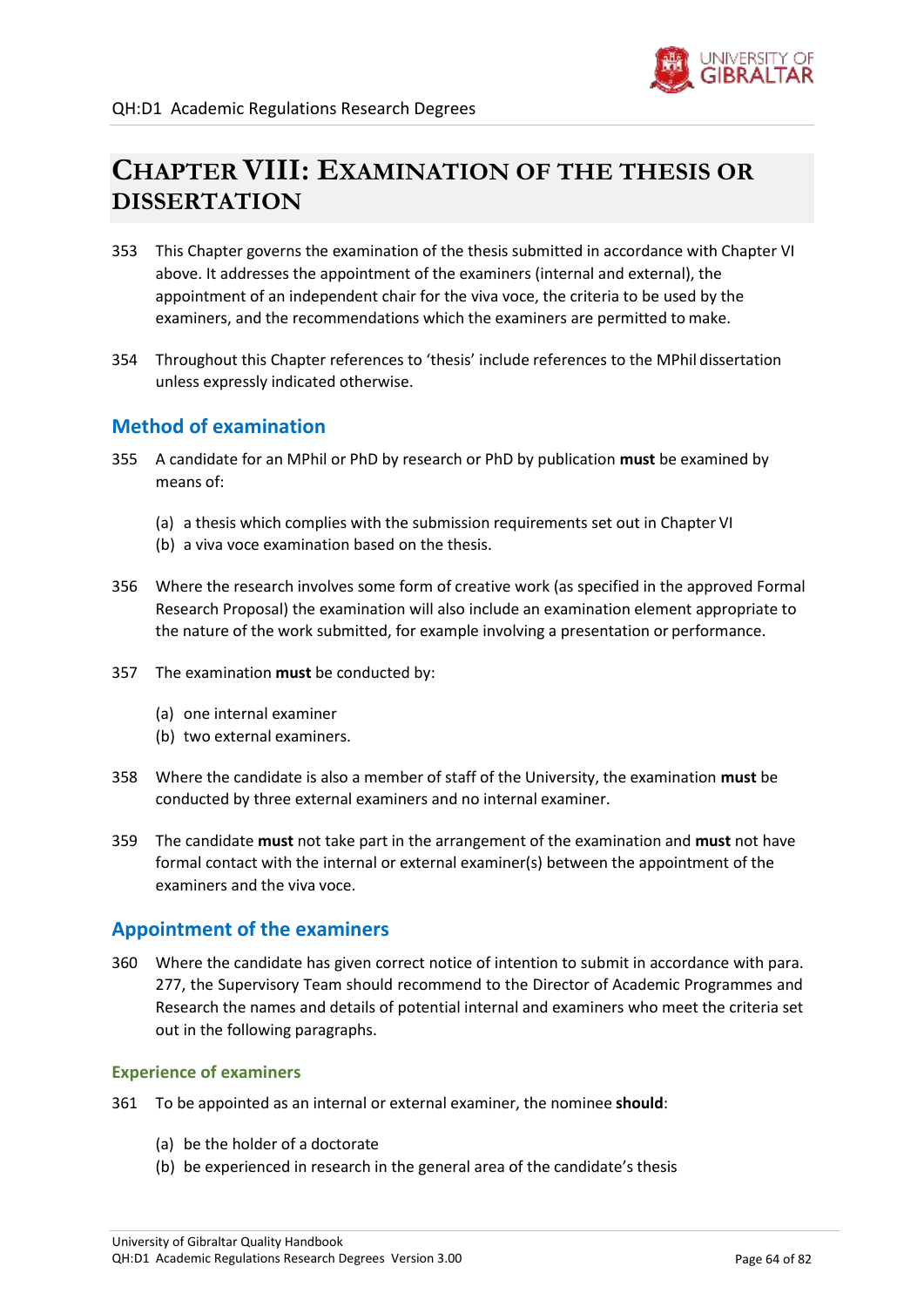# CHAPTER VIII: EXAMINATION OF THE THESIS OR DISSERTATION

353 This Chapter governs the examination of the thesis submitted in accordance with Chapter VI above. It addresses the appointment of the examiners (internal and external), the appointment of an independent chair for the viva voce, the criteria to be used by the examiners, and the recommendations which the examiners are permitted to make.

354 Throughout this Chapter references to 'thesis' include references to the MPhil dissertation unless expressly indicated otherwise.

## Method of examination

355 A candidate for an MPhil or PhD by research or PhD by publication **must** be examined by means of:

(a) a thesis which complies with the submission requirements set out in Chapter VI
(b) a viva voce examination based on the thesis.

356 Where the research involves some form of creative work (as specified in the approved Formal Research Proposal) the examination will also include an examination element appropriate to the nature of the work submitted, for example involving a presentation or performance.

357 The examination **must** be conducted by:

(a) one internal examiner
(b) two external examiners.

358 Where the candidate is also a member of staff of the University, the examination **must** be conducted by three external examiners and no internal examiner.

359 The candidate **must** not take part in the arrangement of the examination and **must** not have formal contact with the internal or external examiner(s) between the appointment of the examiners and the viva voce.

## Appointment of the examiners

360 Where the candidate has given correct notice of intention to submit in accordance with para. 277, the Supervisory Team should recommend to the Director of Academic Programmes and Research the names and details of potential internal and examiners who meet the criteria set out in the following paragraphs.

### Experience of examiners

361 To be appointed as an internal or external examiner, the nominee **should**:

(a) be the holder of a doctorate
(b) be experienced in research in the general area of the candidate's thesis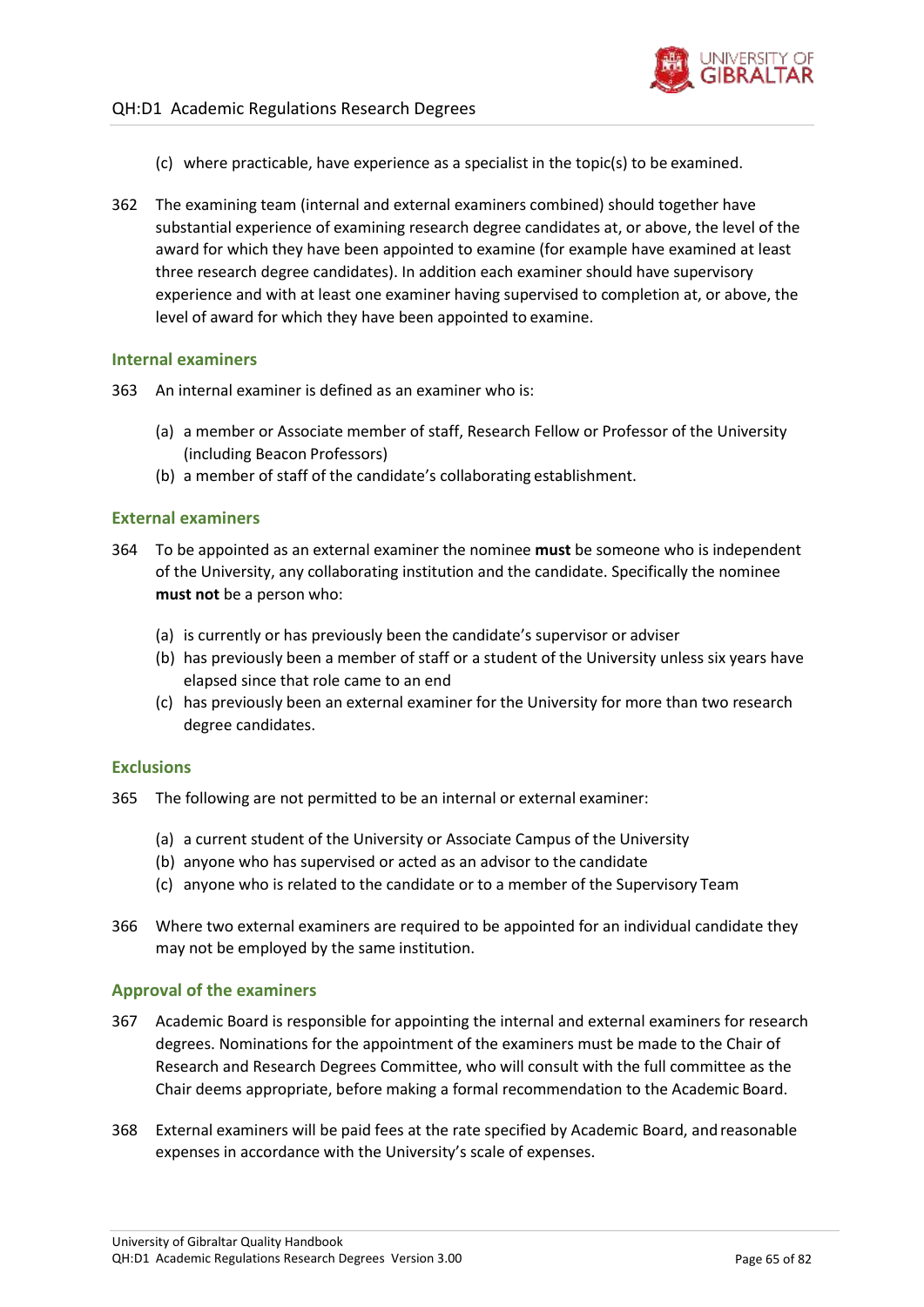(c) where practicable, have experience as a specialist in the topic(s) to be examined.

362 The examining team (internal and external examiners combined) should together have substantial experience of examining research degree candidates at, or above, the level of the award for which they have been appointed to examine (for example have examined at least three research degree candidates). In addition each examiner should have supervisory experience and with at least one examiner having supervised to completion at, or above, the level of award for which they have been appointed to examine.

### Internal examiners

363 An internal examiner is defined as an examiner who is:

(a) a member or Associate member of staff, Research Fellow or Professor of the University (including Beacon Professors)
(b) a member of staff of the candidate's collaborating establishment.

### External examiners

364 To be appointed as an external examiner the nominee **must** be someone who is independent of the University, any collaborating institution and the candidate. Specifically the nominee **must not** be a person who:

(a) is currently or has previously been the candidate's supervisor or adviser
(b) has previously been a member of staff or a student of the University unless six years have elapsed since that role came to an end
(c) has previously been an external examiner for the University for more than two research degree candidates.

### Exclusions

365 The following are not permitted to be an internal or external examiner:

(a) a current student of the University or Associate Campus of the University
(b) anyone who has supervised or acted as an advisor to the candidate
(c) anyone who is related to the candidate or to a member of the Supervisory Team

366 Where two external examiners are required to be appointed for an individual candidate they may not be employed by the same institution.

### Approval of the examiners

367 Academic Board is responsible for appointing the internal and external examiners for research degrees. Nominations for the appointment of the examiners must be made to the Chair of Research and Research Degrees Committee, who will consult with the full committee as the Chair deems appropriate, before making a formal recommendation to the Academic Board.

368 External examiners will be paid fees at the rate specified by Academic Board, and reasonable expenses in accordance with the University's scale of expenses.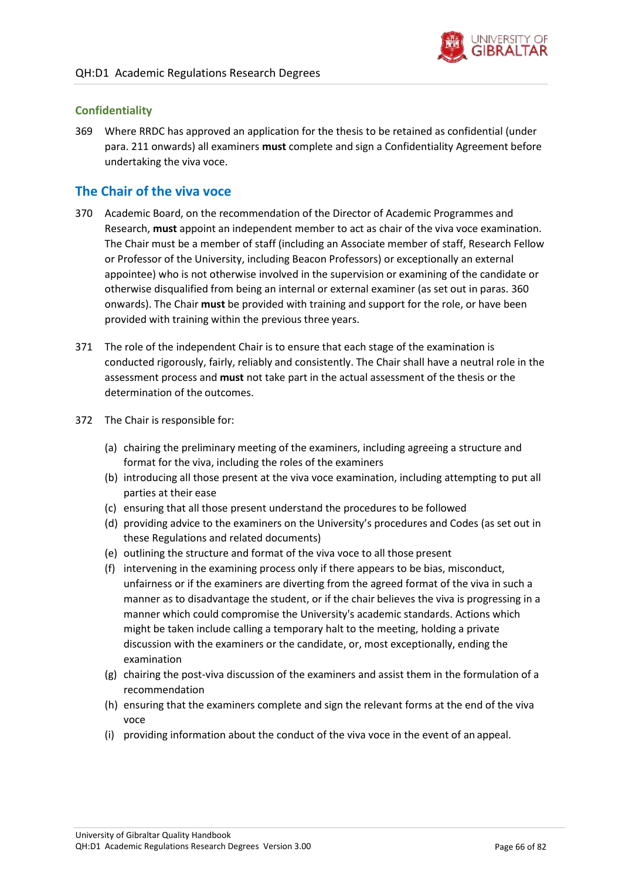## Confidentiality

369 Where RRDC has approved an application for the thesis to be retained as confidential (under para. 211 onwards) all examiners **must** complete and sign a Confidentiality Agreement before undertaking the viva voce.

## The Chair of the viva voce

370 Academic Board, on the recommendation of the Director of Academic Programmes and Research, **must** appoint an independent member to act as chair of the viva voce examination. The Chair must be a member of staff (including an Associate member of staff, Research Fellow or Professor of the University, including Beacon Professors) or exceptionally an external appointee) who is not otherwise involved in the supervision or examining of the candidate or otherwise disqualified from being an internal or external examiner (as set out in paras. 360 onwards). The Chair **must** be provided with training and support for the role, or have been provided with training within the previous three years.

371 The role of the independent Chair is to ensure that each stage of the examination is conducted rigorously, fairly, reliably and consistently. The Chair shall have a neutral role in the assessment process and **must** not take part in the actual assessment of the thesis or the determination of the outcomes.

372 The Chair is responsible for:

(a) chairing the preliminary meeting of the examiners, including agreeing a structure and format for the viva, including the roles of the examiners
(b) introducing all those present at the viva voce examination, including attempting to put all parties at their ease
(c) ensuring that all those present understand the procedures to be followed
(d) providing advice to the examiners on the University's procedures and Codes (as set out in these Regulations and related documents)
(e) outlining the structure and format of the viva voce to all those present
(f) intervening in the examining process only if there appears to be bias, misconduct, unfairness or if the examiners are diverting from the agreed format of the viva in such a manner as to disadvantage the student, or if the chair believes the viva is progressing in a manner which could compromise the University's academic standards. Actions which might be taken include calling a temporary halt to the meeting, holding a private discussion with the examiners or the candidate, or, most exceptionally, ending the examination
(g) chairing the post-viva discussion of the examiners and assist them in the formulation of a recommendation
(h) ensuring that the examiners complete and sign the relevant forms at the end of the viva voce
(i) providing information about the conduct of the viva voce in the event of an appeal.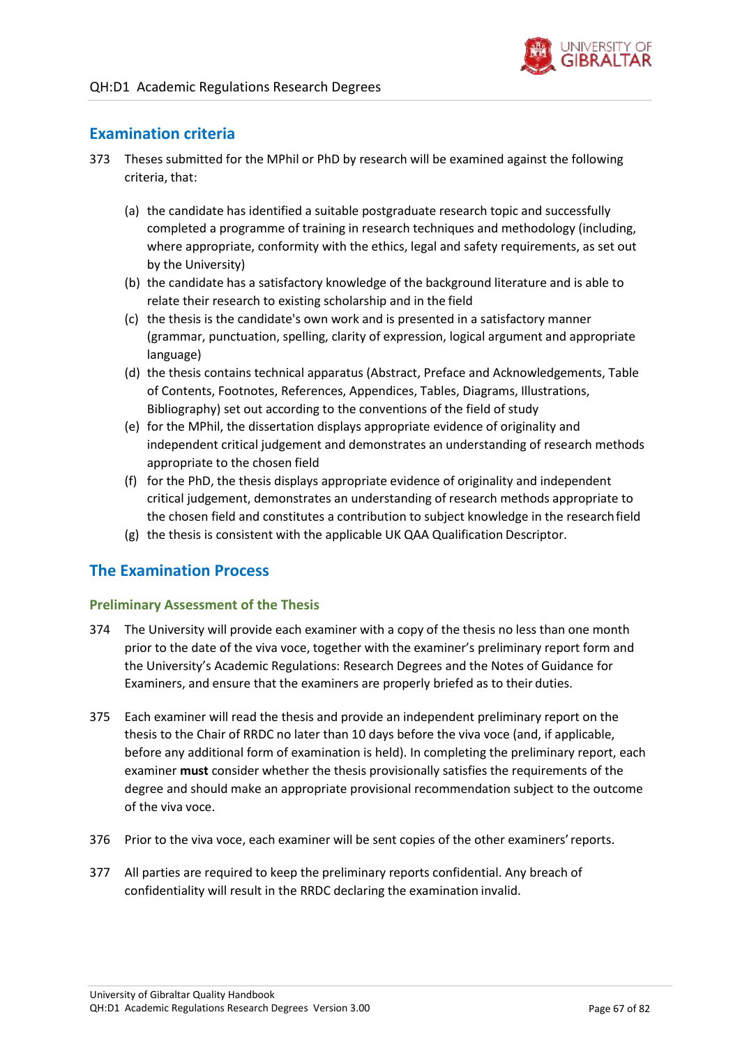## Examination criteria

373 Theses submitted for the MPhil or PhD by research will be examined against the following criteria, that:

(a) the candidate has identified a suitable postgraduate research topic and successfully completed a programme of training in research techniques and methodology (including, where appropriate, conformity with the ethics, legal and safety requirements, as set out by the University)

(b) the candidate has a satisfactory knowledge of the background literature and is able to relate their research to existing scholarship and in the field

(c) the thesis is the candidate's own work and is presented in a satisfactory manner (grammar, punctuation, spelling, clarity of expression, logical argument and appropriate language)

(d) the thesis contains technical apparatus (Abstract, Preface and Acknowledgements, Table of Contents, Footnotes, References, Appendices, Tables, Diagrams, Illustrations, Bibliography) set out according to the conventions of the field of study

(e) for the MPhil, the dissertation displays appropriate evidence of originality and independent critical judgement and demonstrates an understanding of research methods appropriate to the chosen field

(f) for the PhD, the thesis displays appropriate evidence of originality and independent critical judgement, demonstrates an understanding of research methods appropriate to the chosen field and constitutes a contribution to subject knowledge in the research field

(g) the thesis is consistent with the applicable UK QAA Qualification Descriptor.

## The Examination Process

### Preliminary Assessment of the Thesis

374 The University will provide each examiner with a copy of the thesis no less than one month prior to the date of the viva voce, together with the examiner's preliminary report form and the University's Academic Regulations: Research Degrees and the Notes of Guidance for Examiners, and ensure that the examiners are properly briefed as to their duties.

375 Each examiner will read the thesis and provide an independent preliminary report on the thesis to the Chair of RRDC no later than 10 days before the viva voce (and, if applicable, before any additional form of examination is held). In completing the preliminary report, each examiner **must** consider whether the thesis provisionally satisfies the requirements of the degree and should make an appropriate provisional recommendation subject to the outcome of the viva voce.

376 Prior to the viva voce, each examiner will be sent copies of the other examiners' reports.

377 All parties are required to keep the preliminary reports confidential. Any breach of confidentiality will result in the RRDC declaring the examination invalid.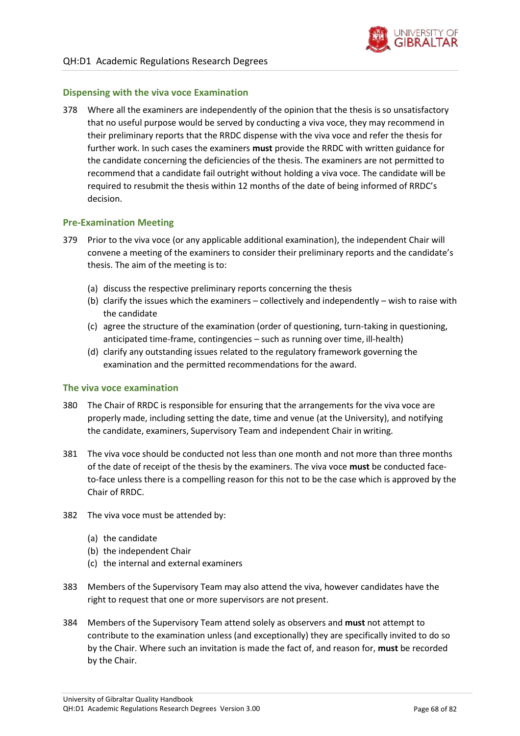### Dispensing with the viva voce Examination

378 Where all the examiners are independently of the opinion that the thesis is so unsatisfactory that no useful purpose would be served by conducting a viva voce, they may recommend in their preliminary reports that the RRDC dispense with the viva voce and refer the thesis for further work. In such cases the examiners **must** provide the RRDC with written guidance for the candidate concerning the deficiencies of the thesis. The examiners are not permitted to recommend that a candidate fail outright without holding a viva voce. The candidate will be required to resubmit the thesis within 12 months of the date of being informed of RRDC's decision.

### Pre-Examination Meeting

379 Prior to the viva voce (or any applicable additional examination), the independent Chair will convene a meeting of the examiners to consider their preliminary reports and the candidate's thesis. The aim of the meeting is to:

(a) discuss the respective preliminary reports concerning the thesis
(b) clarify the issues which the examiners – collectively and independently – wish to raise with the candidate
(c) agree the structure of the examination (order of questioning, turn-taking in questioning, anticipated time-frame, contingencies – such as running over time, ill-health)
(d) clarify any outstanding issues related to the regulatory framework governing the examination and the permitted recommendations for the award.

### The viva voce examination

380 The Chair of RRDC is responsible for ensuring that the arrangements for the viva voce are properly made, including setting the date, time and venue (at the University), and notifying the candidate, examiners, Supervisory Team and independent Chair in writing.

381 The viva voce should be conducted not less than one month and not more than three months of the date of receipt of the thesis by the examiners. The viva voce **must** be conducted face-to-face unless there is a compelling reason for this not to be the case which is approved by the Chair of RRDC.

382 The viva voce must be attended by:

(a) the candidate
(b) the independent Chair
(c) the internal and external examiners

383 Members of the Supervisory Team may also attend the viva, however candidates have the right to request that one or more supervisors are not present.

384 Members of the Supervisory Team attend solely as observers and **must** not attempt to contribute to the examination unless (and exceptionally) they are specifically invited to do so by the Chair. Where such an invitation is made the fact of, and reason for, **must** be recorded by the Chair.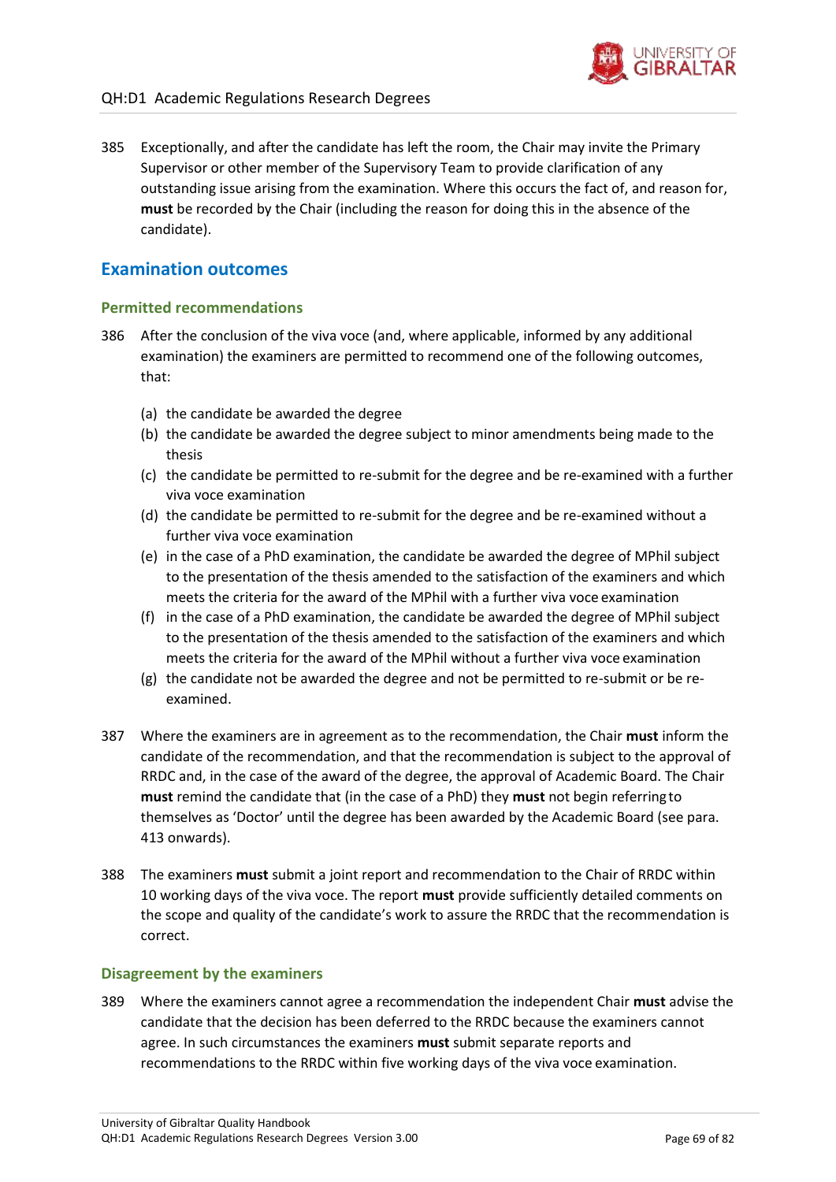385 Exceptionally, and after the candidate has left the room, the Chair may invite the Primary Supervisor or other member of the Supervisory Team to provide clarification of any outstanding issue arising from the examination. Where this occurs the fact of, and reason for, **must** be recorded by the Chair (including the reason for doing this in the absence of the candidate).

## Examination outcomes

### Permitted recommendations

386 After the conclusion of the viva voce (and, where applicable, informed by any additional examination) the examiners are permitted to recommend one of the following outcomes, that:

- (a) the candidate be awarded the degree
- (b) the candidate be awarded the degree subject to minor amendments being made to the thesis
- (c) the candidate be permitted to re-submit for the degree and be re-examined with a further viva voce examination
- (d) the candidate be permitted to re-submit for the degree and be re-examined without a further viva voce examination
- (e) in the case of a PhD examination, the candidate be awarded the degree of MPhil subject to the presentation of the thesis amended to the satisfaction of the examiners and which meets the criteria for the award of the MPhil with a further viva voce examination
- (f) in the case of a PhD examination, the candidate be awarded the degree of MPhil subject to the presentation of the thesis amended to the satisfaction of the examiners and which meets the criteria for the award of the MPhil without a further viva voce examination
- (g) the candidate not be awarded the degree and not be permitted to re-submit or be re-examined.

387 Where the examiners are in agreement as to the recommendation, the Chair **must** inform the candidate of the recommendation, and that the recommendation is subject to the approval of RRDC and, in the case of the award of the degree, the approval of Academic Board. The Chair **must** remind the candidate that (in the case of a PhD) they **must** not begin referring to themselves as 'Doctor' until the degree has been awarded by the Academic Board (see para. 413 onwards).

388 The examiners **must** submit a joint report and recommendation to the Chair of RRDC within 10 working days of the viva voce. The report **must** provide sufficiently detailed comments on the scope and quality of the candidate's work to assure the RRDC that the recommendation is correct.

### Disagreement by the examiners

389 Where the examiners cannot agree a recommendation the independent Chair **must** advise the candidate that the decision has been deferred to the RRDC because the examiners cannot agree. In such circumstances the examiners **must** submit separate reports and recommendations to the RRDC within five working days of the viva voce examination.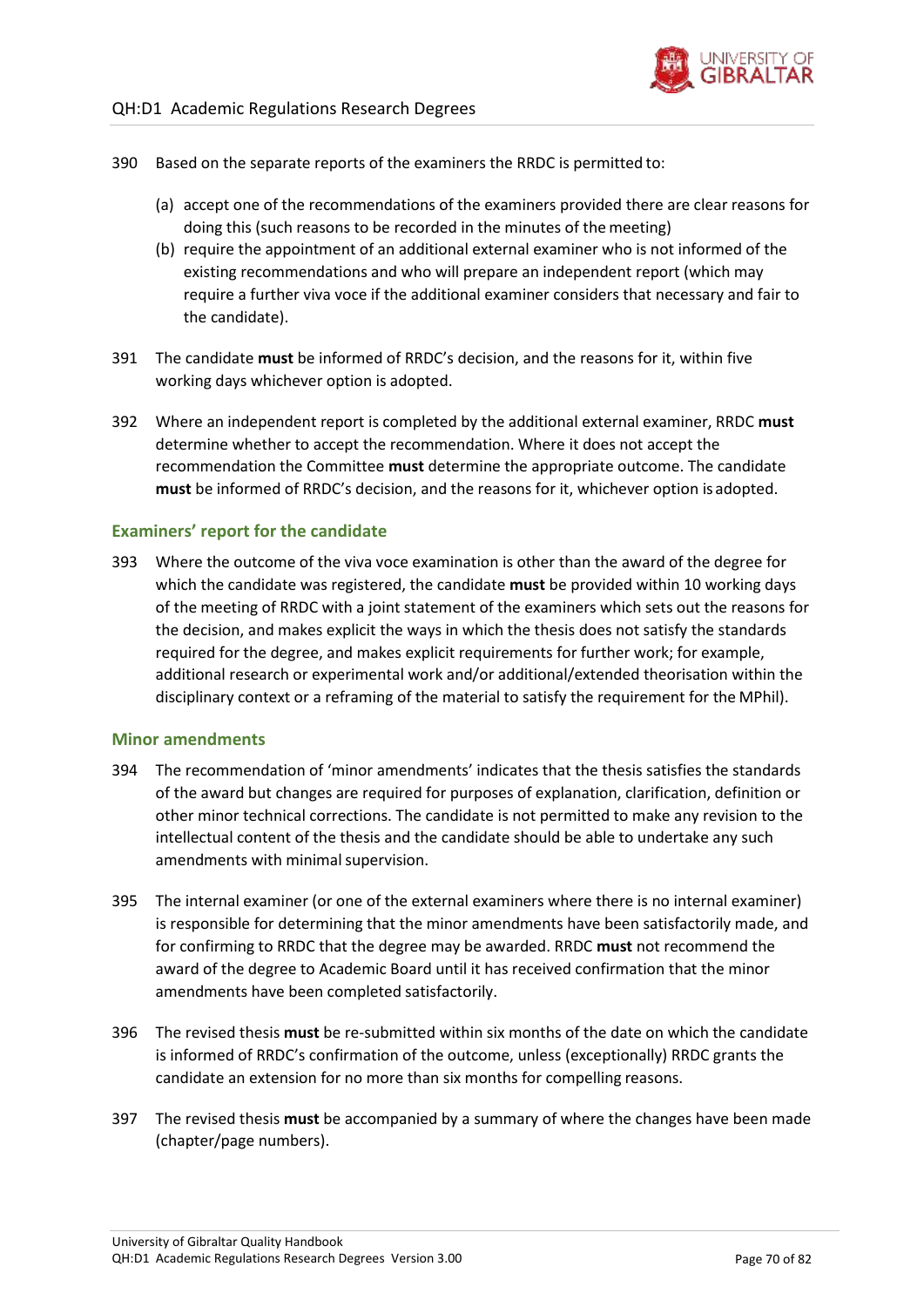390 Based on the separate reports of the examiners the RRDC is permitted to:

(a) accept one of the recommendations of the examiners provided there are clear reasons for doing this (such reasons to be recorded in the minutes of the meeting)
(b) require the appointment of an additional external examiner who is not informed of the existing recommendations and who will prepare an independent report (which may require a further viva voce if the additional examiner considers that necessary and fair to the candidate).

391 The candidate **must** be informed of RRDC's decision, and the reasons for it, within five working days whichever option is adopted.

392 Where an independent report is completed by the additional external examiner, RRDC **must** determine whether to accept the recommendation. Where it does not accept the recommendation the Committee **must** determine the appropriate outcome. The candidate **must** be informed of RRDC's decision, and the reasons for it, whichever option is adopted.

### Examiners' report for the candidate

393 Where the outcome of the viva voce examination is other than the award of the degree for which the candidate was registered, the candidate **must** be provided within 10 working days of the meeting of RRDC with a joint statement of the examiners which sets out the reasons for the decision, and makes explicit the ways in which the thesis does not satisfy the standards required for the degree, and makes explicit requirements for further work; for example, additional research or experimental work and/or additional/extended theorisation within the disciplinary context or a reframing of the material to satisfy the requirement for the MPhil).

### Minor amendments

394 The recommendation of 'minor amendments' indicates that the thesis satisfies the standards of the award but changes are required for purposes of explanation, clarification, definition or other minor technical corrections. The candidate is not permitted to make any revision to the intellectual content of the thesis and the candidate should be able to undertake any such amendments with minimal supervision.

395 The internal examiner (or one of the external examiners where there is no internal examiner) is responsible for determining that the minor amendments have been satisfactorily made, and for confirming to RRDC that the degree may be awarded. RRDC **must** not recommend the award of the degree to Academic Board until it has received confirmation that the minor amendments have been completed satisfactorily.

396 The revised thesis **must** be re-submitted within six months of the date on which the candidate is informed of RRDC's confirmation of the outcome, unless (exceptionally) RRDC grants the candidate an extension for no more than six months for compelling reasons.

397 The revised thesis **must** be accompanied by a summary of where the changes have been made (chapter/page numbers).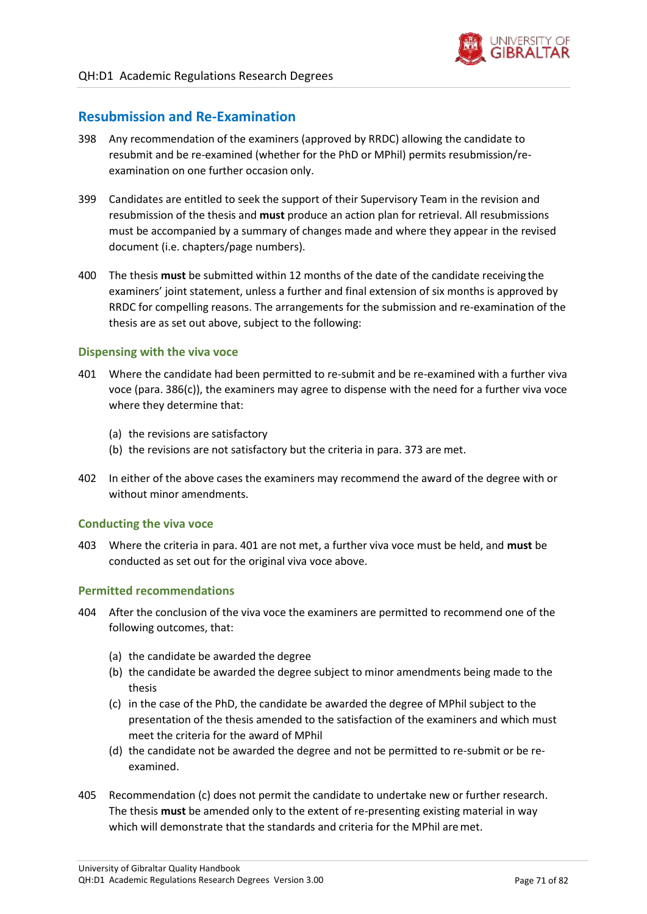## Resubmission and Re-Examination

398 Any recommendation of the examiners (approved by RRDC) allowing the candidate to resubmit and be re-examined (whether for the PhD or MPhil) permits resubmission/re-examination on one further occasion only.

399 Candidates are entitled to seek the support of their Supervisory Team in the revision and resubmission of the thesis and **must** produce an action plan for retrieval. All resubmissions must be accompanied by a summary of changes made and where they appear in the revised document (i.e. chapters/page numbers).

400 The thesis **must** be submitted within 12 months of the date of the candidate receiving the examiners' joint statement, unless a further and final extension of six months is approved by RRDC for compelling reasons. The arrangements for the submission and re-examination of the thesis are as set out above, subject to the following:

### Dispensing with the viva voce

401 Where the candidate had been permitted to re-submit and be re-examined with a further viva voce (para. 386(c)), the examiners may agree to dispense with the need for a further viva voce where they determine that:

- (a) the revisions are satisfactory
- (b) the revisions are not satisfactory but the criteria in para. 373 are met.

402 In either of the above cases the examiners may recommend the award of the degree with or without minor amendments.

### Conducting the viva voce

403 Where the criteria in para. 401 are not met, a further viva voce must be held, and **must** be conducted as set out for the original viva voce above.

### Permitted recommendations

404 After the conclusion of the viva voce the examiners are permitted to recommend one of the following outcomes, that:

- (a) the candidate be awarded the degree
- (b) the candidate be awarded the degree subject to minor amendments being made to the thesis
- (c) in the case of the PhD, the candidate be awarded the degree of MPhil subject to the presentation of the thesis amended to the satisfaction of the examiners and which must meet the criteria for the award of MPhil
- (d) the candidate not be awarded the degree and not be permitted to re-submit or be re-examined.

405 Recommendation (c) does not permit the candidate to undertake new or further research. The thesis **must** be amended only to the extent of re-presenting existing material in way which will demonstrate that the standards and criteria for the MPhil are met.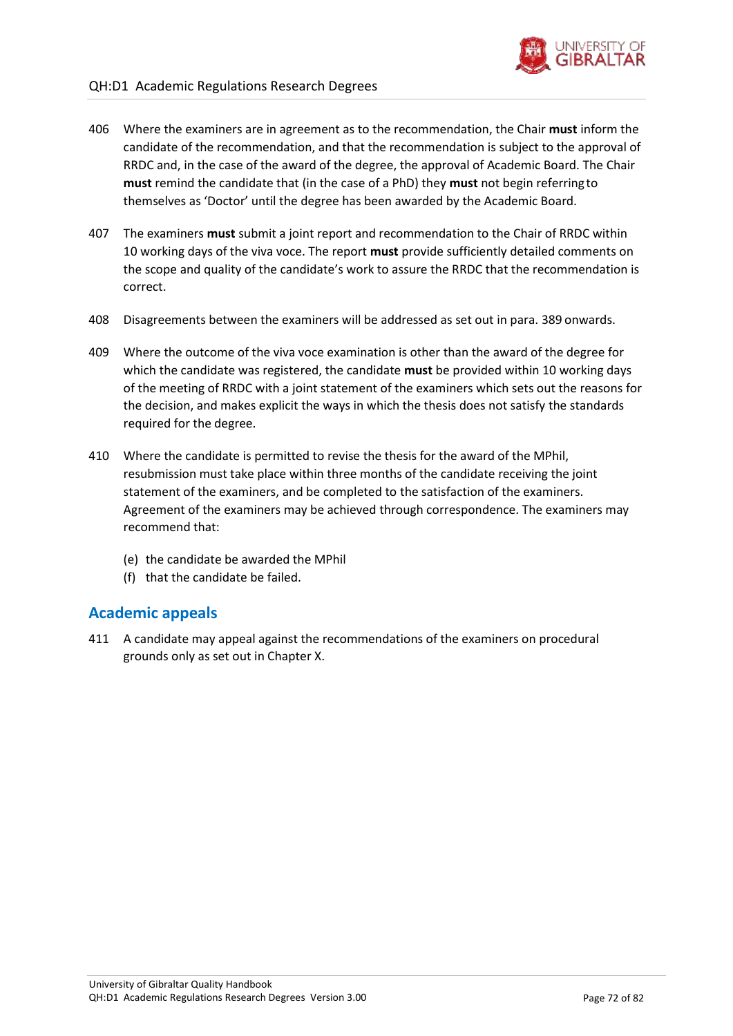406 Where the examiners are in agreement as to the recommendation, the Chair **must** inform the candidate of the recommendation, and that the recommendation is subject to the approval of RRDC and, in the case of the award of the degree, the approval of Academic Board. The Chair **must** remind the candidate that (in the case of a PhD) they **must** not begin referring to themselves as 'Doctor' until the degree has been awarded by the Academic Board.

407 The examiners **must** submit a joint report and recommendation to the Chair of RRDC within 10 working days of the viva voce. The report **must** provide sufficiently detailed comments on the scope and quality of the candidate's work to assure the RRDC that the recommendation is correct.

408 Disagreements between the examiners will be addressed as set out in para. 389 onwards.

409 Where the outcome of the viva voce examination is other than the award of the degree for which the candidate was registered, the candidate **must** be provided within 10 working days of the meeting of RRDC with a joint statement of the examiners which sets out the reasons for the decision, and makes explicit the ways in which the thesis does not satisfy the standards required for the degree.

410 Where the candidate is permitted to revise the thesis for the award of the MPhil, resubmission must take place within three months of the candidate receiving the joint statement of the examiners, and be completed to the satisfaction of the examiners. Agreement of the examiners may be achieved through correspondence. The examiners may recommend that:

(e) the candidate be awarded the MPhil
(f) that the candidate be failed.

## Academic appeals

411 A candidate may appeal against the recommendations of the examiners on procedural grounds only as set out in Chapter X.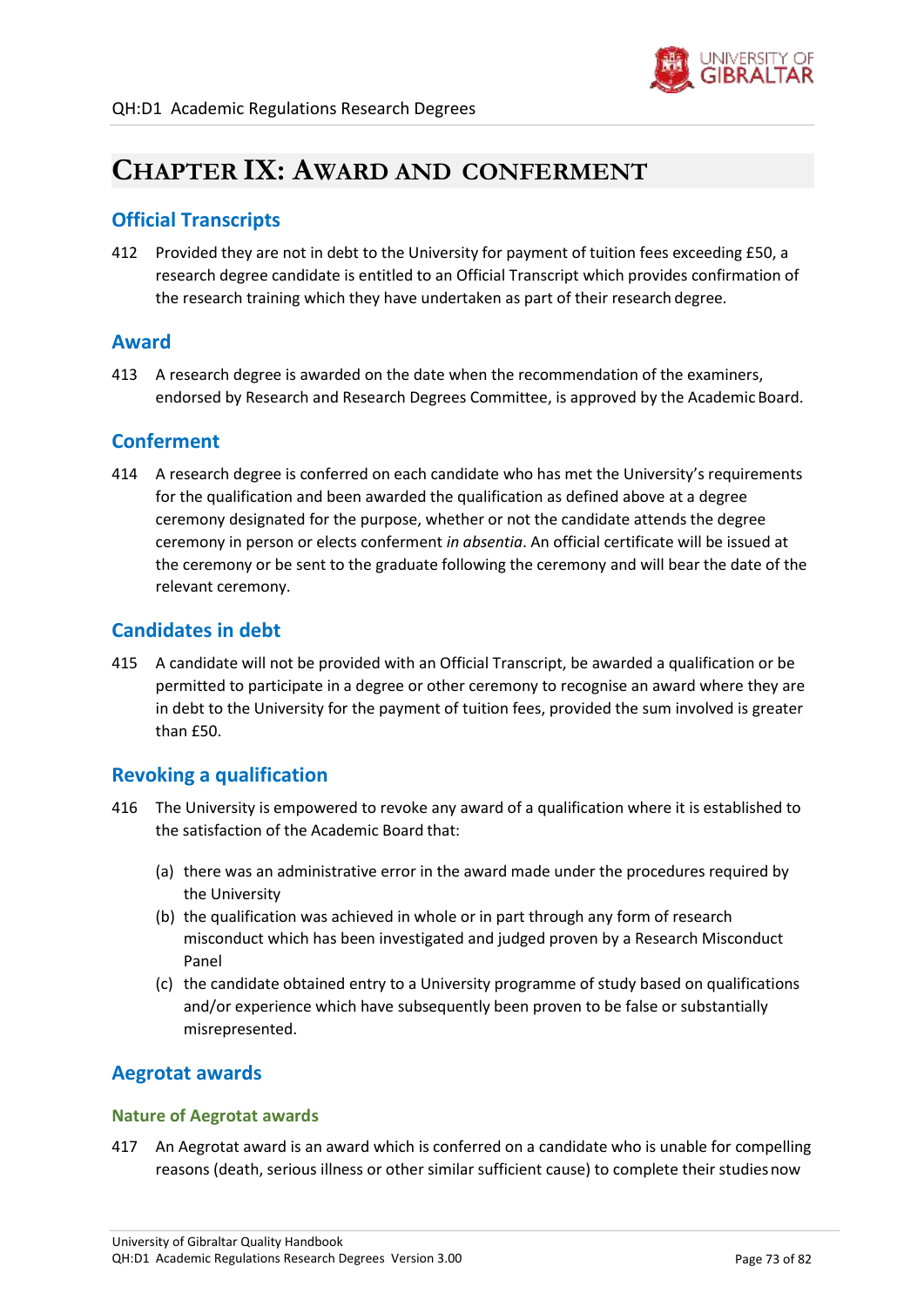# CHAPTER IX: AWARD AND CONFERMENT

## Official Transcripts

412 Provided they are not in debt to the University for payment of tuition fees exceeding £50, a research degree candidate is entitled to an Official Transcript which provides confirmation of the research training which they have undertaken as part of their research degree.

## Award

413 A research degree is awarded on the date when the recommendation of the examiners, endorsed by Research and Research Degrees Committee, is approved by the Academic Board.

## Conferment

414 A research degree is conferred on each candidate who has met the University's requirements for the qualification and been awarded the qualification as defined above at a degree ceremony designated for the purpose, whether or not the candidate attends the degree ceremony in person or elects conferment *in absentia*. An official certificate will be issued at the ceremony or be sent to the graduate following the ceremony and will bear the date of the relevant ceremony.

## Candidates in debt

415 A candidate will not be provided with an Official Transcript, be awarded a qualification or be permitted to participate in a degree or other ceremony to recognise an award where they are in debt to the University for the payment of tuition fees, provided the sum involved is greater than £50.

## Revoking a qualification

416 The University is empowered to revoke any award of a qualification where it is established to the satisfaction of the Academic Board that:

(a) there was an administrative error in the award made under the procedures required by the University
(b) the qualification was achieved in whole or in part through any form of research misconduct which has been investigated and judged proven by a Research Misconduct Panel
(c) the candidate obtained entry to a University programme of study based on qualifications and/or experience which have subsequently been proven to be false or substantially misrepresented.

## Aegrotat awards

### Nature of Aegrotat awards

417 An Aegrotat award is an award which is conferred on a candidate who is unable for compelling reasons (death, serious illness or other similar sufficient cause) to complete their studies now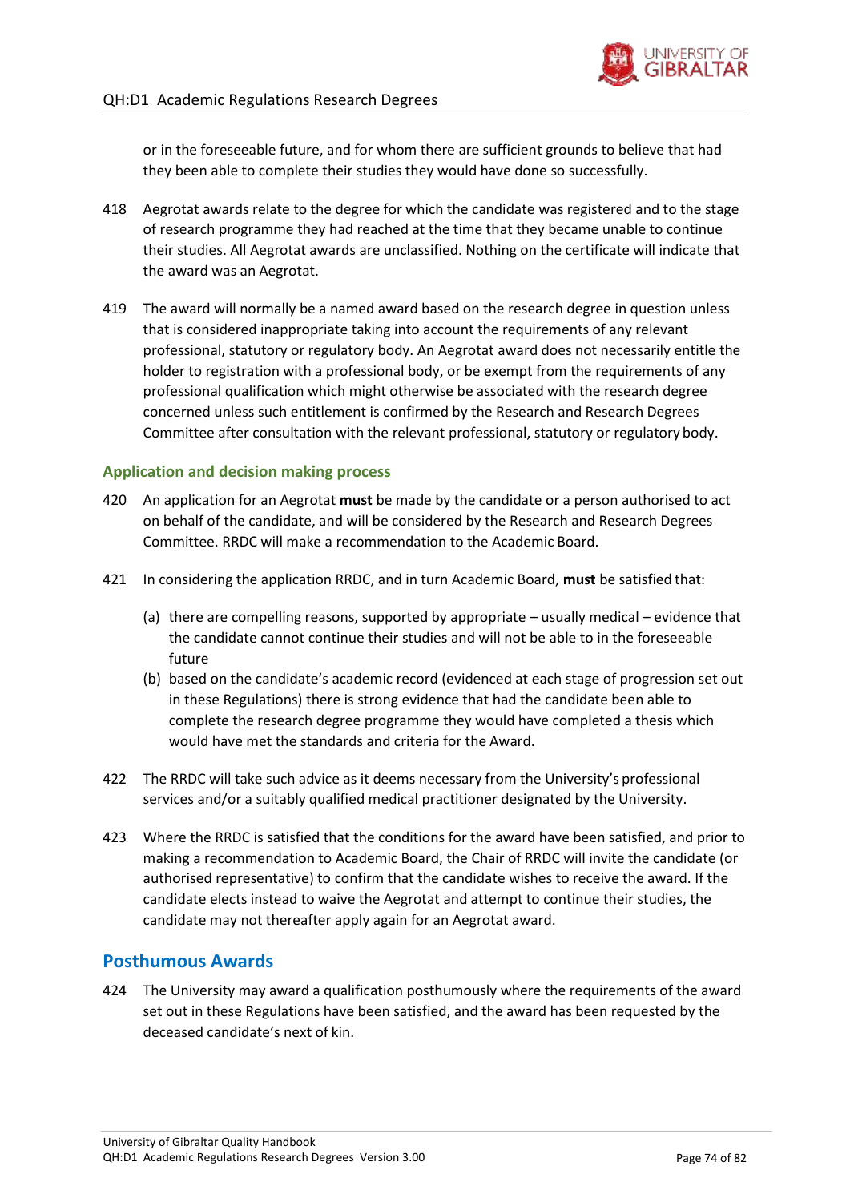or in the foreseeable future, and for whom there are sufficient grounds to believe that had they been able to complete their studies they would have done so successfully.

418 Aegrotat awards relate to the degree for which the candidate was registered and to the stage of research programme they had reached at the time that they became unable to continue their studies. All Aegrotat awards are unclassified. Nothing on the certificate will indicate that the award was an Aegrotat.

419 The award will normally be a named award based on the research degree in question unless that is considered inappropriate taking into account the requirements of any relevant professional, statutory or regulatory body. An Aegrotat award does not necessarily entitle the holder to registration with a professional body, or be exempt from the requirements of any professional qualification which might otherwise be associated with the research degree concerned unless such entitlement is confirmed by the Research and Research Degrees Committee after consultation with the relevant professional, statutory or regulatory body.

### Application and decision making process

420 An application for an Aegrotat **must** be made by the candidate or a person authorised to act on behalf of the candidate, and will be considered by the Research and Research Degrees Committee. RRDC will make a recommendation to the Academic Board.

421 In considering the application RRDC, and in turn Academic Board, **must** be satisfied that:

(a) there are compelling reasons, supported by appropriate – usually medical – evidence that the candidate cannot continue their studies and will not be able to in the foreseeable future

(b) based on the candidate's academic record (evidenced at each stage of progression set out in these Regulations) there is strong evidence that had the candidate been able to complete the research degree programme they would have completed a thesis which would have met the standards and criteria for the Award.

422 The RRDC will take such advice as it deems necessary from the University's professional services and/or a suitably qualified medical practitioner designated by the University.

423 Where the RRDC is satisfied that the conditions for the award have been satisfied, and prior to making a recommendation to Academic Board, the Chair of RRDC will invite the candidate (or authorised representative) to confirm that the candidate wishes to receive the award. If the candidate elects instead to waive the Aegrotat and attempt to continue their studies, the candidate may not thereafter apply again for an Aegrotat award.

## Posthumous Awards

424 The University may award a qualification posthumously where the requirements of the award set out in these Regulations have been satisfied, and the award has been requested by the deceased candidate's next of kin.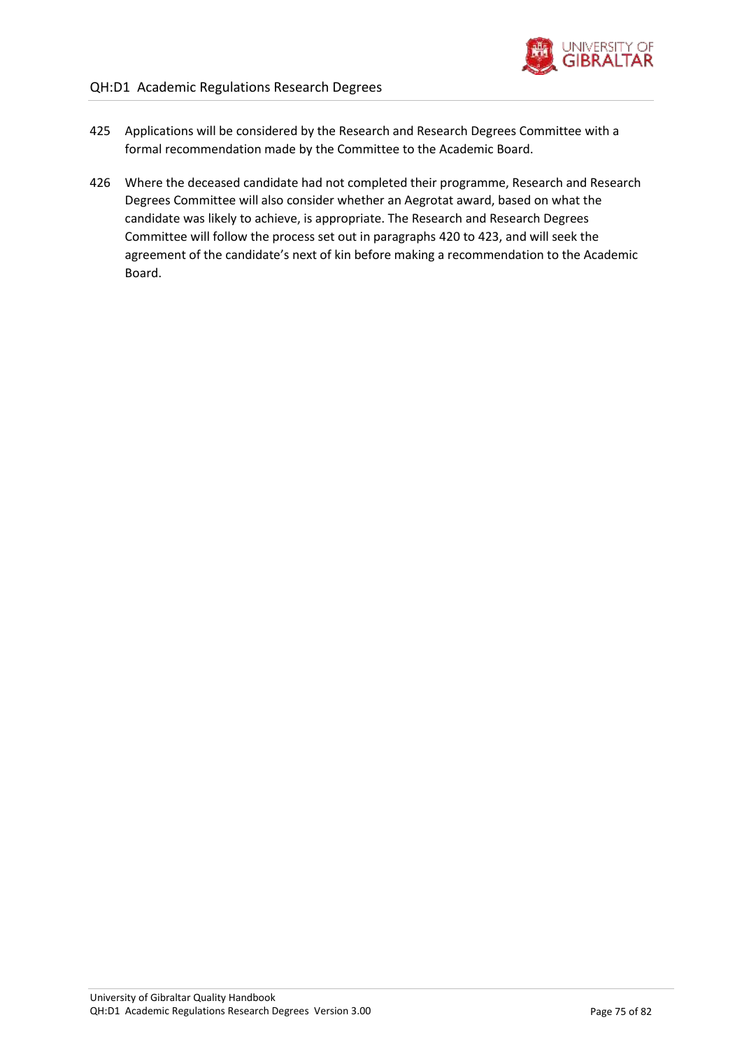425 Applications will be considered by the Research and Research Degrees Committee with a formal recommendation made by the Committee to the Academic Board.

426 Where the deceased candidate had not completed their programme, Research and Research Degrees Committee will also consider whether an Aegrotat award, based on what the candidate was likely to achieve, is appropriate. The Research and Research Degrees Committee will follow the process set out in paragraphs 420 to 423, and will seek the agreement of the candidate's next of kin before making a recommendation to the Academic Board.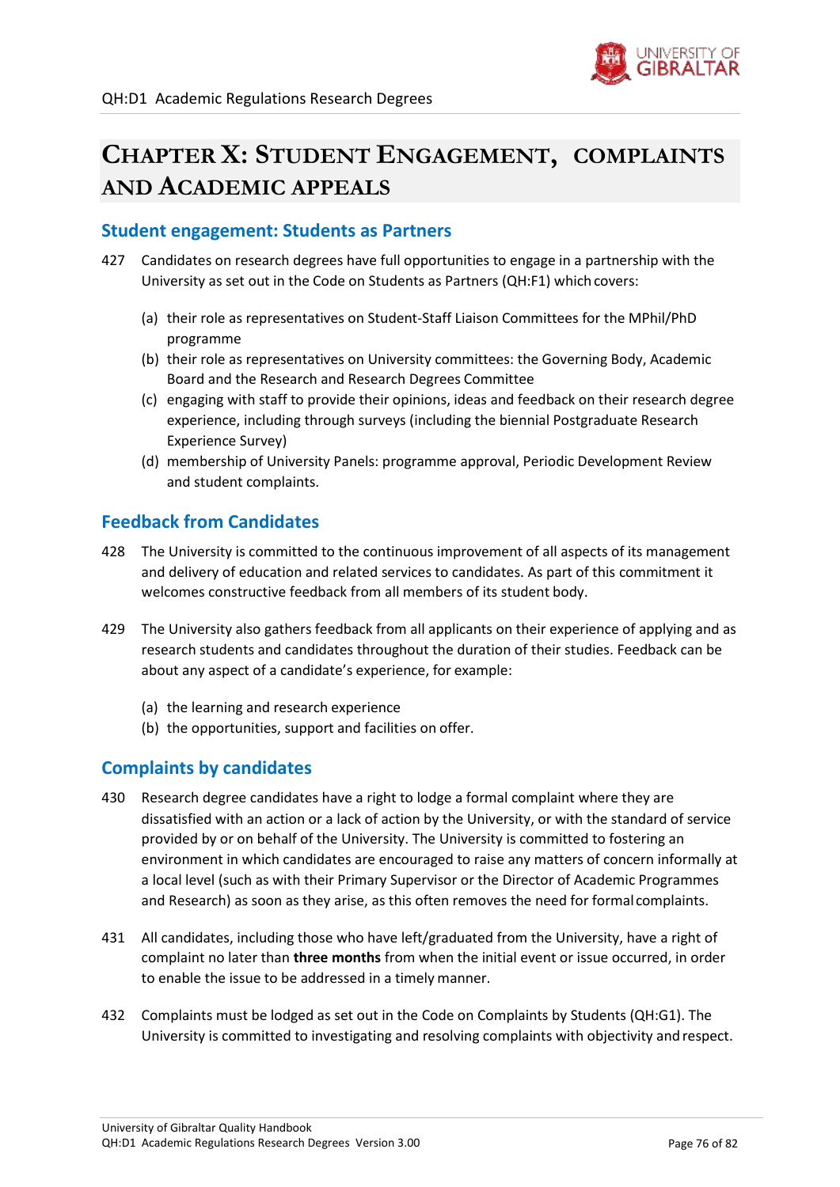# CHAPTER X: STUDENT ENGAGEMENT, COMPLAINTS AND ACADEMIC APPEALS

## Student engagement: Students as Partners

427 Candidates on research degrees have full opportunities to engage in a partnership with the University as set out in the Code on Students as Partners (QH:F1) which covers:

(a) their role as representatives on Student-Staff Liaison Committees for the MPhil/PhD programme
(b) their role as representatives on University committees: the Governing Body, Academic Board and the Research and Research Degrees Committee
(c) engaging with staff to provide their opinions, ideas and feedback on their research degree experience, including through surveys (including the biennial Postgraduate Research Experience Survey)
(d) membership of University Panels: programme approval, Periodic Development Review and student complaints.

## Feedback from Candidates

428 The University is committed to the continuous improvement of all aspects of its management and delivery of education and related services to candidates. As part of this commitment it welcomes constructive feedback from all members of its student body.

429 The University also gathers feedback from all applicants on their experience of applying and as research students and candidates throughout the duration of their studies. Feedback can be about any aspect of a candidate's experience, for example:

(a) the learning and research experience
(b) the opportunities, support and facilities on offer.

## Complaints by candidates

430 Research degree candidates have a right to lodge a formal complaint where they are dissatisfied with an action or a lack of action by the University, or with the standard of service provided by or on behalf of the University. The University is committed to fostering an environment in which candidates are encouraged to raise any matters of concern informally at a local level (such as with their Primary Supervisor or the Director of Academic Programmes and Research) as soon as they arise, as this often removes the need for formal complaints.

431 All candidates, including those who have left/graduated from the University, have a right of complaint no later than **three months** from when the initial event or issue occurred, in order to enable the issue to be addressed in a timely manner.

432 Complaints must be lodged as set out in the Code on Complaints by Students (QH:G1). The University is committed to investigating and resolving complaints with objectivity and respect.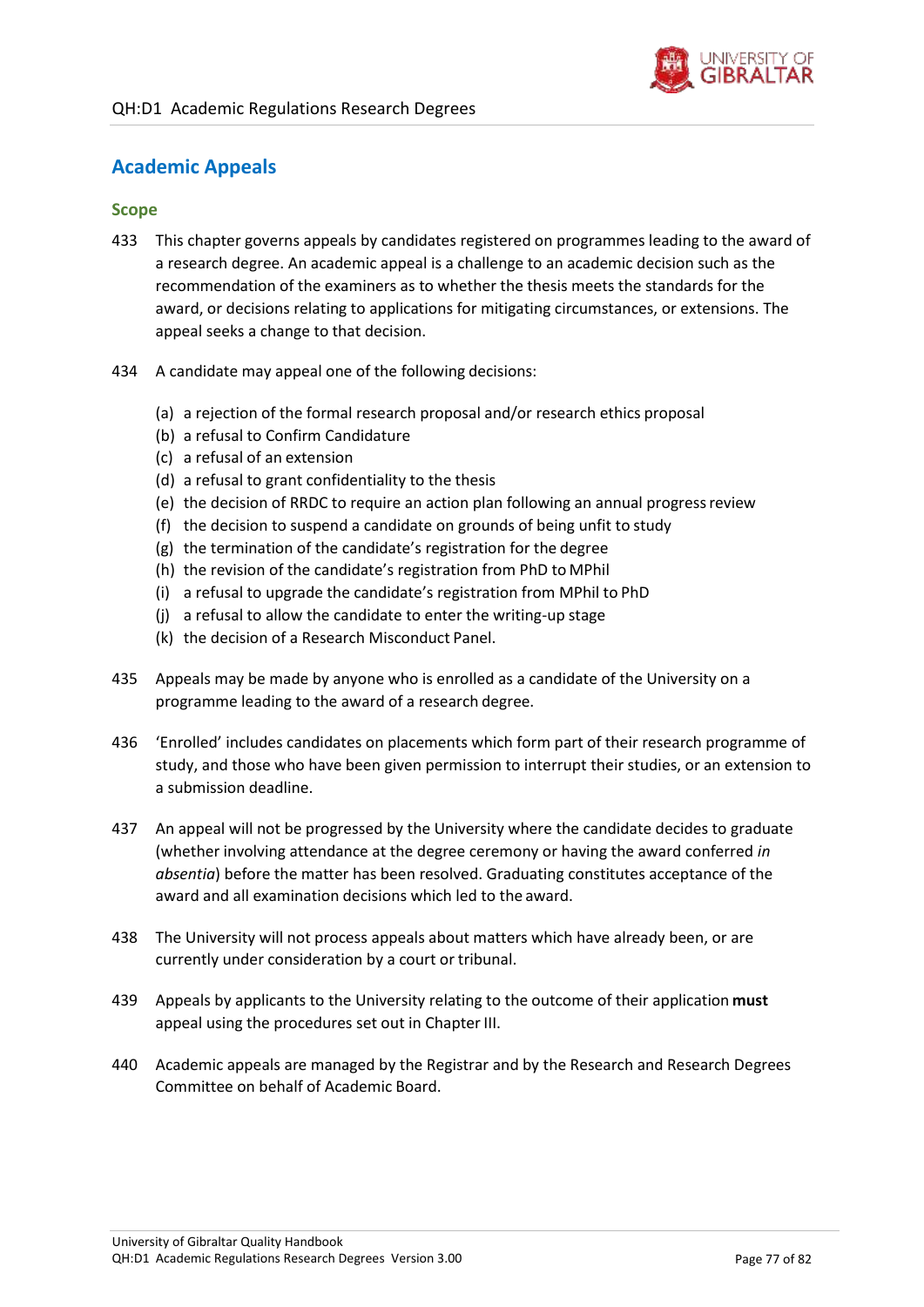## Academic Appeals

### Scope

433 This chapter governs appeals by candidates registered on programmes leading to the award of a research degree. An academic appeal is a challenge to an academic decision such as the recommendation of the examiners as to whether the thesis meets the standards for the award, or decisions relating to applications for mitigating circumstances, or extensions. The appeal seeks a change to that decision.

434 A candidate may appeal one of the following decisions:

- (a) a rejection of the formal research proposal and/or research ethics proposal
- (b) a refusal to Confirm Candidature
- (c) a refusal of an extension
- (d) a refusal to grant confidentiality to the thesis
- (e) the decision of RRDC to require an action plan following an annual progress review
- (f) the decision to suspend a candidate on grounds of being unfit to study
- (g) the termination of the candidate's registration for the degree
- (h) the revision of the candidate's registration from PhD to MPhil
- (i) a refusal to upgrade the candidate's registration from MPhil to PhD
- (j) a refusal to allow the candidate to enter the writing-up stage
- (k) the decision of a Research Misconduct Panel.

435 Appeals may be made by anyone who is enrolled as a candidate of the University on a programme leading to the award of a research degree.

436 'Enrolled' includes candidates on placements which form part of their research programme of study, and those who have been given permission to interrupt their studies, or an extension to a submission deadline.

437 An appeal will not be progressed by the University where the candidate decides to graduate (whether involving attendance at the degree ceremony or having the award conferred *in absentia*) before the matter has been resolved. Graduating constitutes acceptance of the award and all examination decisions which led to the award.

438 The University will not process appeals about matters which have already been, or are currently under consideration by a court or tribunal.

439 Appeals by applicants to the University relating to the outcome of their application **must** appeal using the procedures set out in Chapter III.

440 Academic appeals are managed by the Registrar and by the Research and Research Degrees Committee on behalf of Academic Board.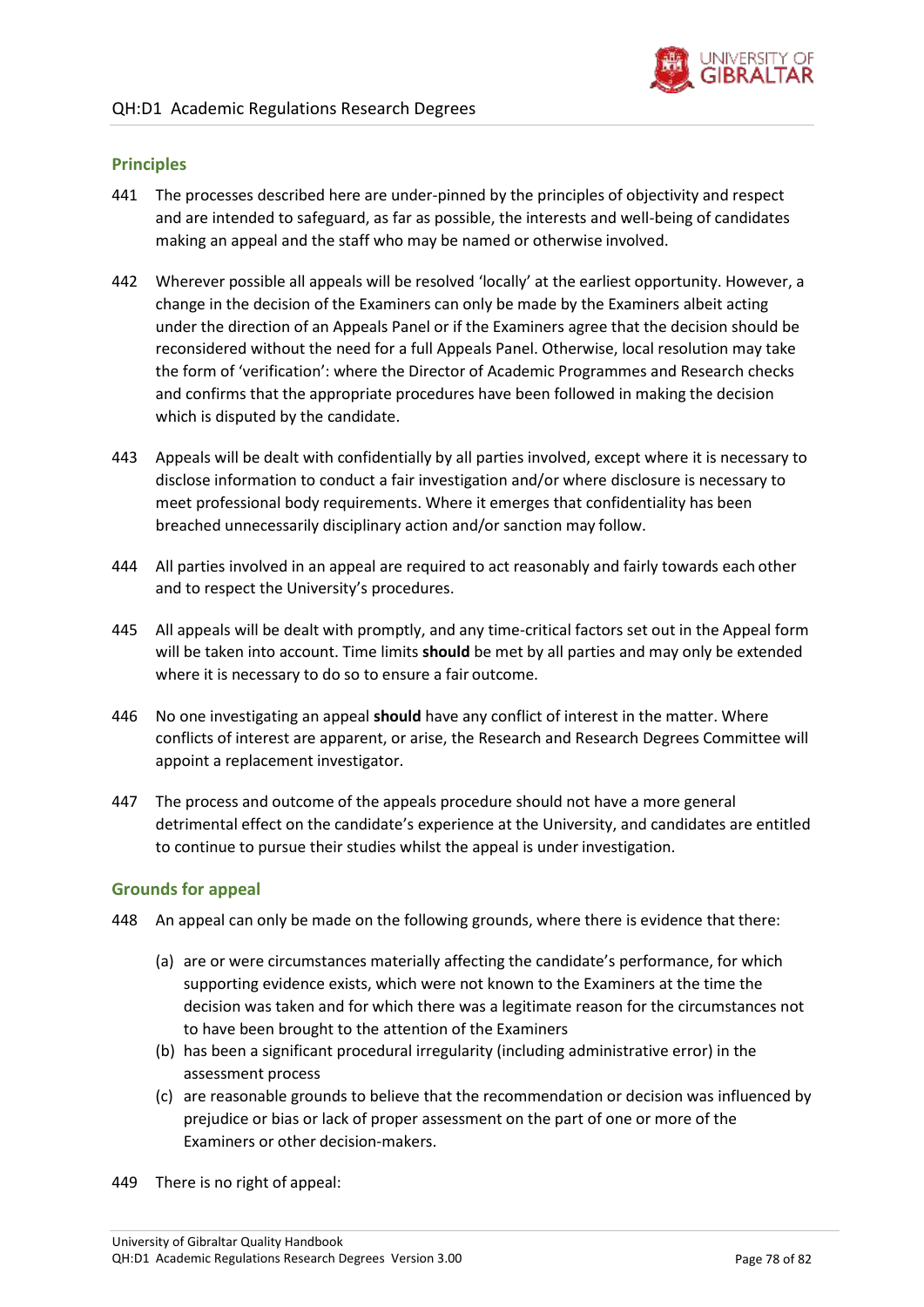## Principles

441 The processes described here are under-pinned by the principles of objectivity and respect and are intended to safeguard, as far as possible, the interests and well-being of candidates making an appeal and the staff who may be named or otherwise involved.

442 Wherever possible all appeals will be resolved 'locally' at the earliest opportunity. However, a change in the decision of the Examiners can only be made by the Examiners albeit acting under the direction of an Appeals Panel or if the Examiners agree that the decision should be reconsidered without the need for a full Appeals Panel. Otherwise, local resolution may take the form of 'verification': where the Director of Academic Programmes and Research checks and confirms that the appropriate procedures have been followed in making the decision which is disputed by the candidate.

443 Appeals will be dealt with confidentially by all parties involved, except where it is necessary to disclose information to conduct a fair investigation and/or where disclosure is necessary to meet professional body requirements. Where it emerges that confidentiality has been breached unnecessarily disciplinary action and/or sanction may follow.

444 All parties involved in an appeal are required to act reasonably and fairly towards each other and to respect the University's procedures.

445 All appeals will be dealt with promptly, and any time-critical factors set out in the Appeal form will be taken into account. Time limits **should** be met by all parties and may only be extended where it is necessary to do so to ensure a fair outcome.

446 No one investigating an appeal **should** have any conflict of interest in the matter. Where conflicts of interest are apparent, or arise, the Research and Research Degrees Committee will appoint a replacement investigator.

447 The process and outcome of the appeals procedure should not have a more general detrimental effect on the candidate's experience at the University, and candidates are entitled to continue to pursue their studies whilst the appeal is under investigation.

## Grounds for appeal

448 An appeal can only be made on the following grounds, where there is evidence that there:

(a) are or were circumstances materially affecting the candidate's performance, for which supporting evidence exists, which were not known to the Examiners at the time the decision was taken and for which there was a legitimate reason for the circumstances not to have been brought to the attention of the Examiners
(b) has been a significant procedural irregularity (including administrative error) in the assessment process
(c) are reasonable grounds to believe that the recommendation or decision was influenced by prejudice or bias or lack of proper assessment on the part of one or more of the Examiners or other decision-makers.

449 There is no right of appeal: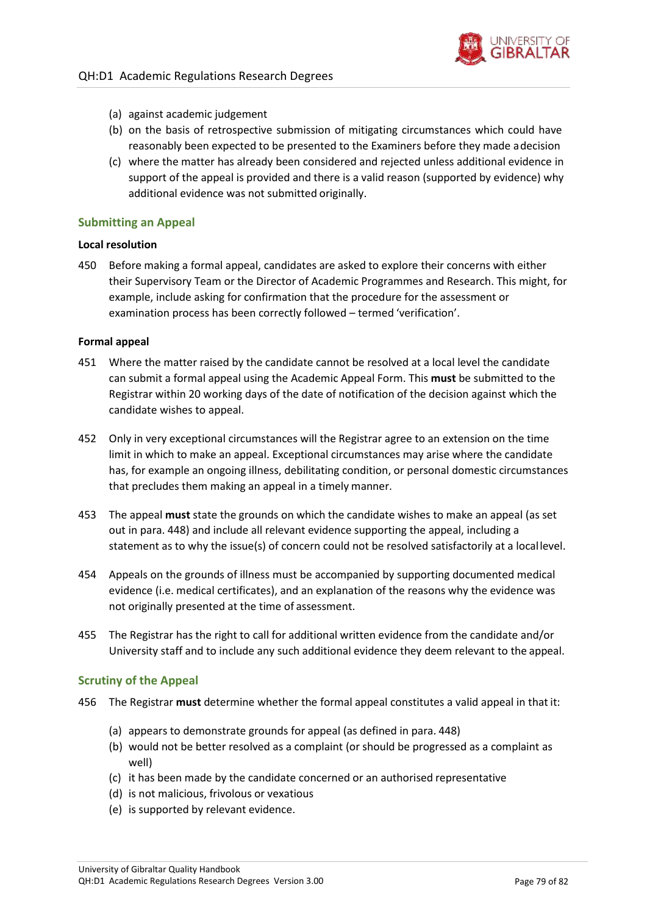(a) against academic judgement
(b) on the basis of retrospective submission of mitigating circumstances which could have reasonably been expected to be presented to the Examiners before they made a decision
(c) where the matter has already been considered and rejected unless additional evidence in support of the appeal is provided and there is a valid reason (supported by evidence) why additional evidence was not submitted originally.

## Submitting an Appeal

### Local resolution

450 Before making a formal appeal, candidates are asked to explore their concerns with either their Supervisory Team or the Director of Academic Programmes and Research. This might, for example, include asking for confirmation that the procedure for the assessment or examination process has been correctly followed – termed 'verification'.

### Formal appeal

451 Where the matter raised by the candidate cannot be resolved at a local level the candidate can submit a formal appeal using the Academic Appeal Form. This **must** be submitted to the Registrar within 20 working days of the date of notification of the decision against which the candidate wishes to appeal.

452 Only in very exceptional circumstances will the Registrar agree to an extension on the time limit in which to make an appeal. Exceptional circumstances may arise where the candidate has, for example an ongoing illness, debilitating condition, or personal domestic circumstances that precludes them making an appeal in a timely manner.

453 The appeal **must** state the grounds on which the candidate wishes to make an appeal (as set out in para. 448) and include all relevant evidence supporting the appeal, including a statement as to why the issue(s) of concern could not be resolved satisfactorily at a local level.

454 Appeals on the grounds of illness must be accompanied by supporting documented medical evidence (i.e. medical certificates), and an explanation of the reasons why the evidence was not originally presented at the time of assessment.

455 The Registrar has the right to call for additional written evidence from the candidate and/or University staff and to include any such additional evidence they deem relevant to the appeal.

## Scrutiny of the Appeal

456 The Registrar **must** determine whether the formal appeal constitutes a valid appeal in that it:

(a) appears to demonstrate grounds for appeal (as defined in para. 448)
(b) would not be better resolved as a complaint (or should be progressed as a complaint as well)
(c) it has been made by the candidate concerned or an authorised representative
(d) is not malicious, frivolous or vexatious
(e) is supported by relevant evidence.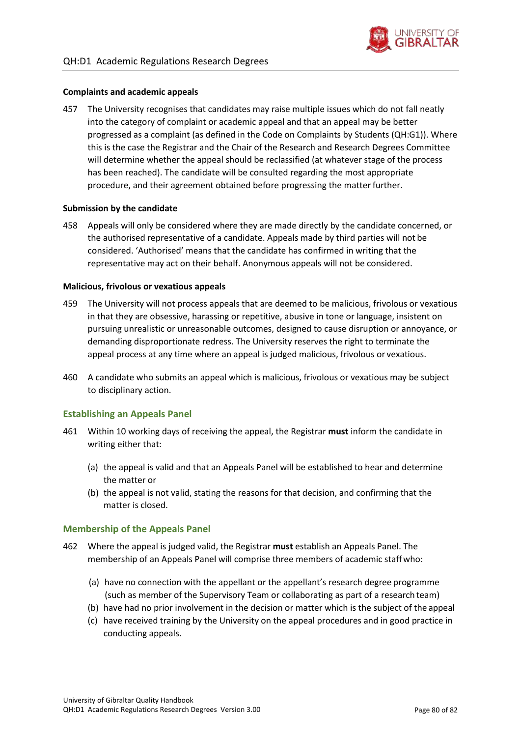### Complaints and academic appeals

457 The University recognises that candidates may raise multiple issues which do not fall neatly into the category of complaint or academic appeal and that an appeal may be better progressed as a complaint (as defined in the Code on Complaints by Students (QH:G1)). Where this is the case the Registrar and the Chair of the Research and Research Degrees Committee will determine whether the appeal should be reclassified (at whatever stage of the process has been reached). The candidate will be consulted regarding the most appropriate procedure, and their agreement obtained before progressing the matter further.

### Submission by the candidate

458 Appeals will only be considered where they are made directly by the candidate concerned, or the authorised representative of a candidate. Appeals made by third parties will not be considered. 'Authorised' means that the candidate has confirmed in writing that the representative may act on their behalf. Anonymous appeals will not be considered.

### Malicious, frivolous or vexatious appeals

459 The University will not process appeals that are deemed to be malicious, frivolous or vexatious in that they are obsessive, harassing or repetitive, abusive in tone or language, insistent on pursuing unrealistic or unreasonable outcomes, designed to cause disruption or annoyance, or demanding disproportionate redress. The University reserves the right to terminate the appeal process at any time where an appeal is judged malicious, frivolous or vexatious.

460 A candidate who submits an appeal which is malicious, frivolous or vexatious may be subject to disciplinary action.

## Establishing an Appeals Panel

461 Within 10 working days of receiving the appeal, the Registrar **must** inform the candidate in writing either that:

(a) the appeal is valid and that an Appeals Panel will be established to hear and determine the matter or

(b) the appeal is not valid, stating the reasons for that decision, and confirming that the matter is closed.

## Membership of the Appeals Panel

462 Where the appeal is judged valid, the Registrar **must** establish an Appeals Panel. The membership of an Appeals Panel will comprise three members of academic staff who:

(a) have no connection with the appellant or the appellant's research degree programme (such as member of the Supervisory Team or collaborating as part of a research team)

(b) have had no prior involvement in the decision or matter which is the subject of the appeal

(c) have received training by the University on the appeal procedures and in good practice in conducting appeals.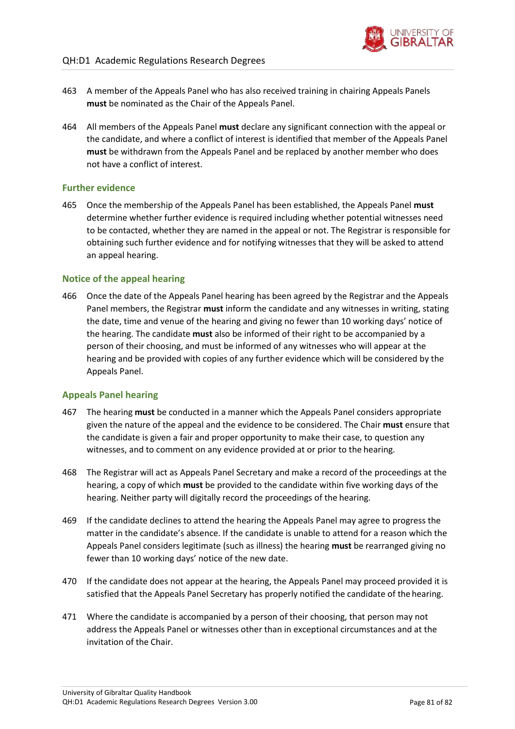463 A member of the Appeals Panel who has also received training in chairing Appeals Panels **must** be nominated as the Chair of the Appeals Panel.

464 All members of the Appeals Panel **must** declare any significant connection with the appeal or the candidate, and where a conflict of interest is identified that member of the Appeals Panel **must** be withdrawn from the Appeals Panel and be replaced by another member who does not have a conflict of interest.

### Further evidence

465 Once the membership of the Appeals Panel has been established, the Appeals Panel **must** determine whether further evidence is required including whether potential witnesses need to be contacted, whether they are named in the appeal or not. The Registrar is responsible for obtaining such further evidence and for notifying witnesses that they will be asked to attend an appeal hearing.

### Notice of the appeal hearing

466 Once the date of the Appeals Panel hearing has been agreed by the Registrar and the Appeals Panel members, the Registrar **must** inform the candidate and any witnesses in writing, stating the date, time and venue of the hearing and giving no fewer than 10 working days' notice of the hearing. The candidate **must** also be informed of their right to be accompanied by a person of their choosing, and must be informed of any witnesses who will appear at the hearing and be provided with copies of any further evidence which will be considered by the Appeals Panel.

### Appeals Panel hearing

467 The hearing **must** be conducted in a manner which the Appeals Panel considers appropriate given the nature of the appeal and the evidence to be considered. The Chair **must** ensure that the candidate is given a fair and proper opportunity to make their case, to question any witnesses, and to comment on any evidence provided at or prior to the hearing.

468 The Registrar will act as Appeals Panel Secretary and make a record of the proceedings at the hearing, a copy of which **must** be provided to the candidate within five working days of the hearing. Neither party will digitally record the proceedings of the hearing.

469 If the candidate declines to attend the hearing the Appeals Panel may agree to progress the matter in the candidate's absence. If the candidate is unable to attend for a reason which the Appeals Panel considers legitimate (such as illness) the hearing **must** be rearranged giving no fewer than 10 working days' notice of the new date.

470 If the candidate does not appear at the hearing, the Appeals Panel may proceed provided it is satisfied that the Appeals Panel Secretary has properly notified the candidate of the hearing.

471 Where the candidate is accompanied by a person of their choosing, that person may not address the Appeals Panel or witnesses other than in exceptional circumstances and at the invitation of the Chair.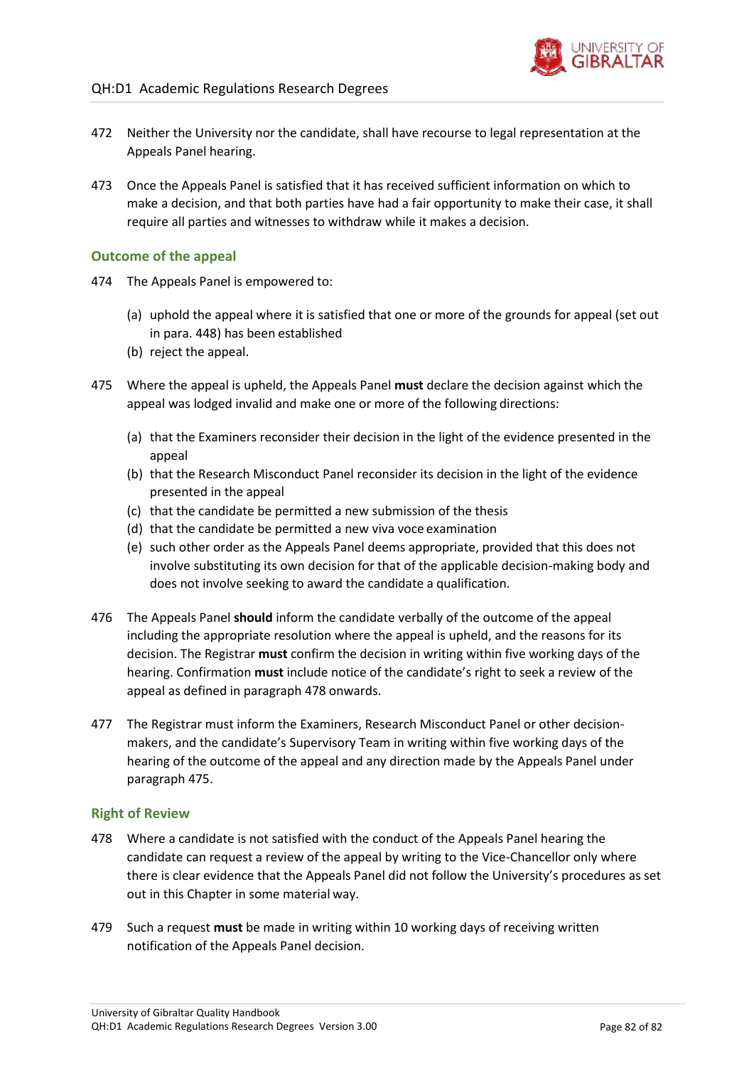472 Neither the University nor the candidate, shall have recourse to legal representation at the Appeals Panel hearing.

473 Once the Appeals Panel is satisfied that it has received sufficient information on which to make a decision, and that both parties have had a fair opportunity to make their case, it shall require all parties and witnesses to withdraw while it makes a decision.

## Outcome of the appeal

474 The Appeals Panel is empowered to:

- (a) uphold the appeal where it is satisfied that one or more of the grounds for appeal (set out in para. 448) has been established
- (b) reject the appeal.

475 Where the appeal is upheld, the Appeals Panel **must** declare the decision against which the appeal was lodged invalid and make one or more of the following directions:

- (a) that the Examiners reconsider their decision in the light of the evidence presented in the appeal
- (b) that the Research Misconduct Panel reconsider its decision in the light of the evidence presented in the appeal
- (c) that the candidate be permitted a new submission of the thesis
- (d) that the candidate be permitted a new viva voce examination
- (e) such other order as the Appeals Panel deems appropriate, provided that this does not involve substituting its own decision for that of the applicable decision-making body and does not involve seeking to award the candidate a qualification.

476 The Appeals Panel **should** inform the candidate verbally of the outcome of the appeal including the appropriate resolution where the appeal is upheld, and the reasons for its decision. The Registrar **must** confirm the decision in writing within five working days of the hearing. Confirmation **must** include notice of the candidate's right to seek a review of the appeal as defined in paragraph 478 onwards.

477 The Registrar must inform the Examiners, Research Misconduct Panel or other decision-makers, and the candidate's Supervisory Team in writing within five working days of the hearing of the outcome of the appeal and any direction made by the Appeals Panel under paragraph 475.

## Right of Review

478 Where a candidate is not satisfied with the conduct of the Appeals Panel hearing the candidate can request a review of the appeal by writing to the Vice-Chancellor only where there is clear evidence that the Appeals Panel did not follow the University's procedures as set out in this Chapter in some material way.

479 Such a request **must** be made in writing within 10 working days of receiving written notification of the Appeals Panel decision.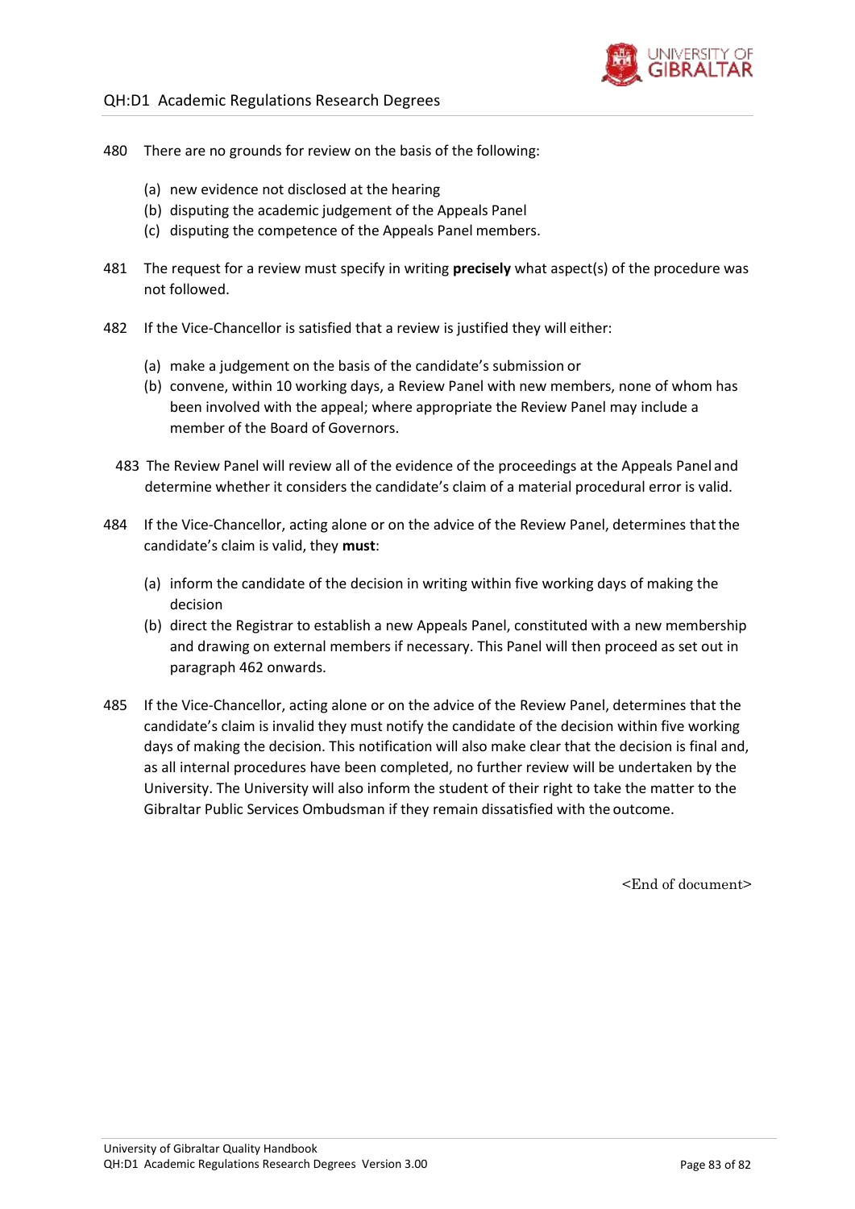480 There are no grounds for review on the basis of the following:

(a) new evidence not disclosed at the hearing
(b) disputing the academic judgement of the Appeals Panel
(c) disputing the competence of the Appeals Panel members.

481 The request for a review must specify in writing **precisely** what aspect(s) of the procedure was not followed.

482 If the Vice-Chancellor is satisfied that a review is justified they will either:

(a) make a judgement on the basis of the candidate's submission or
(b) convene, within 10 working days, a Review Panel with new members, none of whom has been involved with the appeal; where appropriate the Review Panel may include a member of the Board of Governors.

483 The Review Panel will review all of the evidence of the proceedings at the Appeals Panel and determine whether it considers the candidate's claim of a material procedural error is valid.

484 If the Vice-Chancellor, acting alone or on the advice of the Review Panel, determines that the candidate's claim is valid, they **must**:

(a) inform the candidate of the decision in writing within five working days of making the decision
(b) direct the Registrar to establish a new Appeals Panel, constituted with a new membership and drawing on external members if necessary. This Panel will then proceed as set out in paragraph 462 onwards.

485 If the Vice-Chancellor, acting alone or on the advice of the Review Panel, determines that the candidate's claim is invalid they must notify the candidate of the decision within five working days of making the decision. This notification will also make clear that the decision is final and, as all internal procedures have been completed, no further review will be undertaken by the University. The University will also inform the student of their right to take the matter to the Gibraltar Public Services Ombudsman if they remain dissatisfied with the outcome.

<End of document>